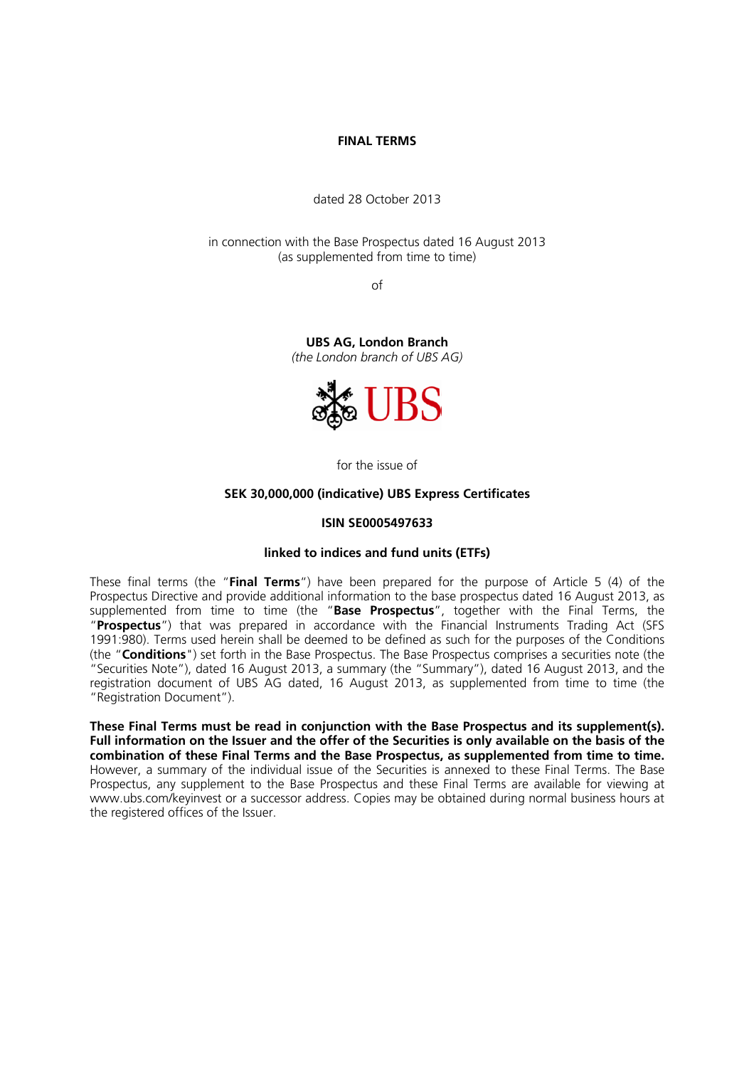# FINAL TERMS

dated 28 October 2013

in connection with the Base Prospectus dated 16 August 2013
(as supplemented from time to time)

of

**UBS AG, London Branch**
*(the London branch of UBS AG)*

for the issue of

**SEK 30,000,000 (indicative) UBS Express Certificates**

**ISIN SE0005497633**

**linked to indices and fund units (ETFs)**

These final terms (the "**Final Terms**") have been prepared for the purpose of Article 5 (4) of the Prospectus Directive and provide additional information to the base prospectus dated 16 August 2013, as supplemented from time to time (the "**Base Prospectus**", together with the Final Terms, the "**Prospectus**") that was prepared in accordance with the Financial Instruments Trading Act (SFS 1991:980). Terms used herein shall be deemed to be defined as such for the purposes of the Conditions (the "**Conditions**") set forth in the Base Prospectus. The Base Prospectus comprises a securities note (the "Securities Note"), dated 16 August 2013, a summary (the "Summary"), dated 16 August 2013, and the registration document of UBS AG dated, 16 August 2013, as supplemented from time to time (the "Registration Document").

**These Final Terms must be read in conjunction with the Base Prospectus and its supplement(s). Full information on the Issuer and the offer of the Securities is only available on the basis of the combination of these Final Terms and the Base Prospectus, as supplemented from time to time.** However, a summary of the individual issue of the Securities is annexed to these Final Terms. The Base Prospectus, any supplement to the Base Prospectus and these Final Terms are available for viewing at www.ubs.com/keyinvest or a successor address. Copies may be obtained during normal business hours at the registered offices of the Issuer.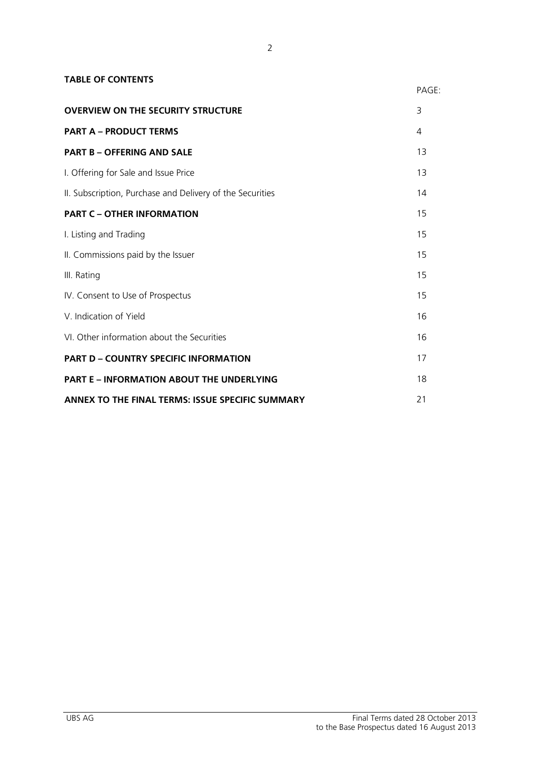**TABLE OF CONTENTS**

| | PAGE: |
|---|---|
| **OVERVIEW ON THE SECURITY STRUCTURE** | 3 |
| **PART A – PRODUCT TERMS** | 4 |
| **PART B – OFFERING AND SALE** | 13 |
| I. Offering for Sale and Issue Price | 13 |
| II. Subscription, Purchase and Delivery of the Securities | 14 |
| **PART C – OTHER INFORMATION** | 15 |
| I. Listing and Trading | 15 |
| II. Commissions paid by the Issuer | 15 |
| III. Rating | 15 |
| IV. Consent to Use of Prospectus | 15 |
| V. Indication of Yield | 16 |
| VI. Other information about the Securities | 16 |
| **PART D – COUNTRY SPECIFIC INFORMATION** | 17 |
| **PART E – INFORMATION ABOUT THE UNDERLYING** | 18 |
| **ANNEX TO THE FINAL TERMS: ISSUE SPECIFIC SUMMARY** | 21 |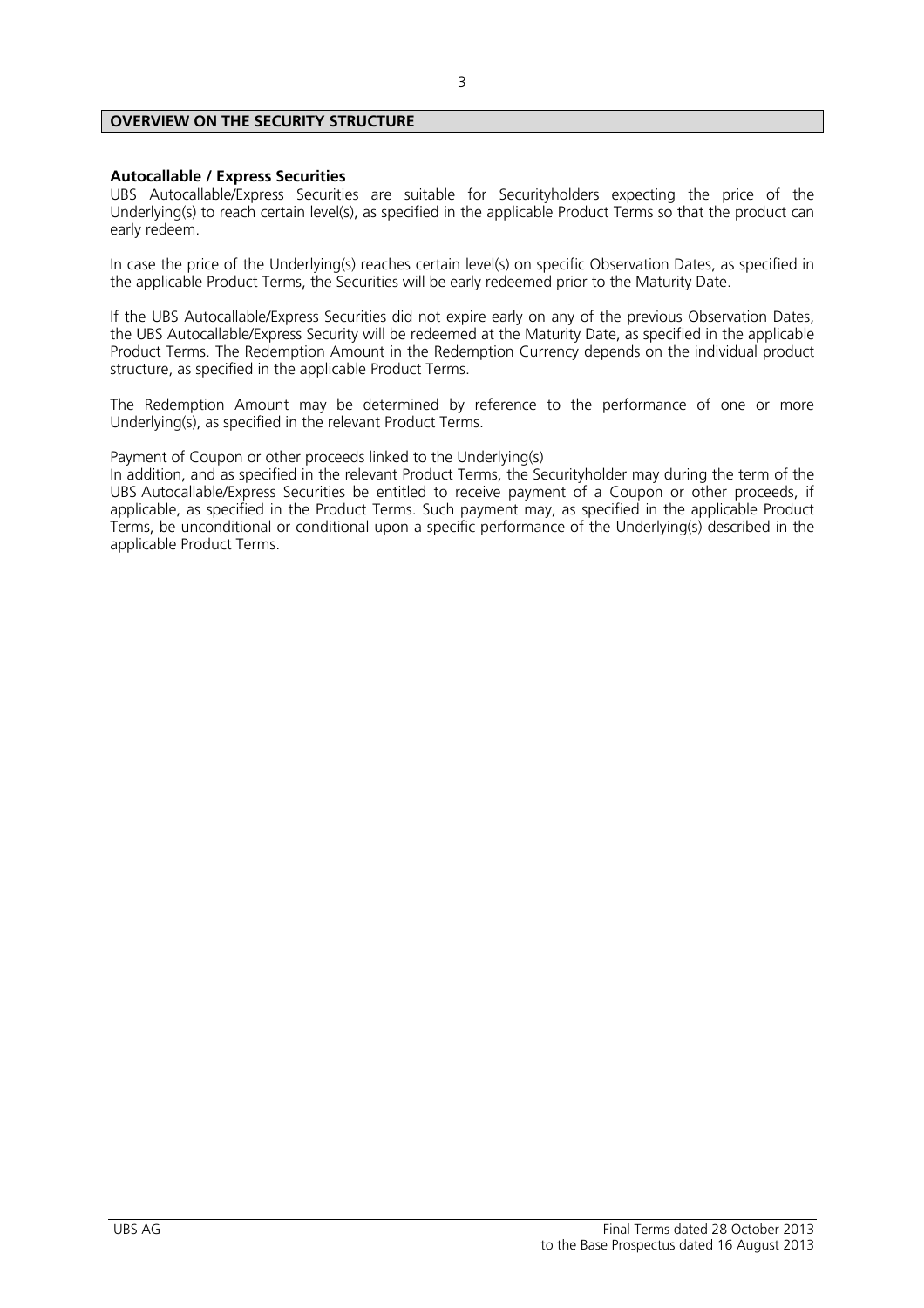## OVERVIEW ON THE SECURITY STRUCTURE

### Autocallable / Express Securities

UBS Autocallable/Express Securities are suitable for Securityholders expecting the price of the Underlying(s) to reach certain level(s), as specified in the applicable Product Terms so that the product can early redeem.

In case the price of the Underlying(s) reaches certain level(s) on specific Observation Dates, as specified in the applicable Product Terms, the Securities will be early redeemed prior to the Maturity Date.

If the UBS Autocallable/Express Securities did not expire early on any of the previous Observation Dates, the UBS Autocallable/Express Security will be redeemed at the Maturity Date, as specified in the applicable Product Terms. The Redemption Amount in the Redemption Currency depends on the individual product structure, as specified in the applicable Product Terms.

The Redemption Amount may be determined by reference to the performance of one or more Underlying(s), as specified in the relevant Product Terms.

Payment of Coupon or other proceeds linked to the Underlying(s)

In addition, and as specified in the relevant Product Terms, the Securityholder may during the term of the UBS Autocallable/Express Securities be entitled to receive payment of a Coupon or other proceeds, if applicable, as specified in the Product Terms. Such payment may, as specified in the applicable Product Terms, be unconditional or conditional upon a specific performance of the Underlying(s) described in the applicable Product Terms.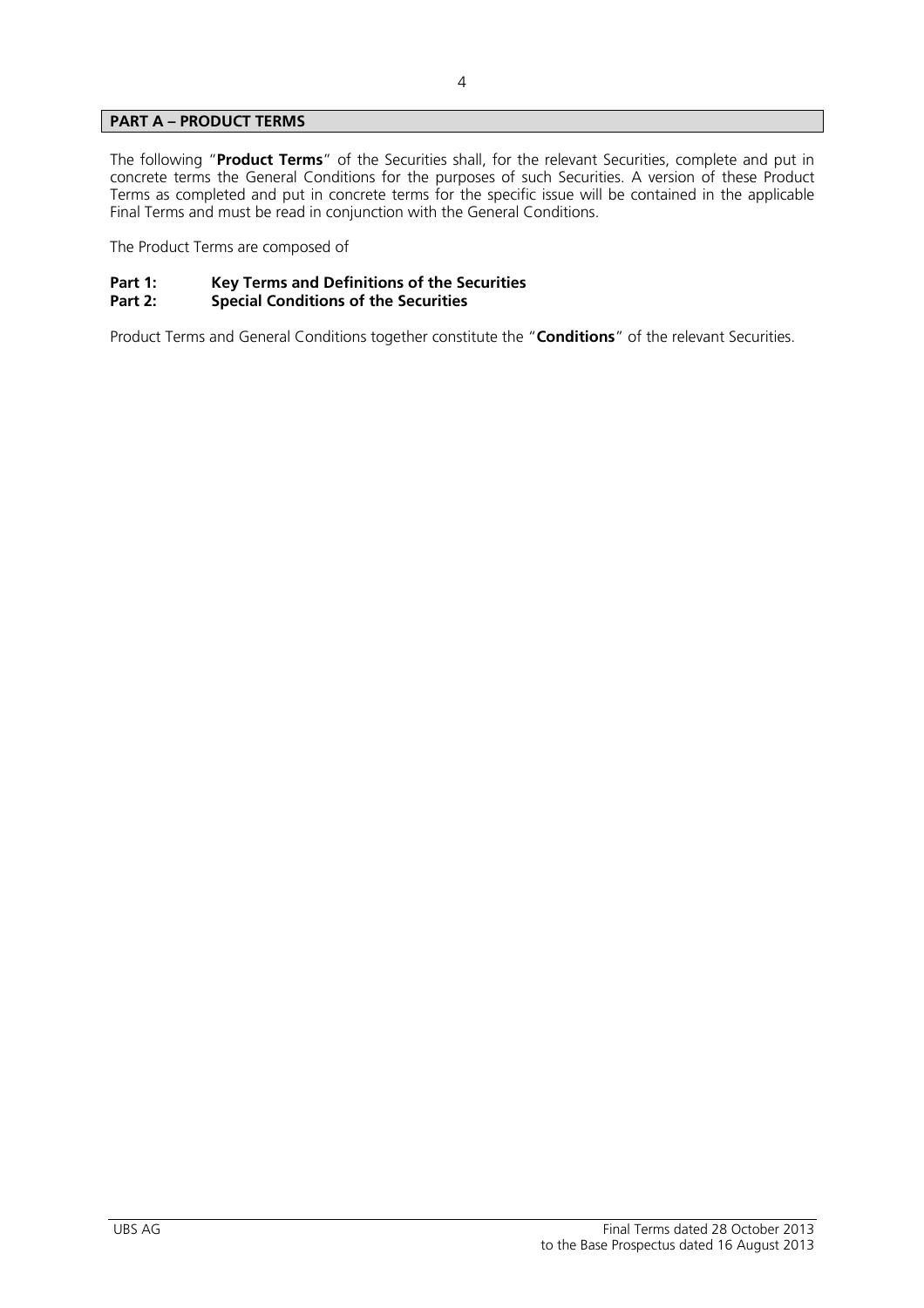## PART A – PRODUCT TERMS

The following "**Product Terms**" of the Securities shall, for the relevant Securities, complete and put in concrete terms the General Conditions for the purposes of such Securities. A version of these Product Terms as completed and put in concrete terms for the specific issue will be contained in the applicable Final Terms and must be read in conjunction with the General Conditions.

The Product Terms are composed of

**Part 1: Key Terms and Definitions of the Securities**
**Part 2: Special Conditions of the Securities**

Product Terms and General Conditions together constitute the "**Conditions**" of the relevant Securities.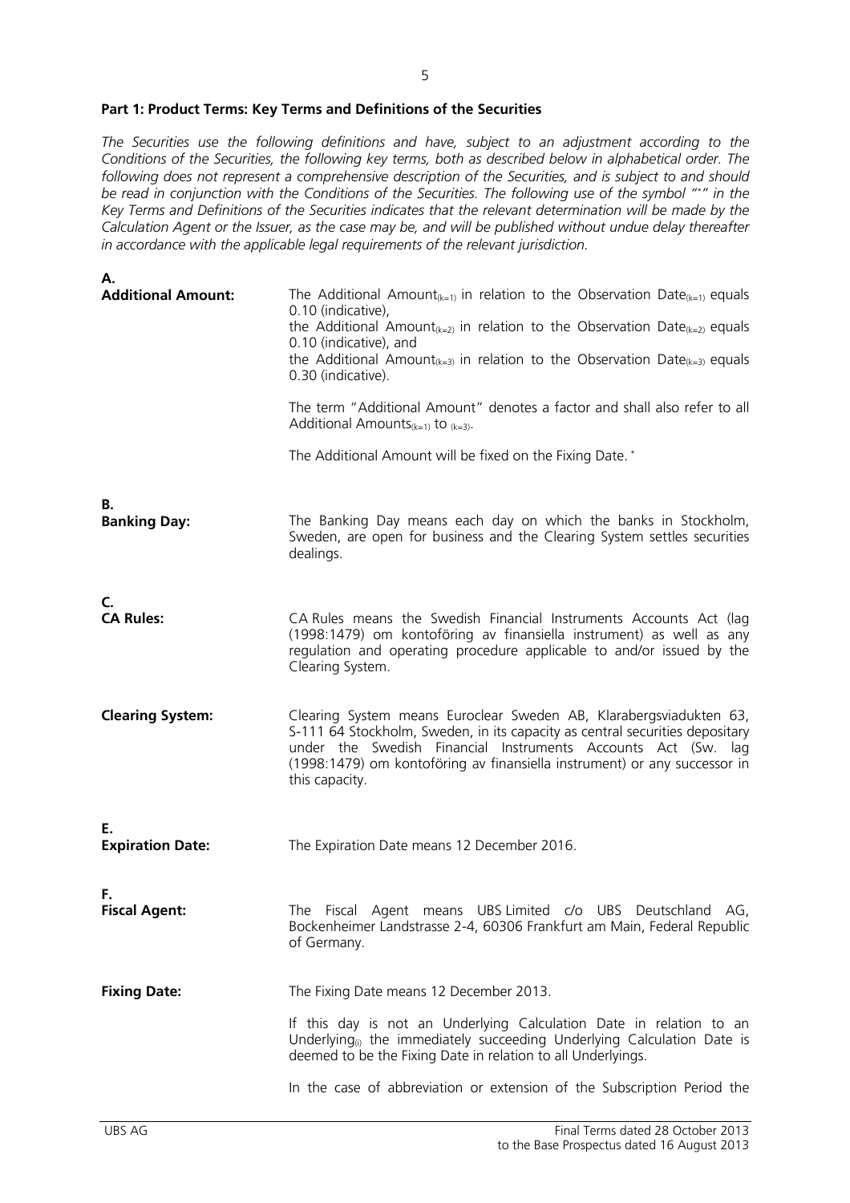## Part 1: Product Terms: Key Terms and Definitions of the Securities

*The Securities use the following definitions and have, subject to an adjustment according to the Conditions of the Securities, the following key terms, both as described below in alphabetical order. The following does not represent a comprehensive description of the Securities, and is subject to and should be read in conjunction with the Conditions of the Securities. The following use of the symbol "*" in the Key Terms and Definitions of the Securities indicates that the relevant determination will be made by the Calculation Agent or the Issuer, as the case may be, and will be published without undue delay thereafter in accordance with the applicable legal requirements of the relevant jurisdiction.*

| | |
|---|---|
| **A.** | |
| **Additional Amount:** | The Additional Amount$_{(k=1)}$ in relation to the Observation Date$_{(k=1)}$ equals 0.10 (indicative),<br>the Additional Amount$_{(k=2)}$ in relation to the Observation Date$_{(k=2)}$ equals 0.10 (indicative), and<br>the Additional Amount$_{(k=3)}$ in relation to the Observation Date$_{(k=3)}$ equals 0.30 (indicative).<br><br>The term "Additional Amount" denotes a factor and shall also refer to all Additional Amounts$_{(k=1)}$ to $_{(k=3)}$.<br><br>The Additional Amount will be fixed on the Fixing Date. * |
| **B.** | |
| **Banking Day:** | The Banking Day means each day on which the banks in Stockholm, Sweden, are open for business and the Clearing System settles securities dealings. |
| **C.** | |
| **CA Rules:** | CA Rules means the Swedish Financial Instruments Accounts Act (lag (1998:1479) om kontoföring av finansiella instrument) as well as any regulation and operating procedure applicable to and/or issued by the Clearing System. |
| **Clearing System:** | Clearing System means Euroclear Sweden AB, Klarabergsviadukten 63, S-111 64 Stockholm, Sweden, in its capacity as central securities depositary under the Swedish Financial Instruments Accounts Act (Sw. lag (1998:1479) om kontoföring av finansiella instrument) or any successor in this capacity. |
| **E.** | |
| **Expiration Date:** | The Expiration Date means 12 December 2016. |
| **F.** | |
| **Fiscal Agent:** | The Fiscal Agent means UBS Limited c/o UBS Deutschland AG, Bockenheimer Landstrasse 2-4, 60306 Frankfurt am Main, Federal Republic of Germany. |
| **Fixing Date:** | The Fixing Date means 12 December 2013.<br><br>If this day is not an Underlying Calculation Date in relation to an Underlying$_{(i)}$ the immediately succeeding Underlying Calculation Date is deemed to be the Fixing Date in relation to all Underlyings.<br><br>In the case of abbreviation or extension of the Subscription Period the |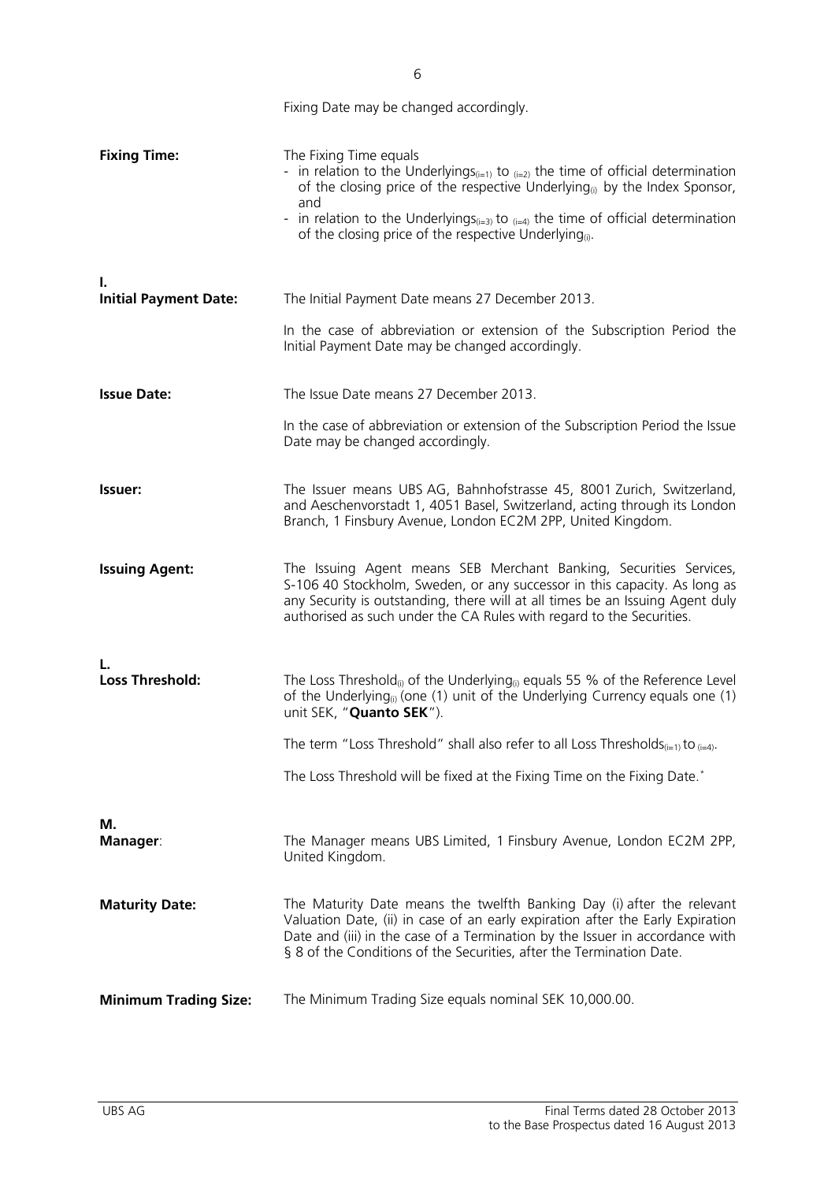Fixing Date may be changed accordingly.

| | |
|---|---|
| **Fixing Time:** | The Fixing Time equals<br>- in relation to the Underlyings$_{(i=1)}$ to $_{(i=2)}$ the time of official determination of the closing price of the respective Underlying$_{(i)}$ by the Index Sponsor, and<br>- in relation to the Underlyings$_{(i=3)}$ to $_{(i=4)}$ the time of official determination of the closing price of the respective Underlying$_{(i)}$. |
| **I.** | |
| **Initial Payment Date:** | The Initial Payment Date means 27 December 2013.<br><br>In the case of abbreviation or extension of the Subscription Period the Initial Payment Date may be changed accordingly. |
| **Issue Date:** | The Issue Date means 27 December 2013.<br><br>In the case of abbreviation or extension of the Subscription Period the Issue Date may be changed accordingly. |
| **Issuer:** | The Issuer means UBS AG, Bahnhofstrasse 45, 8001 Zurich, Switzerland, and Aeschenvorstadt 1, 4051 Basel, Switzerland, acting through its London Branch, 1 Finsbury Avenue, London EC2M 2PP, United Kingdom. |
| **Issuing Agent:** | The Issuing Agent means SEB Merchant Banking, Securities Services, S-106 40 Stockholm, Sweden, or any successor in this capacity. As long as any Security is outstanding, there will at all times be an Issuing Agent duly authorised as such under the CA Rules with regard to the Securities. |
| **L.** | |
| **Loss Threshold:** | The Loss Threshold$_{(i)}$ of the Underlying$_{(i)}$ equals 55 % of the Reference Level of the Underlying$_{(i)}$ (one (1) unit of the Underlying Currency equals one (1) unit SEK, "**Quanto SEK**").<br><br>The term "Loss Threshold" shall also refer to all Loss Thresholds$_{(i=1)}$ to $_{(i=4)}$.<br><br>The Loss Threshold will be fixed at the Fixing Time on the Fixing Date.* |
| **M.** | |
| **Manager**: | The Manager means UBS Limited, 1 Finsbury Avenue, London EC2M 2PP, United Kingdom. |
| **Maturity Date:** | The Maturity Date means the twelfth Banking Day (i) after the relevant Valuation Date, (ii) in case of an early expiration after the Early Expiration Date and (iii) in the case of a Termination by the Issuer in accordance with § 8 of the Conditions of the Securities, after the Termination Date. |
| **Minimum Trading Size:** | The Minimum Trading Size equals nominal SEK 10,000.00. |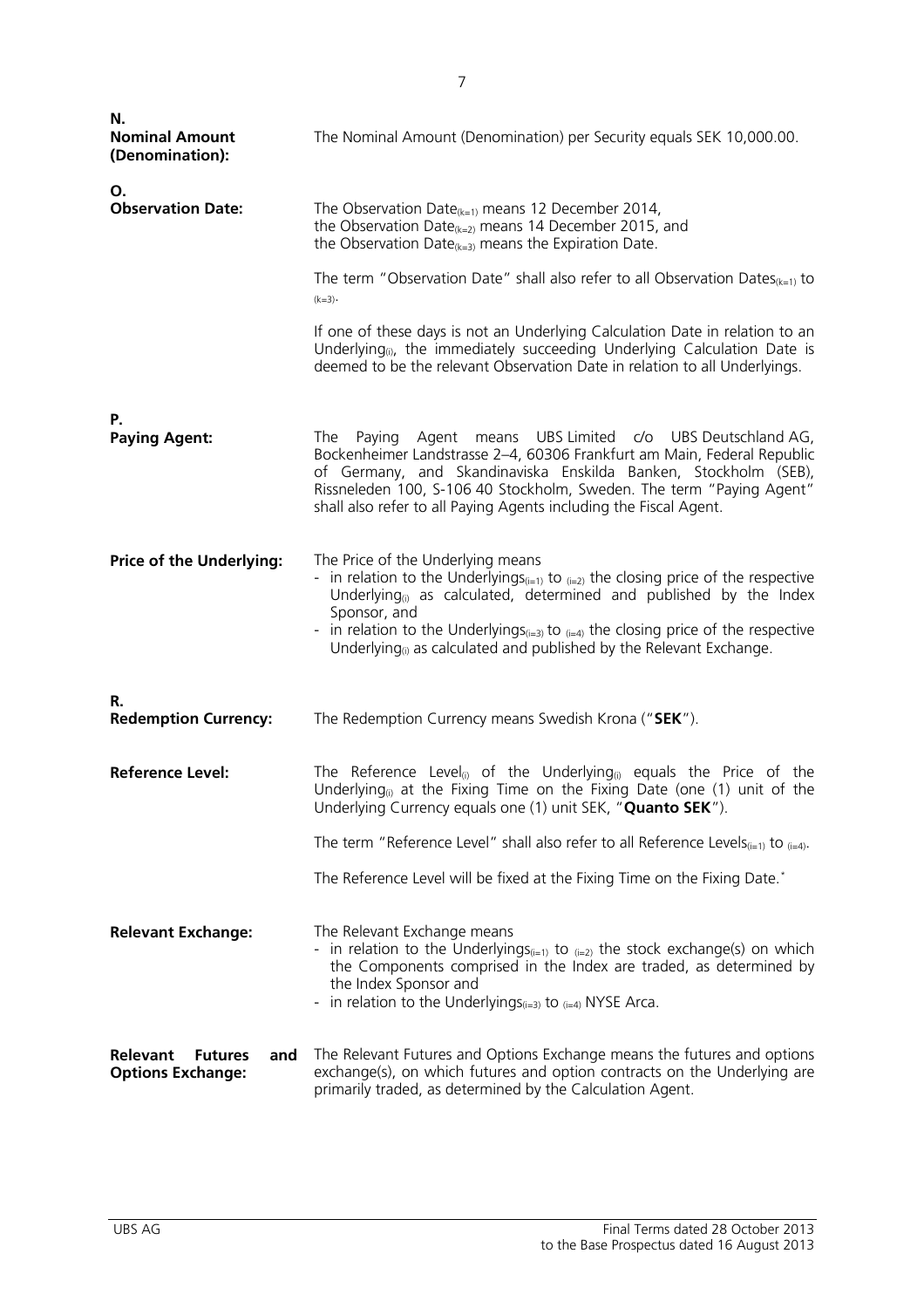**N.**

**Nominal Amount (Denomination):** The Nominal Amount (Denomination) per Security equals SEK 10,000.00.

**O.**

**Observation Date:** The Observation Date$_{(k=1)}$ means 12 December 2014, the Observation Date$_{(k=2)}$ means 14 December 2015, and the Observation Date$_{(k=3)}$ means the Expiration Date.

The term "Observation Date" shall also refer to all Observation Dates$_{(k=1)}$ to $_{(k=3)}$.

If one of these days is not an Underlying Calculation Date in relation to an Underlying$_{(i)}$, the immediately succeeding Underlying Calculation Date is deemed to be the relevant Observation Date in relation to all Underlyings.

**P.**

**Paying Agent:** The Paying Agent means UBS Limited c/o UBS Deutschland AG, Bockenheimer Landstrasse 2–4, 60306 Frankfurt am Main, Federal Republic of Germany, and Skandinaviska Enskilda Banken, Stockholm (SEB), Rissneleden 100, S-106 40 Stockholm, Sweden. The term "Paying Agent" shall also refer to all Paying Agents including the Fiscal Agent.

**Price of the Underlying:** The Price of the Underlying means

- in relation to the Underlyings$_{(i=1)}$ to $_{(i=2)}$ the closing price of the respective Underlying$_{(i)}$ as calculated, determined and published by the Index Sponsor, and
- in relation to the Underlyings$_{(i=3)}$ to $_{(i=4)}$ the closing price of the respective Underlying$_{(i)}$ as calculated and published by the Relevant Exchange.

**R.**

**Redemption Currency:** The Redemption Currency means Swedish Krona ("**SEK**").

**Reference Level:** The Reference Level$_{(i)}$ of the Underlying$_{(i)}$ equals the Price of the Underlying$_{(i)}$ at the Fixing Time on the Fixing Date (one (1) unit of the Underlying Currency equals one (1) unit SEK, "**Quanto SEK**").

The term "Reference Level" shall also refer to all Reference Levels$_{(i=1)}$ to $_{(i=4)}$.

The Reference Level will be fixed at the Fixing Time on the Fixing Date.*

**Relevant Exchange:** The Relevant Exchange means

- in relation to the Underlyings$_{(i=1)}$ to $_{(i=2)}$ the stock exchange(s) on which the Components comprised in the Index are traded, as determined by the Index Sponsor and
- in relation to the Underlyings$_{(i=3)}$ to $_{(i=4)}$ NYSE Arca.

**Relevant Futures and Options Exchange:** The Relevant Futures and Options Exchange means the futures and options exchange(s), on which futures and option contracts on the Underlying are primarily traded, as determined by the Calculation Agent.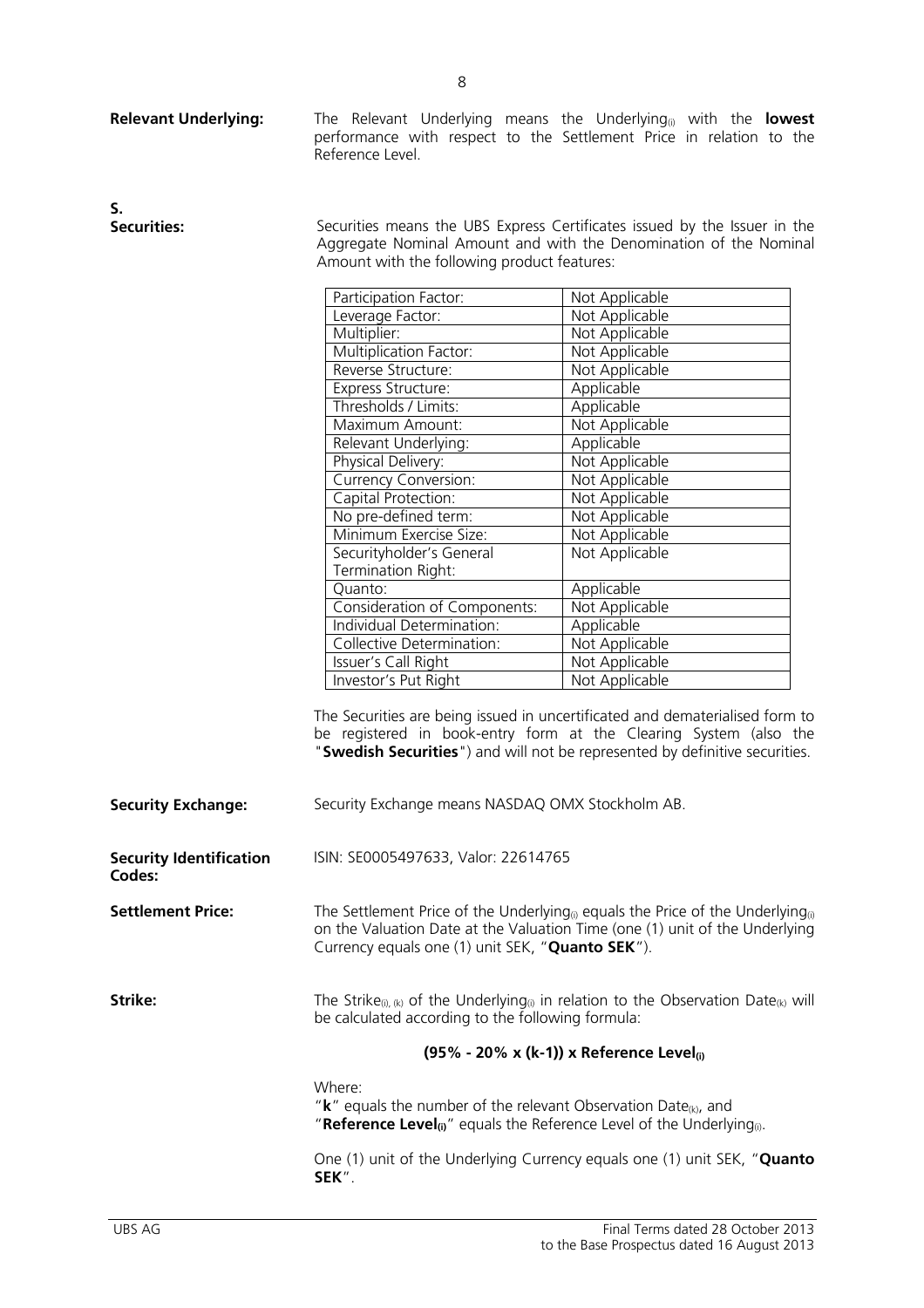**Relevant Underlying:** The Relevant Underlying means the $\text{Underlying}_{(i)}$ with the **lowest** performance with respect to the Settlement Price in relation to the Reference Level.

**S.**

**Securities:** Securities means the UBS Express Certificates issued by the Issuer in the Aggregate Nominal Amount and with the Denomination of the Nominal Amount with the following product features:

| | |
|---|---|
| Participation Factor: | Not Applicable |
| Leverage Factor: | Not Applicable |
| Multiplier: | Not Applicable |
| Multiplication Factor: | Not Applicable |
| Reverse Structure: | Not Applicable |
| Express Structure: | Applicable |
| Thresholds / Limits: | Applicable |
| Maximum Amount: | Not Applicable |
| Relevant Underlying: | Applicable |
| Physical Delivery: | Not Applicable |
| Currency Conversion: | Not Applicable |
| Capital Protection: | Not Applicable |
| No pre-defined term: | Not Applicable |
| Minimum Exercise Size: | Not Applicable |
| Securityholder's General Termination Right: | Not Applicable |
| Quanto: | Applicable |
| Consideration of Components: | Not Applicable |
| Individual Determination: | Applicable |
| Collective Determination: | Not Applicable |
| Issuer's Call Right | Not Applicable |
| Investor's Put Right | Not Applicable |

The Securities are being issued in uncertificated and dematerialised form to be registered in book-entry form at the Clearing System (also the "**Swedish Securities**") and will not be represented by definitive securities.

**Security Exchange:** Security Exchange means NASDAQ OMX Stockholm AB.

**Security Identification Codes:** ISIN: SE0005497633, Valor: 22614765

**Settlement Price:** The Settlement Price of the $\text{Underlying}_{(i)}$ equals the Price of the $\text{Underlying}_{(i)}$ on the Valuation Date at the Valuation Time (one (1) unit of the Underlying Currency equals one (1) unit SEK, "**Quanto SEK**").

**Strike:** The $\text{Strike}_{(i),(k)}$ of the $\text{Underlying}_{(i)}$ in relation to the Observation $\text{Date}_{(k)}$ will be calculated according to the following formula:

$$\mathbf{(95\% - 20\% \times (k-1)) \times Reference\ Level_{(i)}}$$

Where:
"**k**" equals the number of the relevant Observation $\text{Date}_{(k)}$, and
"**$\text{Reference Level}_{(i)}$**" equals the Reference Level of the $\text{Underlying}_{(i)}$.

One (1) unit of the Underlying Currency equals one (1) unit SEK, "**Quanto SEK**".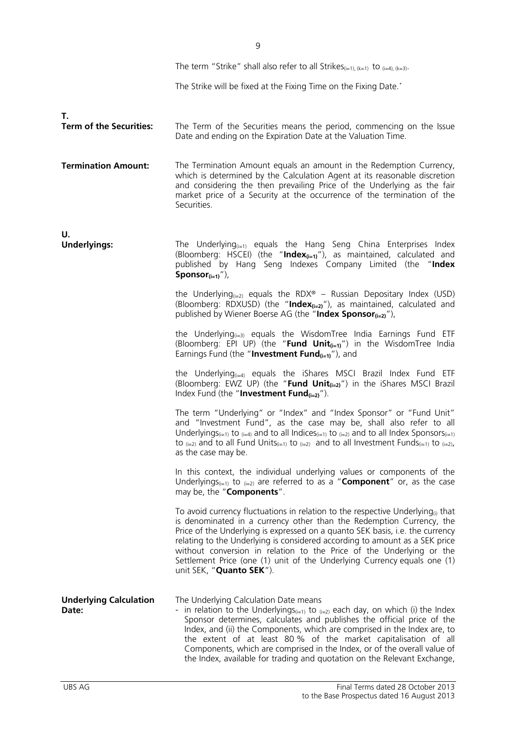The term "Strike" shall also refer to all Strikes$_{(i=1), (k=1)}$ to $_{(i=4), (k=3)}$.

The Strike will be fixed at the Fixing Time on the Fixing Date.*

**T.**

**Term of the Securities:** The Term of the Securities means the period, commencing on the Issue Date and ending on the Expiration Date at the Valuation Time.

**Termination Amount:** The Termination Amount equals an amount in the Redemption Currency, which is determined by the Calculation Agent at its reasonable discretion and considering the then prevailing Price of the Underlying as the fair market price of a Security at the occurrence of the termination of the Securities.

**U.**

**Underlyings:** The Underlying$_{(i=1)}$ equals the Hang Seng China Enterprises Index (Bloomberg: HSCEI) (the "**Index$_{(i=1)}$**"), as maintained, calculated and published by Hang Seng Indexes Company Limited (the "**Index Sponsor$_{(i=1)}$**"),

the Underlying$_{(i=2)}$ equals the RDX® – Russian Depositary Index (USD) (Bloomberg: RDXUSD) (the "**Index$_{(i=2)}$**"), as maintained, calculated and published by Wiener Boerse AG (the "**Index Sponsor$_{(i=2)}$**"),

the Underlying$_{(i=3)}$ equals the WisdomTree India Earnings Fund ETF (Bloomberg: EPI UP) (the "**Fund Unit$_{(i=1)}$**") in the WisdomTree India Earnings Fund (the "**Investment Fund$_{(i=1)}$**"), and

the Underlying$_{(i=4)}$ equals the iShares MSCI Brazil Index Fund ETF (Bloomberg: EWZ UP) (the "**Fund Unit$_{(i=2)}$**") in the iShares MSCI Brazil Index Fund (the "**Investment Fund$_{(i=2)}$**").

The term "Underlying" or "Index" and "Index Sponsor" or "Fund Unit" and "Investment Fund", as the case may be, shall also refer to all Underlyings$_{(i=1)}$ to $_{(i=4)}$ and to all Indices$_{(i=1)}$ to $_{(i=2)}$ and to all Index Sponsors$_{(i=1)}$ to $_{(i=2)}$ and to all Fund Units$_{(i=1)}$ to $_{(i=2)}$ and to all Investment Funds$_{(i=1)}$ to $_{(i=2)}$, as the case may be.

In this context, the individual underlying values or components of the Underlyings$_{(i=1)}$ to $_{(i=2)}$ are referred to as a "**Component**" or, as the case may be, the "**Components**".

To avoid currency fluctuations in relation to the respective Underlying$_{(i)}$ that is denominated in a currency other than the Redemption Currency, the Price of the Underlying is expressed on a quanto SEK basis, i.e. the currency relating to the Underlying is considered according to amount as a SEK price without conversion in relation to the Price of the Underlying or the Settlement Price (one (1) unit of the Underlying Currency equals one (1) unit SEK, "**Quanto SEK**").

**Underlying Calculation Date:** The Underlying Calculation Date means

- in relation to the Underlyings$_{(i=1)}$ to $_{(i=2)}$ each day, on which (i) the Index Sponsor determines, calculates and publishes the official price of the Index, and (ii) the Components, which are comprised in the Index are, to the extent of at least 80 % of the market capitalisation of all Components, which are comprised in the Index, or of the overall value of the Index, available for trading and quotation on the Relevant Exchange,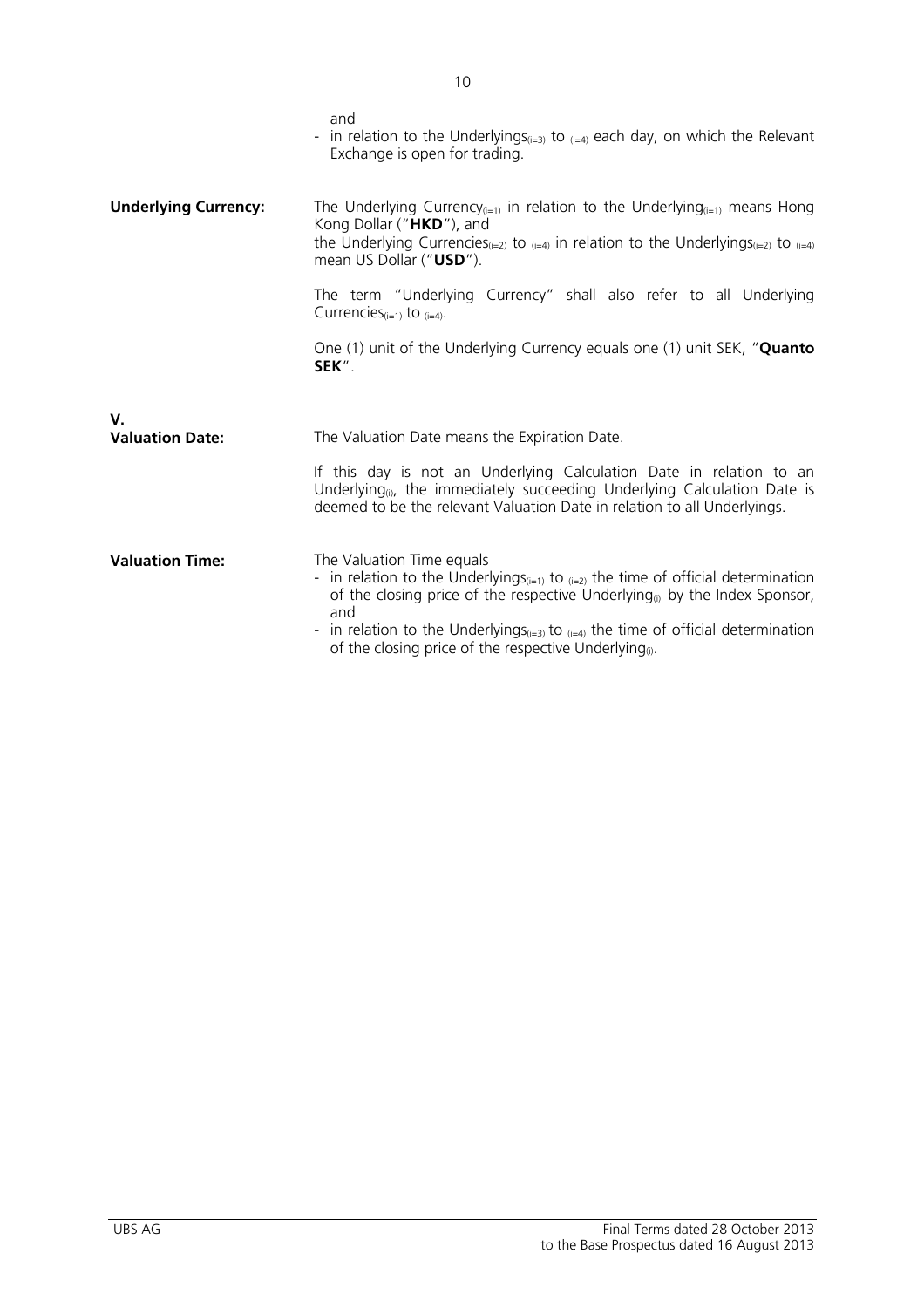and
- in relation to the Underlyings$_{(i=3)}$ to $_{(i=4)}$ each day, on which the Relevant Exchange is open for trading.

| | |
|---|---|
| **Underlying Currency:** | The Underlying Currency$_{(i=1)}$ in relation to the Underlying$_{(i=1)}$ means Hong Kong Dollar ("**HKD**"), and the Underlying Currencies$_{(i=2)}$ to $_{(i=4)}$ in relation to the Underlyings$_{(i=2)}$ to $_{(i=4)}$ mean US Dollar ("**USD**").<br><br>The term "Underlying Currency" shall also refer to all Underlying Currencies$_{(i=1)}$ to $_{(i=4)}$.<br><br>One (1) unit of the Underlying Currency equals one (1) unit SEK, "**Quanto SEK**". |
| **V.** | |
| **Valuation Date:** | The Valuation Date means the Expiration Date.<br><br>If this day is not an Underlying Calculation Date in relation to an Underlying$_{(i)}$, the immediately succeeding Underlying Calculation Date is deemed to be the relevant Valuation Date in relation to all Underlyings. |
| **Valuation Time:** | The Valuation Time equals<br>- in relation to the Underlyings$_{(i=1)}$ to $_{(i=2)}$ the time of official determination of the closing price of the respective Underlying$_{(i)}$ by the Index Sponsor, and<br>- in relation to the Underlyings$_{(i=3)}$ to $_{(i=4)}$ the time of official determination of the closing price of the respective Underlying$_{(i)}$. |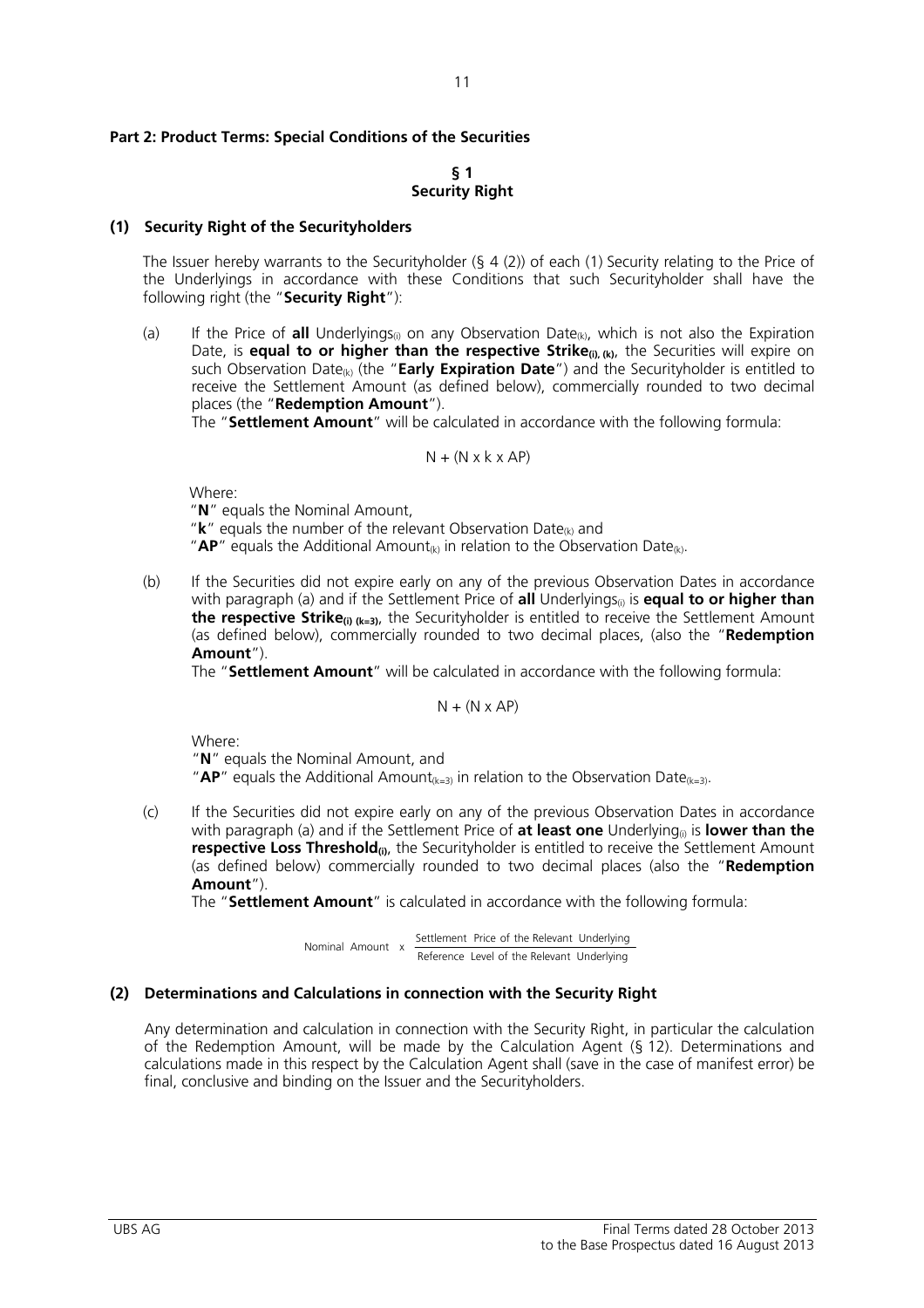**Part 2: Product Terms: Special Conditions of the Securities**

**§ 1**
**Security Right**

**(1) Security Right of the Securityholders**

The Issuer hereby warrants to the Securityholder (§ 4 (2)) of each (1) Security relating to the Price of the Underlyings in accordance with these Conditions that such Securityholder shall have the following right (the "**Security Right**"):

(a) If the Price of **all** $\text{Underlyings}_{(i)}$ on any $\text{Observation Date}_{(k)}$, which is not also the Expiration Date, is **equal to or higher than the respective** $\textbf{Strike}_{(i),(k)}$, the Securities will expire on such $\text{Observation Date}_{(k)}$ (the "**Early Expiration Date**") and the Securityholder is entitled to receive the Settlement Amount (as defined below), commercially rounded to two decimal places (the "**Redemption Amount**").
The "**Settlement Amount**" will be calculated in accordance with the following formula:

$$N + (N \times k \times AP)$$

Where:
"**N**" equals the Nominal Amount,
"**k**" equals the number of the relevant $\text{Observation Date}_{(k)}$ and
"**AP**" equals the $\text{Additional Amount}_{(k)}$ in relation to the $\text{Observation Date}_{(k)}$.

(b) If the Securities did not expire early on any of the previous Observation Dates in accordance with paragraph (a) and if the Settlement Price of **all** $\text{Underlyings}_{(i)}$ is **equal to or higher than the respective** $\textbf{Strike}_{(i)\ (k=3)}$, the Securityholder is entitled to receive the Settlement Amount (as defined below), commercially rounded to two decimal places, (also the "**Redemption Amount**").
The "**Settlement Amount**" will be calculated in accordance with the following formula:

$$N + (N \times AP)$$

Where:
"**N**" equals the Nominal Amount, and
"**AP**" equals the $\text{Additional Amount}_{(k=3)}$ in relation to the $\text{Observation Date}_{(k=3)}$.

(c) If the Securities did not expire early on any of the previous Observation Dates in accordance with paragraph (a) and if the Settlement Price of **at least one** $\text{Underlying}_{(i)}$ is **lower than the respective** $\textbf{Loss Threshold}_{(i)}$, the Securityholder is entitled to receive the Settlement Amount (as defined below) commercially rounded to two decimal places (also the "**Redemption Amount**").
The "**Settlement Amount**" is calculated in accordance with the following formula:

$$\text{Nominal Amount} \times \frac{\text{Settlement Price of the Relevant Underlying}}{\text{Reference Level of the Relevant Underlying}}$$

**(2) Determinations and Calculations in connection with the Security Right**

Any determination and calculation in connection with the Security Right, in particular the calculation of the Redemption Amount, will be made by the Calculation Agent (§ 12). Determinations and calculations made in this respect by the Calculation Agent shall (save in the case of manifest error) be final, conclusive and binding on the Issuer and the Securityholders.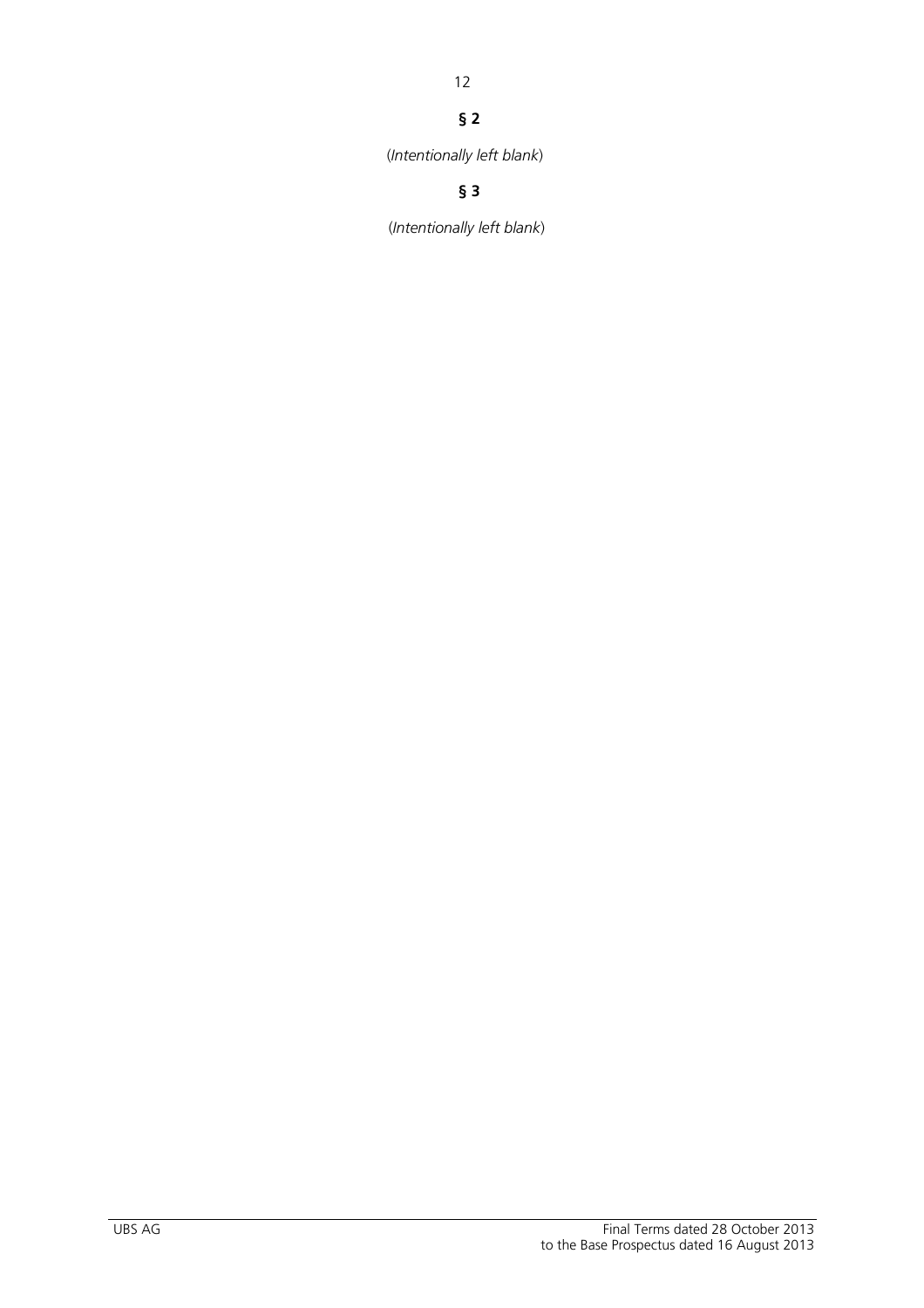**§ 2**

(*Intentionally left blank*)

**§ 3**

(*Intentionally left blank*)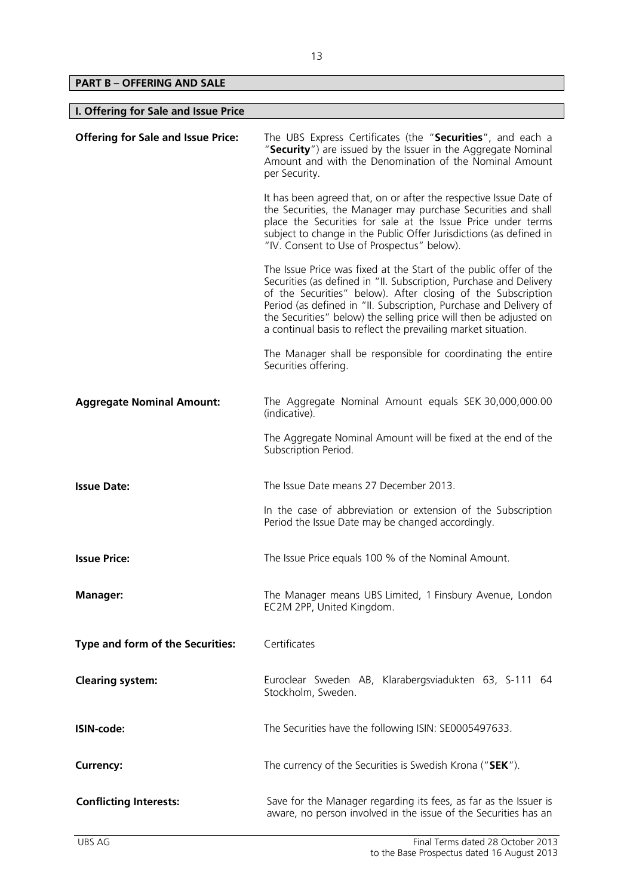## PART B – OFFERING AND SALE

### I. Offering for Sale and Issue Price

**Offering for Sale and Issue Price:**

The UBS Express Certificates (the "**Securities**", and each a "**Security**") are issued by the Issuer in the Aggregate Nominal Amount and with the Denomination of the Nominal Amount per Security.

It has been agreed that, on or after the respective Issue Date of the Securities, the Manager may purchase Securities and shall place the Securities for sale at the Issue Price under terms subject to change in the Public Offer Jurisdictions (as defined in "IV. Consent to Use of Prospectus" below).

The Issue Price was fixed at the Start of the public offer of the Securities (as defined in "II. Subscription, Purchase and Delivery of the Securities" below). After closing of the Subscription Period (as defined in "II. Subscription, Purchase and Delivery of the Securities" below) the selling price will then be adjusted on a continual basis to reflect the prevailing market situation.

The Manager shall be responsible for coordinating the entire Securities offering.

**Aggregate Nominal Amount:**

The Aggregate Nominal Amount equals SEK 30,000,000.00 (indicative).

The Aggregate Nominal Amount will be fixed at the end of the Subscription Period.

**Issue Date:**

The Issue Date means 27 December 2013.

In the case of abbreviation or extension of the Subscription Period the Issue Date may be changed accordingly.

**Issue Price:**

The Issue Price equals 100 % of the Nominal Amount.

**Manager:**

The Manager means UBS Limited, 1 Finsbury Avenue, London EC2M 2PP, United Kingdom.

**Type and form of the Securities:**

Certificates

**Clearing system:**

Euroclear Sweden AB, Klarabergsviadukten 63, S-111 64 Stockholm, Sweden.

**ISIN-code:**

The Securities have the following ISIN: SE0005497633.

**Currency:**

The currency of the Securities is Swedish Krona ("**SEK**").

**Conflicting Interests:**

Save for the Manager regarding its fees, as far as the Issuer is aware, no person involved in the issue of the Securities has an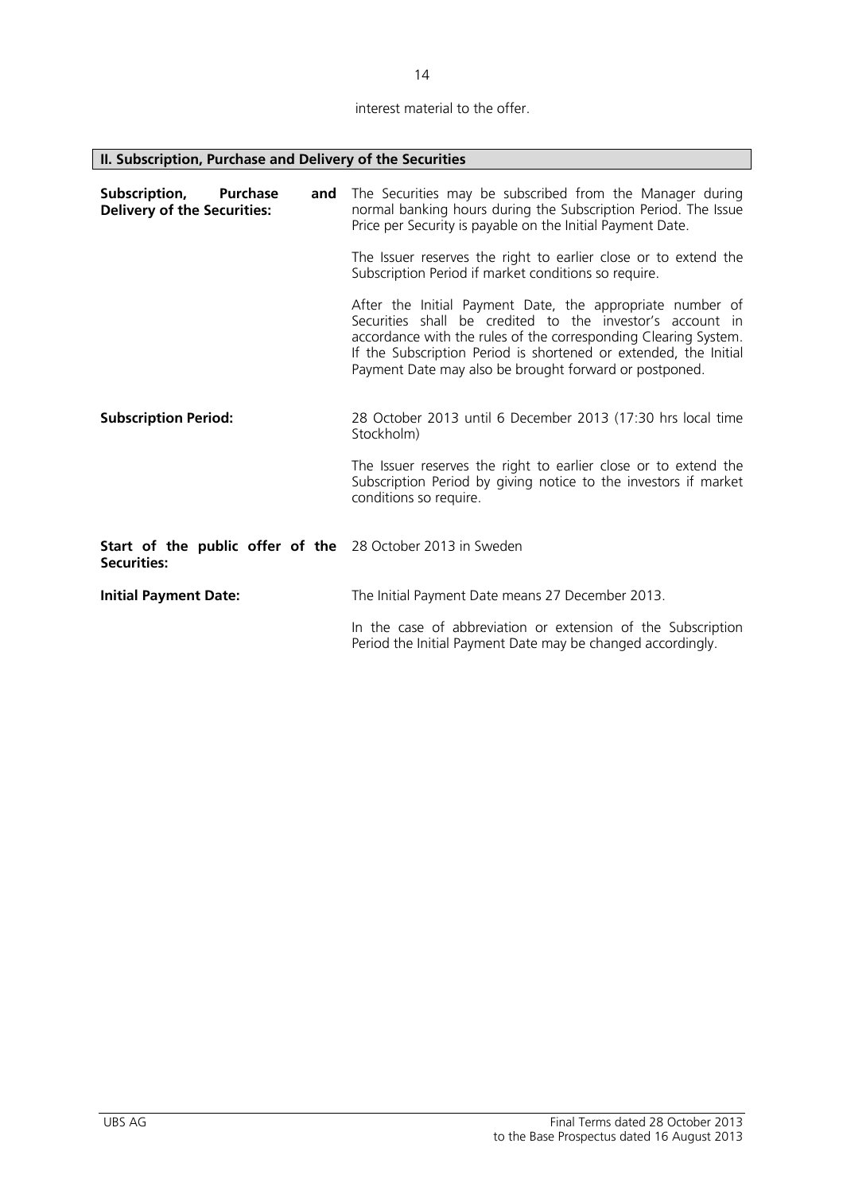interest material to the offer.

## II. Subscription, Purchase and Delivery of the Securities

| | |
|---|---|
| **Subscription, Purchase and Delivery of the Securities:** | The Securities may be subscribed from the Manager during normal banking hours during the Subscription Period. The Issue Price per Security is payable on the Initial Payment Date.<br><br>The Issuer reserves the right to earlier close or to extend the Subscription Period if market conditions so require.<br><br>After the Initial Payment Date, the appropriate number of Securities shall be credited to the investor's account in accordance with the rules of the corresponding Clearing System. If the Subscription Period is shortened or extended, the Initial Payment Date may also be brought forward or postponed. |
| **Subscription Period:** | 28 October 2013 until 6 December 2013 (17:30 hrs local time Stockholm)<br><br>The Issuer reserves the right to earlier close or to extend the Subscription Period by giving notice to the investors if market conditions so require. |
| **Start of the public offer of the Securities:** | 28 October 2013 in Sweden |
| **Initial Payment Date:** | The Initial Payment Date means 27 December 2013.<br><br>In the case of abbreviation or extension of the Subscription Period the Initial Payment Date may be changed accordingly. |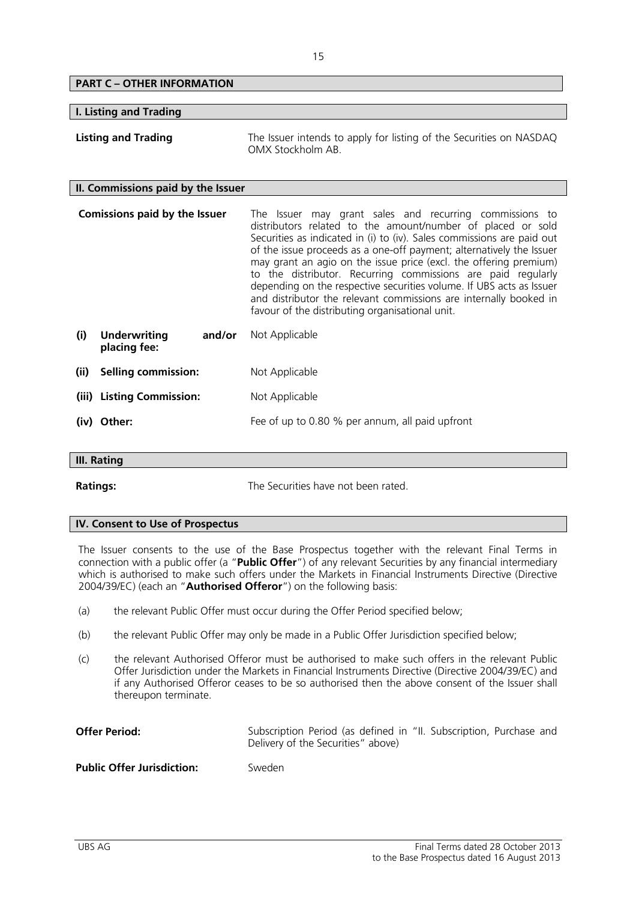## PART C – OTHER INFORMATION

### I. Listing and Trading

**Listing and Trading**

The Issuer intends to apply for listing of the Securities on NASDAQ OMX Stockholm AB.

### II. Commissions paid by the Issuer

**Comissions paid by the Issuer**

The Issuer may grant sales and recurring commissions to distributors related to the amount/number of placed or sold Securities as indicated in (i) to (iv). Sales commissions are paid out of the issue proceeds as a one-off payment; alternatively the Issuer may grant an agio on the issue price (excl. the offering premium) to the distributor. Recurring commissions are paid regularly depending on the respective securities volume. If UBS acts as Issuer and distributor the relevant commissions are internally booked in favour of the distributing organisational unit.

| | | |
|---|---|---|
| **(i)** | **Underwriting and/or placing fee:** | Not Applicable |
| **(ii)** | **Selling commission:** | Not Applicable |
| **(iii)** | **Listing Commission:** | Not Applicable |
| **(iv)** | **Other:** | Fee of up to 0.80 % per annum, all paid upfront |

### III. Rating

**Ratings:** The Securities have not been rated.

### IV. Consent to Use of Prospectus

The Issuer consents to the use of the Base Prospectus together with the relevant Final Terms in connection with a public offer (a "**Public Offer**") of any relevant Securities by any financial intermediary which is authorised to make such offers under the Markets in Financial Instruments Directive (Directive 2004/39/EC) (each an "**Authorised Offeror**") on the following basis:

(a) the relevant Public Offer must occur during the Offer Period specified below;

(b) the relevant Public Offer may only be made in a Public Offer Jurisdiction specified below;

(c) the relevant Authorised Offeror must be authorised to make such offers in the relevant Public Offer Jurisdiction under the Markets in Financial Instruments Directive (Directive 2004/39/EC) and if any Authorised Offeror ceases to be so authorised then the above consent of the Issuer shall thereupon terminate.

**Offer Period:** Subscription Period (as defined in "II. Subscription, Purchase and Delivery of the Securities" above)

**Public Offer Jurisdiction:** Sweden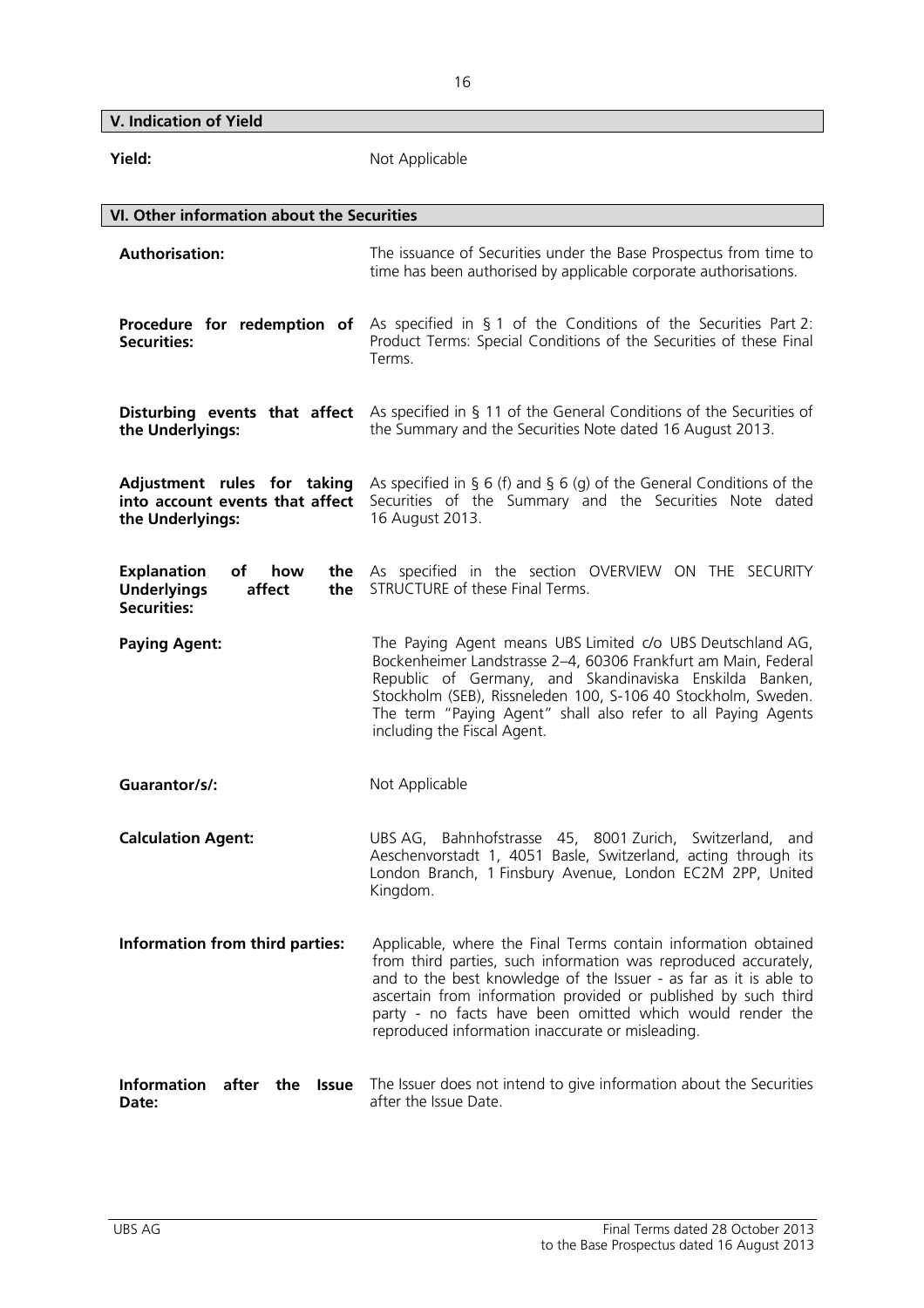## V. Indication of Yield

| | |
|---|---|
| **Yield:** | Not Applicable |

## VI. Other information about the Securities

| | |
|---|---|
| **Authorisation:** | The issuance of Securities under the Base Prospectus from time to time has been authorised by applicable corporate authorisations. |
| **Procedure for redemption of Securities:** | As specified in § 1 of the Conditions of the Securities Part 2: Product Terms: Special Conditions of the Securities of these Final Terms. |
| **Disturbing events that affect the Underlyings:** | As specified in § 11 of the General Conditions of the Securities of the Summary and the Securities Note dated 16 August 2013. |
| **Adjustment rules for taking into account events that affect the Underlyings:** | As specified in § 6 (f) and § 6 (g) of the General Conditions of the Securities of the Summary and the Securities Note dated 16 August 2013. |
| **Explanation of how the Underlyings affect the Securities:** | As specified in the section OVERVIEW ON THE SECURITY STRUCTURE of these Final Terms. |
| **Paying Agent:** | The Paying Agent means UBS Limited c/o UBS Deutschland AG, Bockenheimer Landstrasse 2–4, 60306 Frankfurt am Main, Federal Republic of Germany, and Skandinaviska Enskilda Banken, Stockholm (SEB), Rissneleden 100, S-106 40 Stockholm, Sweden. The term "Paying Agent" shall also refer to all Paying Agents including the Fiscal Agent. |
| **Guarantor/s/:** | Not Applicable |
| **Calculation Agent:** | UBS AG, Bahnhofstrasse 45, 8001 Zurich, Switzerland, and Aeschenvorstadt 1, 4051 Basle, Switzerland, acting through its London Branch, 1 Finsbury Avenue, London EC2M 2PP, United Kingdom. |
| **Information from third parties:** | Applicable, where the Final Terms contain information obtained from third parties, such information was reproduced accurately, and to the best knowledge of the Issuer - as far as it is able to ascertain from information provided or published by such third party - no facts have been omitted which would render the reproduced information inaccurate or misleading. |
| **Information after the Issue Date:** | The Issuer does not intend to give information about the Securities after the Issue Date. |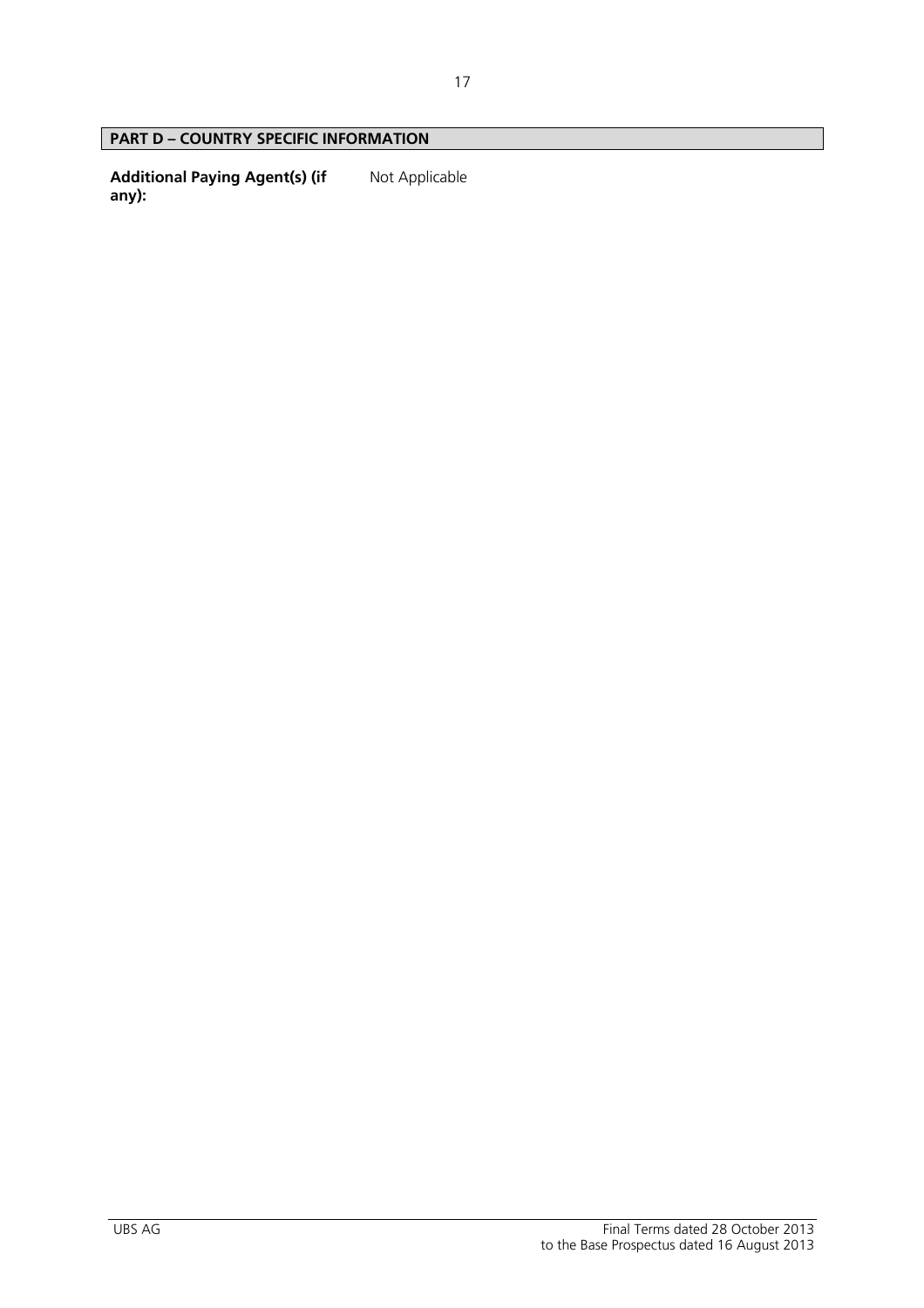## PART D – COUNTRY SPECIFIC INFORMATION

| | |
|---|---|
| **Additional Paying Agent(s) (if any):** | Not Applicable |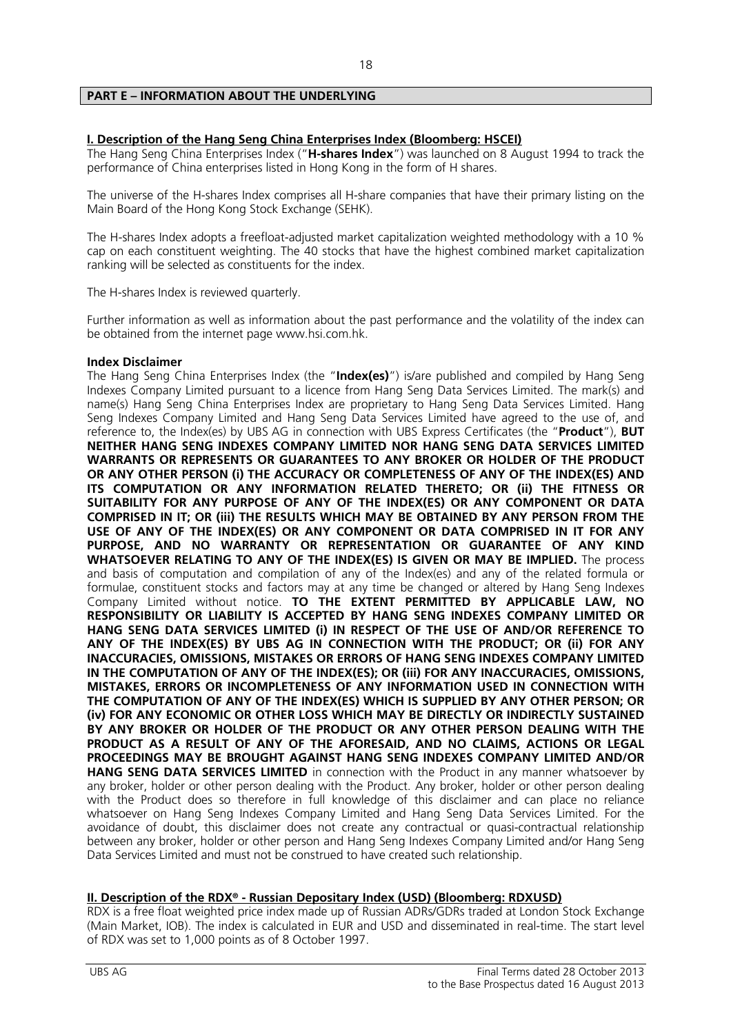## PART E – INFORMATION ABOUT THE UNDERLYING

### I. Description of the Hang Seng China Enterprises Index (Bloomberg: HSCEI)

The Hang Seng China Enterprises Index ("**H-shares Index**") was launched on 8 August 1994 to track the performance of China enterprises listed in Hong Kong in the form of H shares.

The universe of the H-shares Index comprises all H-share companies that have their primary listing on the Main Board of the Hong Kong Stock Exchange (SEHK).

The H-shares Index adopts a freefloat-adjusted market capitalization weighted methodology with a 10 % cap on each constituent weighting. The 40 stocks that have the highest combined market capitalization ranking will be selected as constituents for the index.

The H-shares Index is reviewed quarterly.

Further information as well as information about the past performance and the volatility of the index can be obtained from the internet page www.hsi.com.hk.

**Index Disclaimer**

The Hang Seng China Enterprises Index (the "**Index(es)**") is/are published and compiled by Hang Seng Indexes Company Limited pursuant to a licence from Hang Seng Data Services Limited. The mark(s) and name(s) Hang Seng China Enterprises Index are proprietary to Hang Seng Data Services Limited. Hang Seng Indexes Company Limited and Hang Seng Data Services Limited have agreed to the use of, and reference to, the Index(es) by UBS AG in connection with UBS Express Certificates (the "**Product**"), **BUT NEITHER HANG SENG INDEXES COMPANY LIMITED NOR HANG SENG DATA SERVICES LIMITED WARRANTS OR REPRESENTS OR GUARANTEES TO ANY BROKER OR HOLDER OF THE PRODUCT OR ANY OTHER PERSON (i) THE ACCURACY OR COMPLETENESS OF ANY OF THE INDEX(ES) AND ITS COMPUTATION OR ANY INFORMATION RELATED THERETO; OR (ii) THE FITNESS OR SUITABILITY FOR ANY PURPOSE OF ANY OF THE INDEX(ES) OR ANY COMPONENT OR DATA COMPRISED IN IT; OR (iii) THE RESULTS WHICH MAY BE OBTAINED BY ANY PERSON FROM THE USE OF ANY OF THE INDEX(ES) OR ANY COMPONENT OR DATA COMPRISED IN IT FOR ANY PURPOSE, AND NO WARRANTY OR REPRESENTATION OR GUARANTEE OF ANY KIND WHATSOEVER RELATING TO ANY OF THE INDEX(ES) IS GIVEN OR MAY BE IMPLIED.** The process and basis of computation and compilation of any of the Index(es) and any of the related formula or formulae, constituent stocks and factors may at any time be changed or altered by Hang Seng Indexes Company Limited without notice. **TO THE EXTENT PERMITTED BY APPLICABLE LAW, NO RESPONSIBILITY OR LIABILITY IS ACCEPTED BY HANG SENG INDEXES COMPANY LIMITED OR HANG SENG DATA SERVICES LIMITED (i) IN RESPECT OF THE USE OF AND/OR REFERENCE TO ANY OF THE INDEX(ES) BY UBS AG IN CONNECTION WITH THE PRODUCT; OR (ii) FOR ANY INACCURACIES, OMISSIONS, MISTAKES OR ERRORS OF HANG SENG INDEXES COMPANY LIMITED IN THE COMPUTATION OF ANY OF THE INDEX(ES); OR (iii) FOR ANY INACCURACIES, OMISSIONS, MISTAKES, ERRORS OR INCOMPLETENESS OF ANY INFORMATION USED IN CONNECTION WITH THE COMPUTATION OF ANY OF THE INDEX(ES) WHICH IS SUPPLIED BY ANY OTHER PERSON; OR (iv) FOR ANY ECONOMIC OR OTHER LOSS WHICH MAY BE DIRECTLY OR INDIRECTLY SUSTAINED BY ANY BROKER OR HOLDER OF THE PRODUCT OR ANY OTHER PERSON DEALING WITH THE PRODUCT AS A RESULT OF ANY OF THE AFORESAID, AND NO CLAIMS, ACTIONS OR LEGAL PROCEEDINGS MAY BE BROUGHT AGAINST HANG SENG INDEXES COMPANY LIMITED AND/OR HANG SENG DATA SERVICES LIMITED** in connection with the Product in any manner whatsoever by any broker, holder or other person dealing with the Product. Any broker, holder or other person dealing with the Product does so therefore in full knowledge of this disclaimer and can place no reliance whatsoever on Hang Seng Indexes Company Limited and Hang Seng Data Services Limited. For the avoidance of doubt, this disclaimer does not create any contractual or quasi-contractual relationship between any broker, holder or other person and Hang Seng Indexes Company Limited and/or Hang Seng Data Services Limited and must not be construed to have created such relationship.

### II. Description of the RDX® - Russian Depositary Index (USD) (Bloomberg: RDXUSD)

RDX is a free float weighted price index made up of Russian ADRs/GDRs traded at London Stock Exchange (Main Market, IOB). The index is calculated in EUR and USD and disseminated in real-time. The start level of RDX was set to 1,000 points as of 8 October 1997.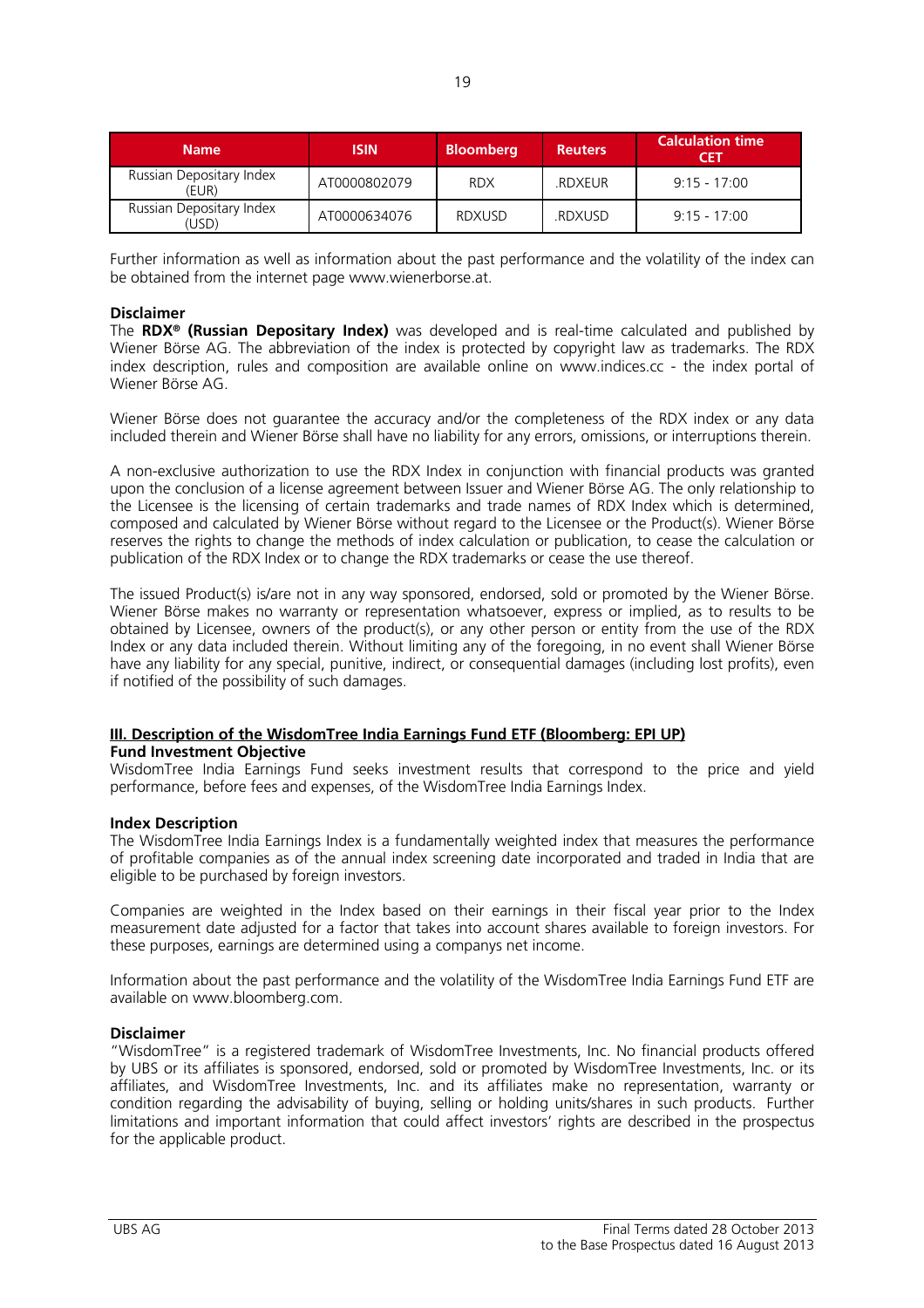| Name | ISIN | Bloomberg | Reuters | Calculation time CET |
|---|---|---|---|---|
| Russian Depositary Index (EUR) | AT0000802079 | RDX | .RDXEUR | 9:15 - 17:00 |
| Russian Depositary Index (USD) | AT0000634076 | RDXUSD | .RDXUSD | 9:15 - 17:00 |

Further information as well as information about the past performance and the volatility of the index can be obtained from the internet page www.wienerborse.at.

**Disclaimer**

The **RDX® (Russian Depositary Index)** was developed and is real-time calculated and published by Wiener Börse AG. The abbreviation of the index is protected by copyright law as trademarks. The RDX index description, rules and composition are available online on www.indices.cc - the index portal of Wiener Börse AG.

Wiener Börse does not guarantee the accuracy and/or the completeness of the RDX index or any data included therein and Wiener Börse shall have no liability for any errors, omissions, or interruptions therein.

A non-exclusive authorization to use the RDX Index in conjunction with financial products was granted upon the conclusion of a license agreement between Issuer and Wiener Börse AG. The only relationship to the Licensee is the licensing of certain trademarks and trade names of RDX Index which is determined, composed and calculated by Wiener Börse without regard to the Licensee or the Product(s). Wiener Börse reserves the rights to change the methods of index calculation or publication, to cease the calculation or publication of the RDX Index or to change the RDX trademarks or cease the use thereof.

The issued Product(s) is/are not in any way sponsored, endorsed, sold or promoted by the Wiener Börse. Wiener Börse makes no warranty or representation whatsoever, express or implied, as to results to be obtained by Licensee, owners of the product(s), or any other person or entity from the use of the RDX Index or any data included therein. Without limiting any of the foregoing, in no event shall Wiener Börse have any liability for any special, punitive, indirect, or consequential damages (including lost profits), even if notified of the possibility of such damages.

## III. Description of the WisdomTree India Earnings Fund ETF (Bloomberg: EPI UP)

**Fund Investment Objective**

WisdomTree India Earnings Fund seeks investment results that correspond to the price and yield performance, before fees and expenses, of the WisdomTree India Earnings Index.

**Index Description**

The WisdomTree India Earnings Index is a fundamentally weighted index that measures the performance of profitable companies as of the annual index screening date incorporated and traded in India that are eligible to be purchased by foreign investors.

Companies are weighted in the Index based on their earnings in their fiscal year prior to the Index measurement date adjusted for a factor that takes into account shares available to foreign investors. For these purposes, earnings are determined using a companys net income.

Information about the past performance and the volatility of the WisdomTree India Earnings Fund ETF are available on www.bloomberg.com.

**Disclaimer**

"WisdomTree" is a registered trademark of WisdomTree Investments, Inc. No financial products offered by UBS or its affiliates is sponsored, endorsed, sold or promoted by WisdomTree Investments, Inc. or its affiliates, and WisdomTree Investments, Inc. and its affiliates make no representation, warranty or condition regarding the advisability of buying, selling or holding units/shares in such products. Further limitations and important information that could affect investors' rights are described in the prospectus for the applicable product.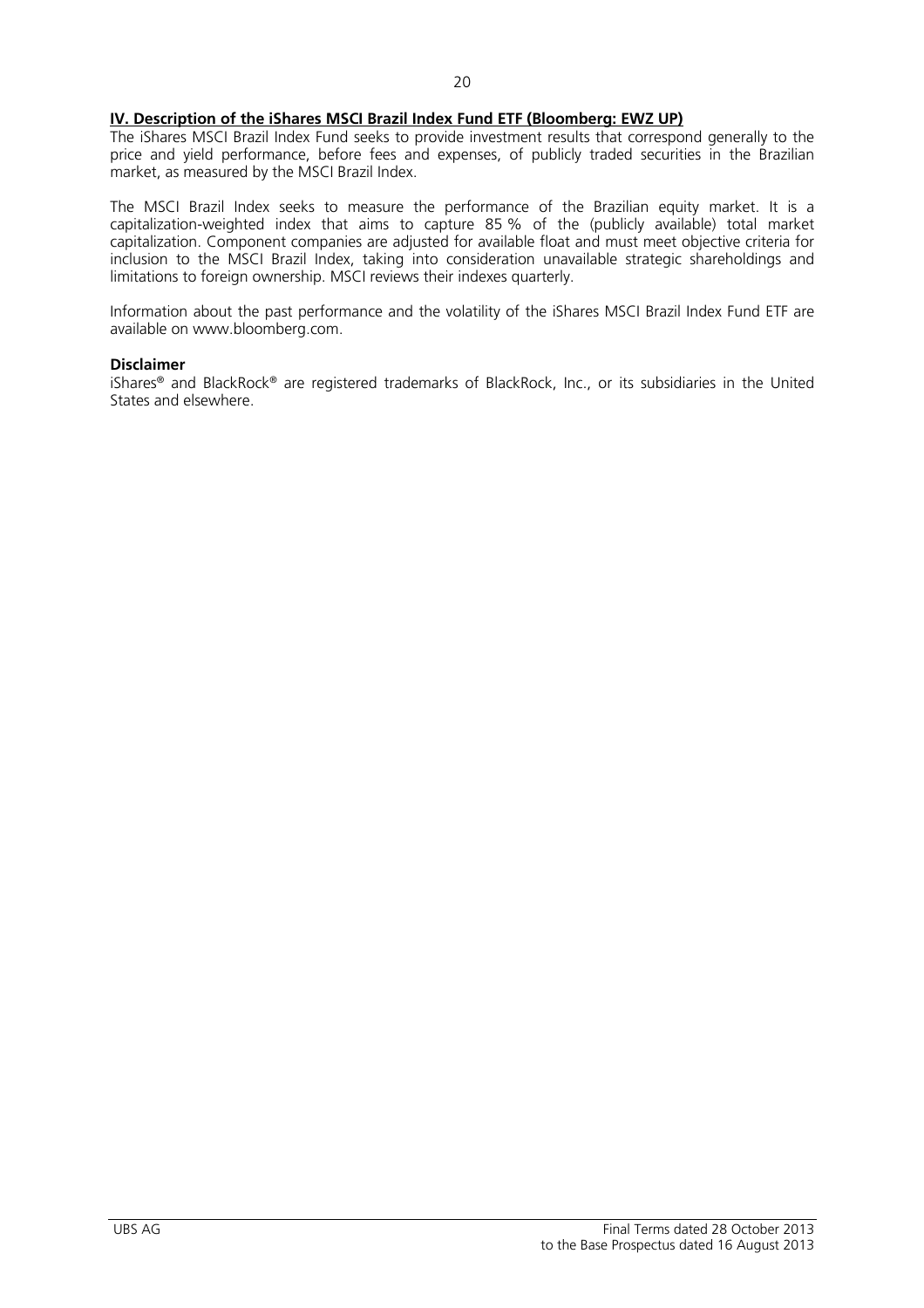**IV. Description of the iShares MSCI Brazil Index Fund ETF (Bloomberg: EWZ UP)**

The iShares MSCI Brazil Index Fund seeks to provide investment results that correspond generally to the price and yield performance, before fees and expenses, of publicly traded securities in the Brazilian market, as measured by the MSCI Brazil Index.

The MSCI Brazil Index seeks to measure the performance of the Brazilian equity market. It is a capitalization-weighted index that aims to capture 85 % of the (publicly available) total market capitalization. Component companies are adjusted for available float and must meet objective criteria for inclusion to the MSCI Brazil Index, taking into consideration unavailable strategic shareholdings and limitations to foreign ownership. MSCI reviews their indexes quarterly.

Information about the past performance and the volatility of the iShares MSCI Brazil Index Fund ETF are available on www.bloomberg.com.

**Disclaimer**

iShares® and BlackRock® are registered trademarks of BlackRock, Inc., or its subsidiaries in the United States and elsewhere.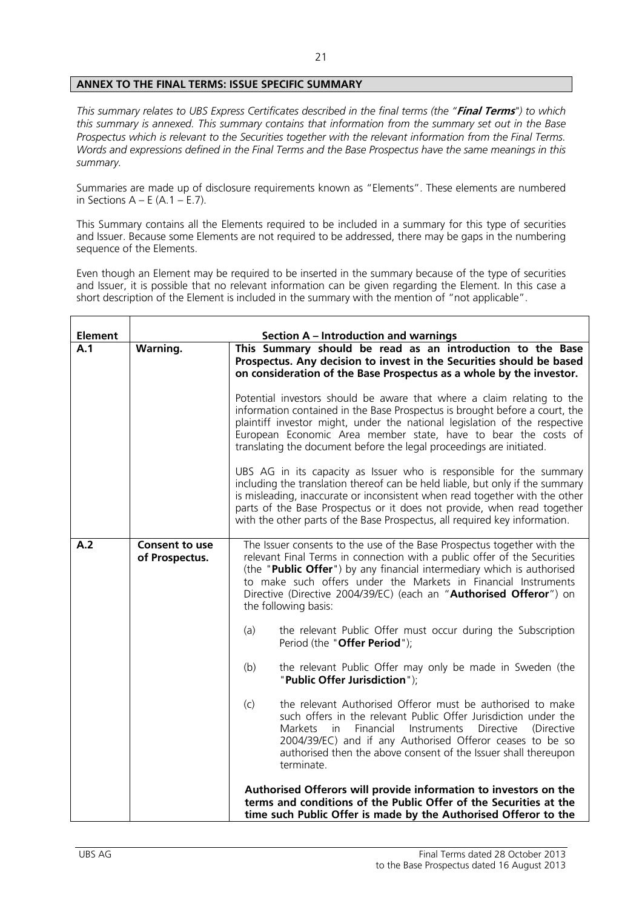## ANNEX TO THE FINAL TERMS: ISSUE SPECIFIC SUMMARY

*This summary relates to UBS Express Certificates described in the final terms (the "**Final Terms**") to which this summary is annexed. This summary contains that information from the summary set out in the Base Prospectus which is relevant to the Securities together with the relevant information from the Final Terms. Words and expressions defined in the Final Terms and the Base Prospectus have the same meanings in this summary.*

Summaries are made up of disclosure requirements known as "Elements". These elements are numbered in Sections A – E (A.1 – E.7).

This Summary contains all the Elements required to be included in a summary for this type of securities and Issuer. Because some Elements are not required to be addressed, there may be gaps in the numbering sequence of the Elements.

Even though an Element may be required to be inserted in the summary because of the type of securities and Issuer, it is possible that no relevant information can be given regarding the Element. In this case a short description of the Element is included in the summary with the mention of "not applicable".

| **Element** | **Section A – Introduction and warnings** | |
|---|---|---|
| **A.1** | **Warning.** | **This Summary should be read as an introduction to the Base Prospectus. Any decision to invest in the Securities should be based on consideration of the Base Prospectus as a whole by the investor.**<br><br>Potential investors should be aware that where a claim relating to the information contained in the Base Prospectus is brought before a court, the plaintiff investor might, under the national legislation of the respective European Economic Area member state, have to bear the costs of translating the document before the legal proceedings are initiated.<br><br>UBS AG in its capacity as Issuer who is responsible for the summary including the translation thereof can be held liable, but only if the summary is misleading, inaccurate or inconsistent when read together with the other parts of the Base Prospectus or it does not provide, when read together with the other parts of the Base Prospectus, all required key information. |
| **A.2** | **Consent to use of Prospectus.** | The Issuer consents to the use of the Base Prospectus together with the relevant Final Terms in connection with a public offer of the Securities (the "**Public Offer**") by any financial intermediary which is authorised to make such offers under the Markets in Financial Instruments Directive (Directive 2004/39/EC) (each an "**Authorised Offeror**") on the following basis:<br><br>(a) the relevant Public Offer must occur during the Subscription Period (the "**Offer Period**");<br><br>(b) the relevant Public Offer may only be made in Sweden (the "**Public Offer Jurisdiction**");<br><br>(c) the relevant Authorised Offeror must be authorised to make such offers in the relevant Public Offer Jurisdiction under the Markets in Financial Instruments Directive (Directive 2004/39/EC) and if any Authorised Offeror ceases to be so authorised then the above consent of the Issuer shall thereupon terminate.<br><br>**Authorised Offerors will provide information to investors on the terms and conditions of the Public Offer of the Securities at the time such Public Offer is made by the Authorised Offeror to the** |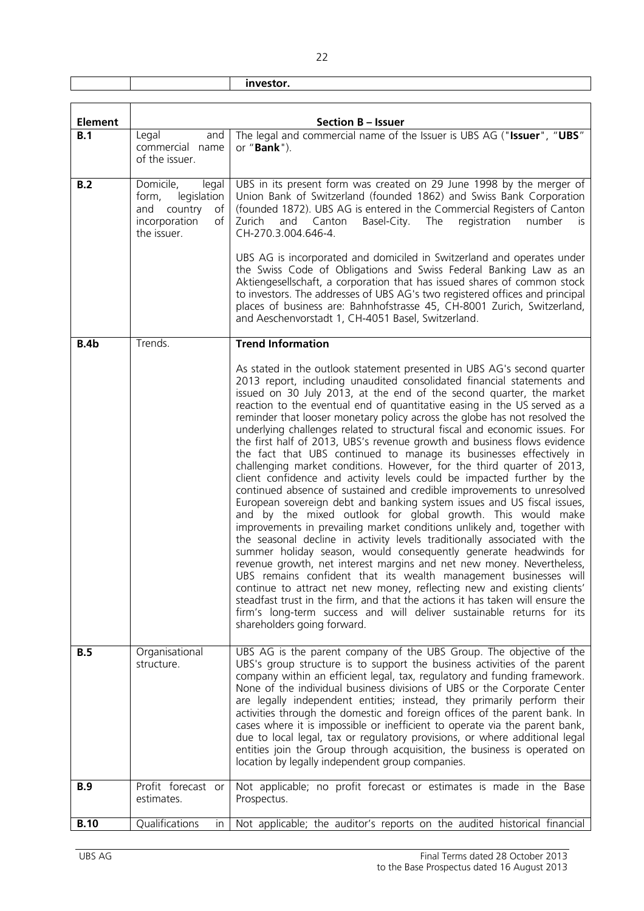| | | investor. |
|---|---|---|

| Element | Section B – Issuer | |
|---|---|---|
| **B.1** | Legal and commercial name of the issuer. | The legal and commercial name of the Issuer is UBS AG ("**Issuer**", "**UBS**" or "**Bank**"). |
| **B.2** | Domicile, legal form, legislation and country of incorporation of the issuer. | UBS in its present form was created on 29 June 1998 by the merger of Union Bank of Switzerland (founded 1862) and Swiss Bank Corporation (founded 1872). UBS AG is entered in the Commercial Registers of Canton Zurich and Canton Basel-City. The registration number is CH-270.3.004.646-4.<br><br>UBS AG is incorporated and domiciled in Switzerland and operates under the Swiss Code of Obligations and Swiss Federal Banking Law as an Aktiengesellschaft, a corporation that has issued shares of common stock to investors. The addresses of UBS AG's two registered offices and principal places of business are: Bahnhofstrasse 45, CH-8001 Zurich, Switzerland, and Aeschenvorstadt 1, CH-4051 Basel, Switzerland. |
| **B.4b** | Trends. | **Trend Information**<br><br>As stated in the outlook statement presented in UBS AG's second quarter 2013 report, including unaudited consolidated financial statements and issued on 30 July 2013, at the end of the second quarter, the market reaction to the eventual end of quantitative easing in the US served as a reminder that looser monetary policy across the globe has not resolved the underlying challenges related to structural fiscal and economic issues. For the first half of 2013, UBS's revenue growth and business flows evidence the fact that UBS continued to manage its businesses effectively in challenging market conditions. However, for the third quarter of 2013, client confidence and activity levels could be impacted further by the continued absence of sustained and credible improvements to unresolved European sovereign debt and banking system issues and US fiscal issues, and by the mixed outlook for global growth. This would make improvements in prevailing market conditions unlikely and, together with the seasonal decline in activity levels traditionally associated with the summer holiday season, would consequently generate headwinds for revenue growth, net interest margins and net new money. Nevertheless, UBS remains confident that its wealth management businesses will continue to attract net new money, reflecting new and existing clients' steadfast trust in the firm, and that the actions it has taken will ensure the firm's long-term success and will deliver sustainable returns for its shareholders going forward. |
| **B.5** | Organisational structure. | UBS AG is the parent company of the UBS Group. The objective of the UBS's group structure is to support the business activities of the parent company within an efficient legal, tax, regulatory and funding framework. None of the individual business divisions of UBS or the Corporate Center are legally independent entities; instead, they primarily perform their activities through the domestic and foreign offices of the parent bank. In cases where it is impossible or inefficient to operate via the parent bank, due to local legal, tax or regulatory provisions, or where additional legal entities join the Group through acquisition, the business is operated on location by legally independent group companies. |
| **B.9** | Profit forecast or estimates. | Not applicable; no profit forecast or estimates is made in the Base Prospectus. |
| **B.10** | Qualifications in | Not applicable; the auditor's reports on the audited historical financial |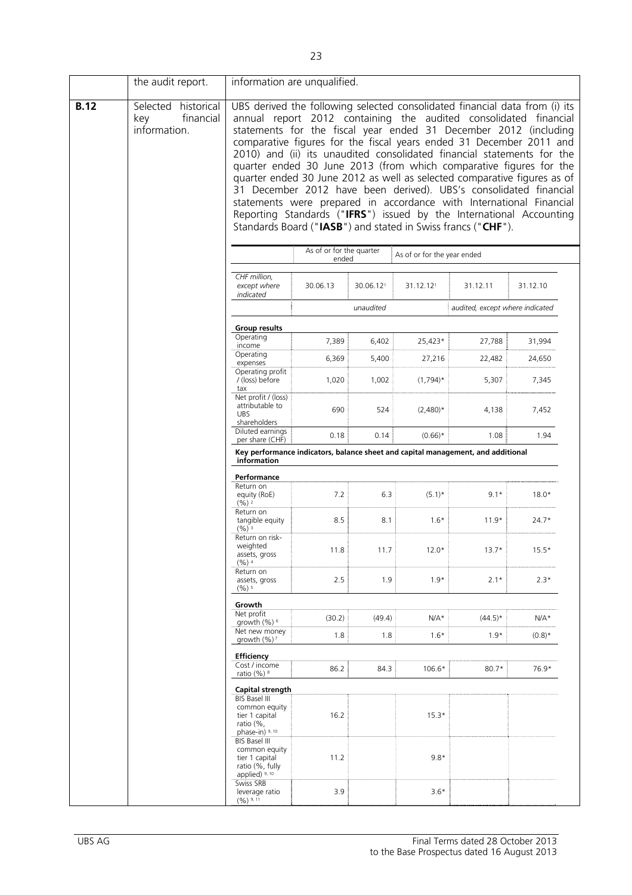| | the audit report. | information are unqualified. |
|---|---|---|
| **B.12** | Selected historical key financial information. | UBS derived the following selected consolidated financial data from (i) its annual report 2012 containing the audited consolidated financial statements for the fiscal year ended 31 December 2012 (including comparative figures for the fiscal years ended 31 December 2011 and 2010) and (ii) its unaudited consolidated financial statements for the quarter ended 30 June 2013 (from which comparative figures for the quarter ended 30 June 2012 as well as selected comparative figures as of 31 December 2012 have been derived). UBS's consolidated financial statements were prepared in accordance with International Financial Reporting Standards ("**IFRS**") issued by the International Accounting Standards Board ("**IASB**") and stated in Swiss francs ("**CHF**"). |

| | As of or for the quarter ended | | As of or for the year ended | | |
|---|---|---|---|---|---|
| *CHF million, except where indicated* | 30.06.13 | 30.06.12[1] | 31.12.12[1] | 31.12.11 | 31.12.10 |
| | | *unaudited* | | *audited, except where indicated* | |
| **Group results** | | | | | |
| Operating income | 7,389 | 6,402 | 25,423* | 27,788 | 31,994 |
| Operating expenses | 6,369 | 5,400 | 27,216 | 22,482 | 24,650 |
| Operating profit / (loss) before tax | 1,020 | 1,002 | (1,794)* | 5,307 | 7,345 |
| Net profit / (loss) attributable to UBS shareholders | 690 | 524 | (2,480)* | 4,138 | 7,452 |
| Diluted earnings per share (CHF) | 0.18 | 0.14 | (0.66)* | 1.08 | 1.94 |
| **Key performance indicators, balance sheet and capital management, and additional information** | | | | | |
| **Performance** | | | | | |
| Return on equity (RoE) (%) [2] | 7.2 | 6.3 | (5.1)* | 9.1* | 18.0* |
| Return on tangible equity (%) [3] | 8.5 | 8.1 | 1.6* | 11.9* | 24.7* |
| Return on risk-weighted assets, gross (%) [4] | 11.8 | 11.7 | 12.0* | 13.7* | 15.5* |
| Return on assets, gross (%) [5] | 2.5 | 1.9 | 1.9* | 2.1* | 2.3* |
| **Growth** | | | | | |
| Net profit growth (%) [6] | (30.2) | (49.4) | N/A* | (44.5)* | N/A* |
| Net new money growth (%) [7] | 1.8 | 1.8 | 1.6* | 1.9* | (0.8)* |
| **Efficiency** | | | | | |
| Cost / income ratio (%) [8] | 86.2 | 84.3 | 106.6* | 80.7* | 76.9* |
| **Capital strength** | | | | | |
| BIS Basel III common equity tier 1 capital ratio (%, phase-in) [9, 10] | 16.2 | | 15.3* | | |
| BIS Basel III common equity tier 1 capital ratio (%, fully applied) [9, 10] | 11.2 | | 9.8* | | |
| Swiss SRB leverage ratio (%) [9, 11] | 3.9 | | 3.6* | | |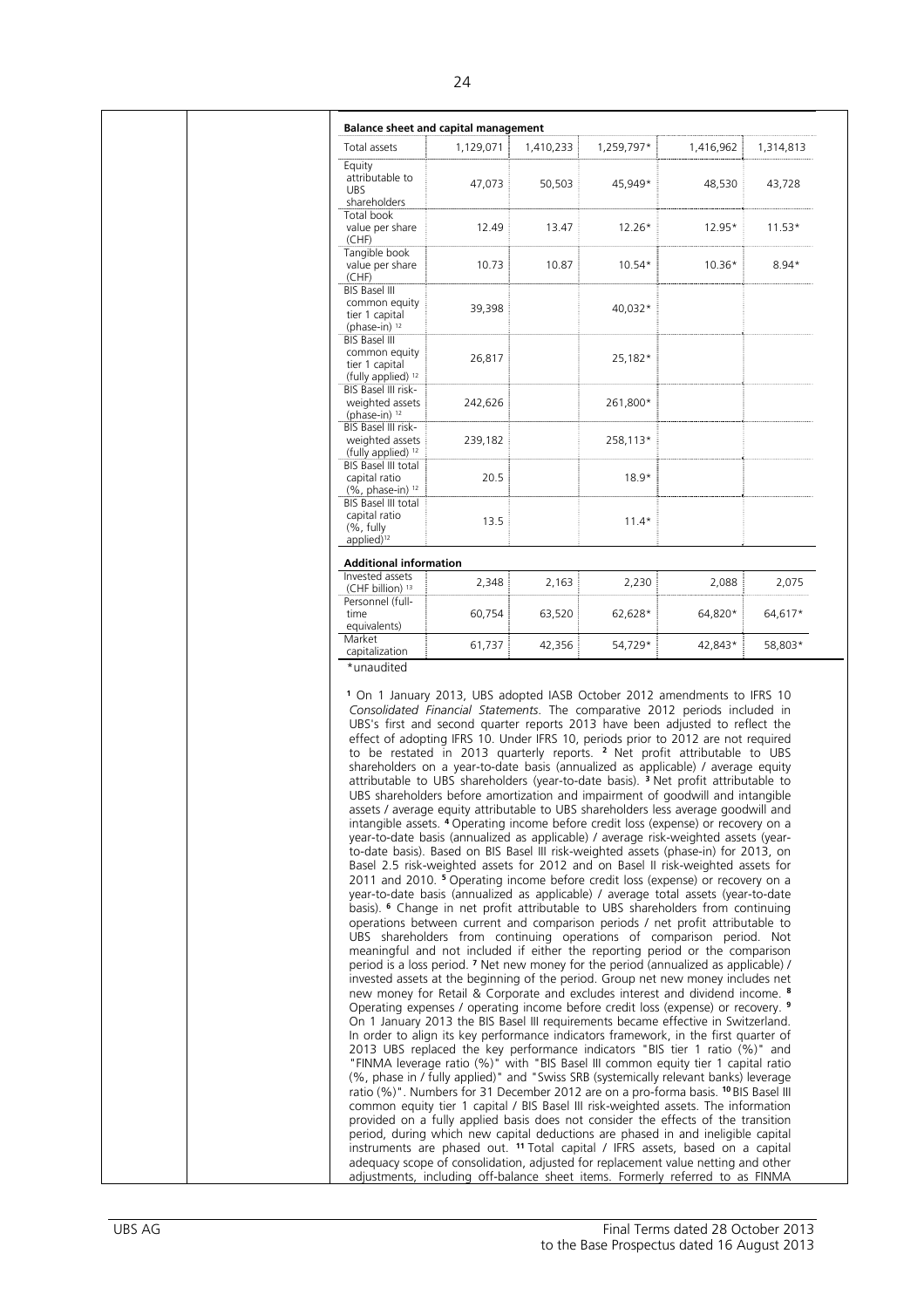| **Balance sheet and capital management** | | | | | |
|---|---|---|---|---|---|
| Total assets | 1,129,071 | 1,410,233 | 1,259,797* | 1,416,962 | 1,314,813 |
| Equity attributable to UBS shareholders | 47,073 | 50,503 | 45,949* | 48,530 | 43,728 |
| Total book value per share (CHF) | 12.49 | 13.47 | 12.26* | 12.95* | 11.53* |
| Tangible book value per share (CHF) | 10.73 | 10.87 | 10.54* | 10.36* | 8.94* |
| BIS Basel III common equity tier 1 capital (phase-in) [12] | 39,398 | | 40,032* | | |
| BIS Basel III common equity tier 1 capital (fully applied) [12] | 26,817 | | 25,182* | | |
| BIS Basel III risk-weighted assets (phase-in) [12] | 242,626 | | 261,800* | | |
| BIS Basel III risk-weighted assets (fully applied) [12] | 239,182 | | 258,113* | | |
| BIS Basel III total capital ratio (%, phase-in) [12] | 20.5 | | 18.9* | | |
| BIS Basel III total capital ratio (%, fully applied)[12] | 13.5 | | 11.4* | | |
| **Additional information** | | | | | |
| Invested assets (CHF billion) [13] | 2,348 | 2,163 | 2,230 | 2,088 | 2,075 |
| Personnel (full-time equivalents) | 60,754 | 63,520 | 62,628* | 64,820* | 64,617* |
| Market capitalization | 61,737 | 42,356 | 54,729* | 42,843* | 58,803* |

*unaudited

[1] On 1 January 2013, UBS adopted IASB October 2012 amendments to IFRS 10 *Consolidated Financial Statements*. The comparative 2012 periods included in UBS's first and second quarter reports 2013 have been adjusted to reflect the effect of adopting IFRS 10. Under IFRS 10, periods prior to 2012 are not required to be restated in 2013 quarterly reports. [2] Net profit attributable to UBS shareholders on a year-to-date basis (annualized as applicable) / average equity attributable to UBS shareholders (year-to-date basis). [3] Net profit attributable to UBS shareholders before amortization and impairment of goodwill and intangible assets / average equity attributable to UBS shareholders less average goodwill and intangible assets. [4] Operating income before credit loss (expense) or recovery on a year-to-date basis (annualized as applicable) / average risk-weighted assets (year-to-date basis). Based on BIS Basel III risk-weighted assets (phase-in) for 2013, on Basel 2.5 risk-weighted assets for 2012 and on Basel II risk-weighted assets for 2011 and 2010. [5] Operating income before credit loss (expense) or recovery on a year-to-date basis (annualized as applicable) / average total assets (year-to-date basis). [6] Change in net profit attributable to UBS shareholders from continuing operations between current and comparison periods / net profit attributable to UBS shareholders from continuing operations of comparison period. Not meaningful and not included if either the reporting period or the comparison period is a loss period. [7] Net new money for the period (annualized as applicable) / invested assets at the beginning of the period. Group net new money includes net new money for Retail & Corporate and excludes interest and dividend income. [8] Operating expenses / operating income before credit loss (expense) or recovery. [9] On 1 January 2013 the BIS Basel III requirements became effective in Switzerland. In order to align its key performance indicators framework, in the first quarter of 2013 UBS replaced the key performance indicators "BIS tier 1 ratio (%)" and "FINMA leverage ratio (%)" with "BIS Basel III common equity tier 1 capital ratio (%, phase in / fully applied)" and "Swiss SRB (systemically relevant banks) leverage ratio (%)". Numbers for 31 December 2012 are on a pro-forma basis. [10] BIS Basel III common equity tier 1 capital / BIS Basel III risk-weighted assets. The information provided on a fully applied basis does not consider the effects of the transition period, during which new capital deductions are phased in and ineligible capital instruments are phased out. [11] Total capital / IFRS assets, based on a capital adequacy scope of consolidation, adjusted for replacement value netting and other adjustments, including off-balance sheet items. Formerly referred to as FINMA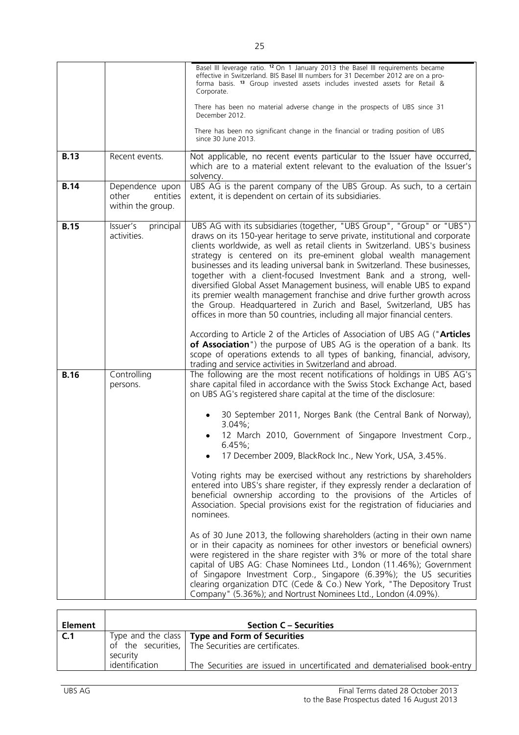| | | |
|---|---|---|
| | | Basel III leverage ratio. [12] On 1 January 2013 the Basel III requirements became effective in Switzerland. BIS Basel III numbers for 31 December 2012 are on a pro-forma basis. [13] Group invested assets includes invested assets for Retail & Corporate.<br><br>There has been no material adverse change in the prospects of UBS since 31 December 2012.<br><br>There has been no significant change in the financial or trading position of UBS since 30 June 2013. |
| **B.13** | Recent events. | Not applicable, no recent events particular to the Issuer have occurred, which are to a material extent relevant to the evaluation of the Issuer's solvency. |
| **B.14** | Dependence upon other entities within the group. | UBS AG is the parent company of the UBS Group. As such, to a certain extent, it is dependent on certain of its subsidiaries. |
| **B.15** | Issuer's principal activities. | UBS AG with its subsidiaries (together, "UBS Group", "Group" or "UBS") draws on its 150-year heritage to serve private, institutional and corporate clients worldwide, as well as retail clients in Switzerland. UBS's business strategy is centered on its pre-eminent global wealth management businesses and its leading universal bank in Switzerland. These businesses, together with a client-focused Investment Bank and a strong, well-diversified Global Asset Management business, will enable UBS to expand its premier wealth management franchise and drive further growth across the Group. Headquartered in Zurich and Basel, Switzerland, UBS has offices in more than 50 countries, including all major financial centers.<br><br>According to Article 2 of the Articles of Association of UBS AG ("**Articles of Association**") the purpose of UBS AG is the operation of a bank. Its scope of operations extends to all types of banking, financial, advisory, trading and service activities in Switzerland and abroad. |
| **B.16** | Controlling persons. | The following are the most recent notifications of holdings in UBS AG's share capital filed in accordance with the Swiss Stock Exchange Act, based on UBS AG's registered share capital at the time of the disclosure:<br><br>• 30 September 2011, Norges Bank (the Central Bank of Norway), 3.04%;<br>• 12 March 2010, Government of Singapore Investment Corp., 6.45%;<br>• 17 December 2009, BlackRock Inc., New York, USA, 3.45%.<br><br>Voting rights may be exercised without any restrictions by shareholders entered into UBS's share register, if they expressly render a declaration of beneficial ownership according to the provisions of the Articles of Association. Special provisions exist for the registration of fiduciaries and nominees.<br><br>As of 30 June 2013, the following shareholders (acting in their own name or in their capacity as nominees for other investors or beneficial owners) were registered in the share register with 3% or more of the total share capital of UBS AG: Chase Nominees Ltd., London (11.46%); Government of Singapore Investment Corp., Singapore (6.39%); the US securities clearing organization DTC (Cede & Co.) New York, "The Depository Trust Company" (5.36%); and Nortrust Nominees Ltd., London (4.09%). |

| **Element** | **Section C – Securities** | |
|---|---|---|
| **C.1** | Type and the class of the securities, security identification | **Type and Form of Securities**<br>The Securities are certificates.<br><br>The Securities are issued in uncertificated and dematerialised book-entry |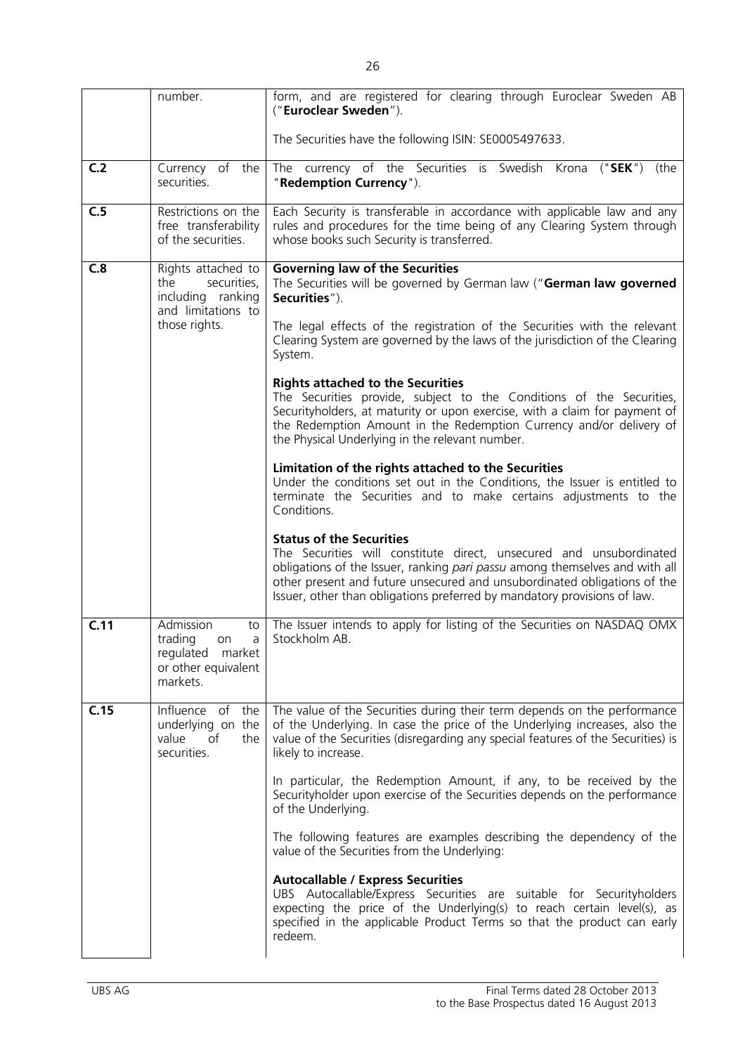| | | |
|---|---|---|
| | number. | form, and are registered for clearing through Euroclear Sweden AB ("**Euroclear Sweden**").<br><br>The Securities have the following ISIN: SE0005497633. |
| **C.2** | Currency of the securities. | The currency of the Securities is Swedish Krona ("**SEK**") (the "**Redemption Currency**"). |
| **C.5** | Restrictions on the free transferability of the securities. | Each Security is transferable in accordance with applicable law and any rules and procedures for the time being of any Clearing System through whose books such Security is transferred. |
| **C.8** | Rights attached to the securities, including ranking and limitations to those rights. | **Governing law of the Securities**<br>The Securities will be governed by German law ("**German law governed Securities**").<br><br>The legal effects of the registration of the Securities with the relevant Clearing System are governed by the laws of the jurisdiction of the Clearing System.<br><br>**Rights attached to the Securities**<br>The Securities provide, subject to the Conditions of the Securities, Securityholders, at maturity or upon exercise, with a claim for payment of the Redemption Amount in the Redemption Currency and/or delivery of the Physical Underlying in the relevant number.<br><br>**Limitation of the rights attached to the Securities**<br>Under the conditions set out in the Conditions, the Issuer is entitled to terminate the Securities and to make certains adjustments to the Conditions.<br><br>**Status of the Securities**<br>The Securities will constitute direct, unsecured and unsubordinated obligations of the Issuer, ranking *pari passu* among themselves and with all other present and future unsecured and unsubordinated obligations of the Issuer, other than obligations preferred by mandatory provisions of law. |
| **C.11** | Admission to trading on a regulated market or other equivalent markets. | The Issuer intends to apply for listing of the Securities on NASDAQ OMX Stockholm AB. |
| **C.15** | Influence of the underlying on the value of the securities. | The value of the Securities during their term depends on the performance of the Underlying. In case the price of the Underlying increases, also the value of the Securities (disregarding any special features of the Securities) is likely to increase.<br><br>In particular, the Redemption Amount, if any, to be received by the Securityholder upon exercise of the Securities depends on the performance of the Underlying.<br><br>The following features are examples describing the dependency of the value of the Securities from the Underlying:<br><br>**Autocallable / Express Securities**<br>UBS Autocallable/Express Securities are suitable for Securityholders expecting the price of the Underlying(s) to reach certain level(s), as specified in the applicable Product Terms so that the product can early redeem. |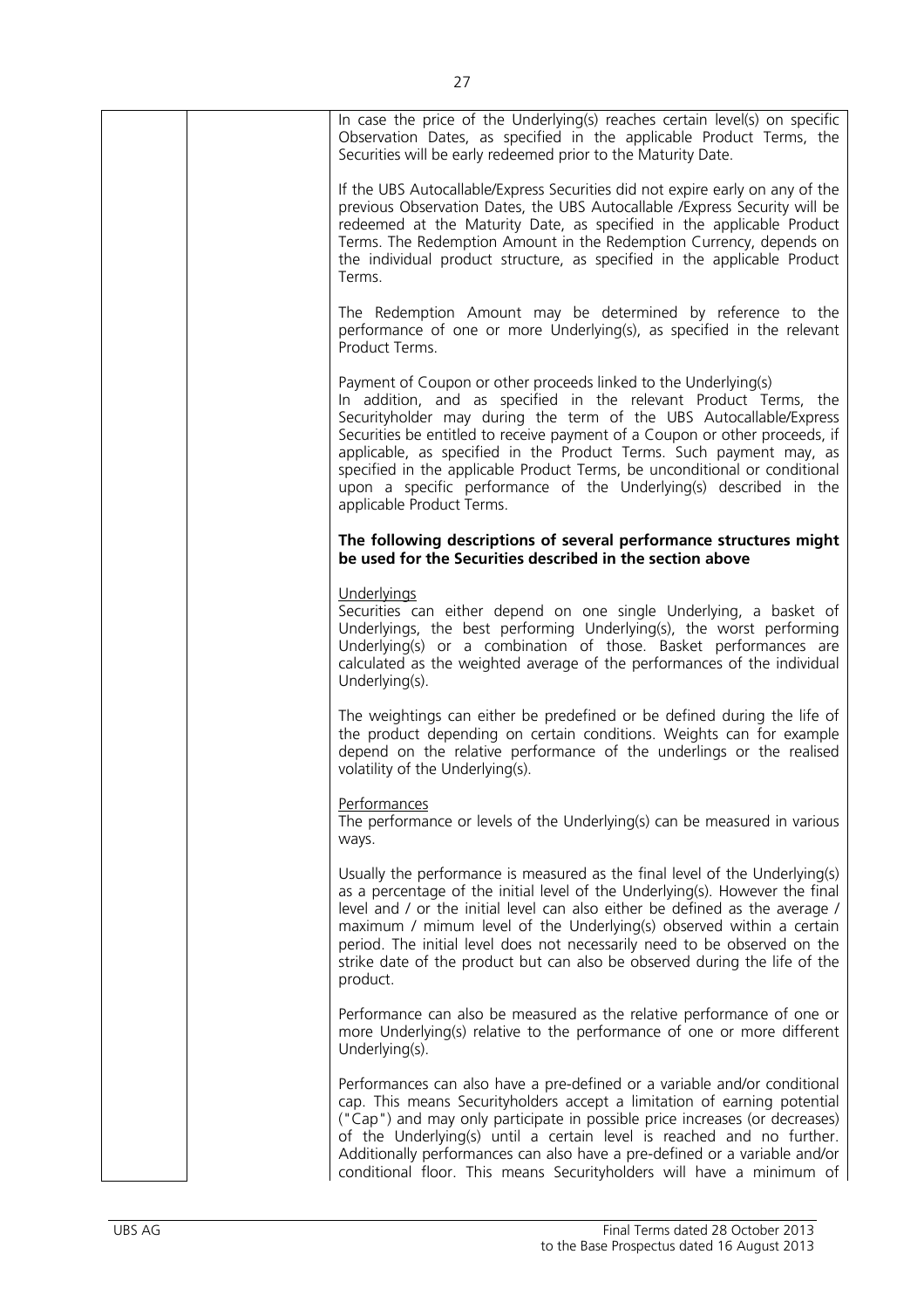In case the price of the Underlying(s) reaches certain level(s) on specific Observation Dates, as specified in the applicable Product Terms, the Securities will be early redeemed prior to the Maturity Date.

If the UBS Autocallable/Express Securities did not expire early on any of the previous Observation Dates, the UBS Autocallable /Express Security will be redeemed at the Maturity Date, as specified in the applicable Product Terms. The Redemption Amount in the Redemption Currency, depends on the individual product structure, as specified in the applicable Product Terms.

The Redemption Amount may be determined by reference to the performance of one or more Underlying(s), as specified in the relevant Product Terms.

Payment of Coupon or other proceeds linked to the Underlying(s)
In addition, and as specified in the relevant Product Terms, the Securityholder may during the term of the UBS Autocallable/Express Securities be entitled to receive payment of a Coupon or other proceeds, if applicable, as specified in the Product Terms. Such payment may, as specified in the applicable Product Terms, be unconditional or conditional upon a specific performance of the Underlying(s) described in the applicable Product Terms.

**The following descriptions of several performance structures might be used for the Securities described in the section above**

Underlyings
Securities can either depend on one single Underlying, a basket of Underlyings, the best performing Underlying(s), the worst performing Underlying(s) or a combination of those. Basket performances are calculated as the weighted average of the performances of the individual Underlying(s).

The weightings can either be predefined or be defined during the life of the product depending on certain conditions. Weights can for example depend on the relative performance of the underlings or the realised volatility of the Underlying(s).

Performances
The performance or levels of the Underlying(s) can be measured in various ways.

Usually the performance is measured as the final level of the Underlying(s) as a percentage of the initial level of the Underlying(s). However the final level and / or the initial level can also either be defined as the average / maximum / mimum level of the Underlying(s) observed within a certain period. The initial level does not necessarily need to be observed on the strike date of the product but can also be observed during the life of the product.

Performance can also be measured as the relative performance of one or more Underlying(s) relative to the performance of one or more different Underlying(s).

Performances can also have a pre-defined or a variable and/or conditional cap. This means Securityholders accept a limitation of earning potential ("Cap") and may only participate in possible price increases (or decreases) of the Underlying(s) until a certain level is reached and no further. Additionally performances can also have a pre-defined or a variable and/or conditional floor. This means Securityholders will have a minimum of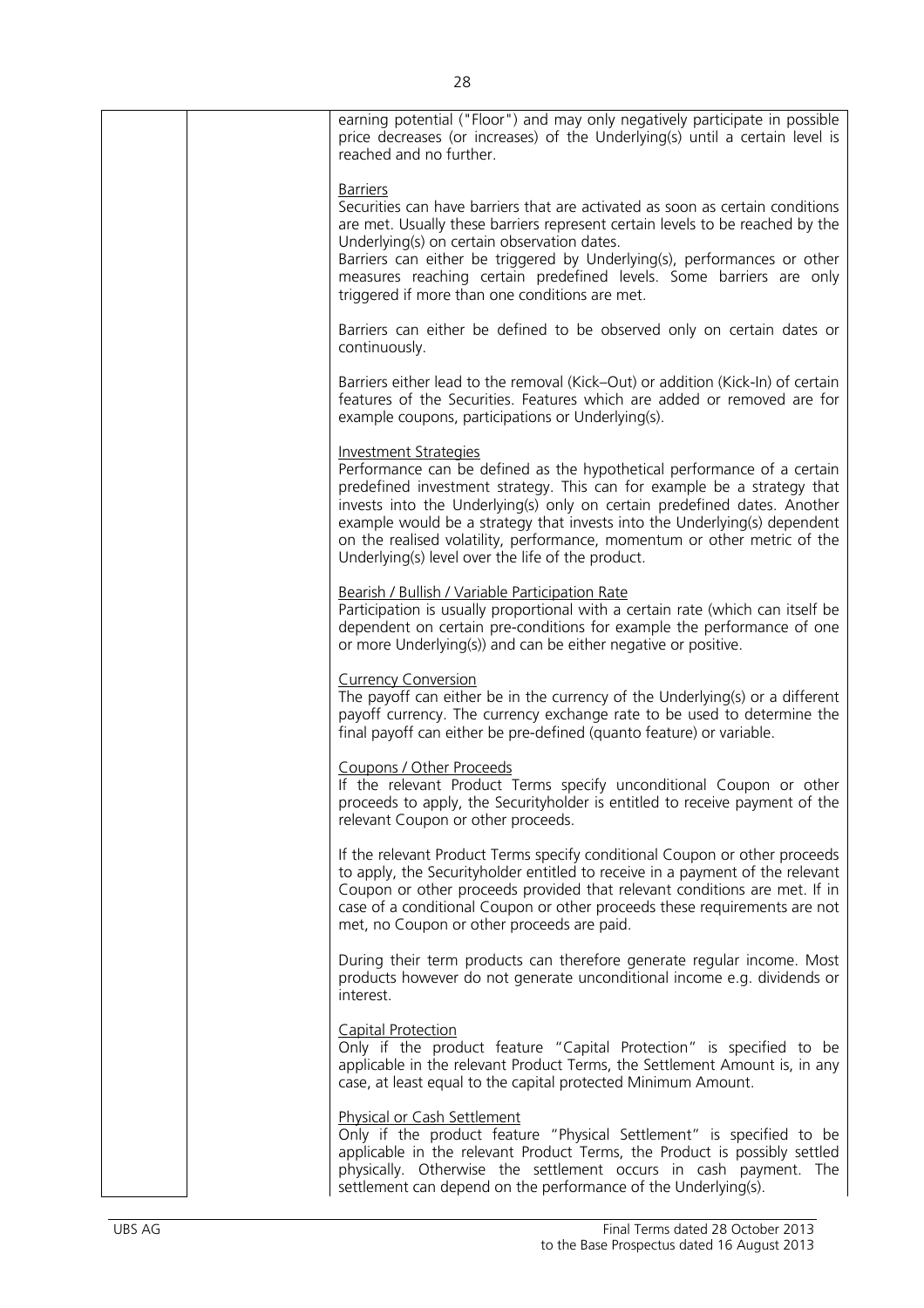earning potential ("Floor") and may only negatively participate in possible price decreases (or increases) of the Underlying(s) until a certain level is reached and no further.

<u>Barriers</u>
Securities can have barriers that are activated as soon as certain conditions are met. Usually these barriers represent certain levels to be reached by the Underlying(s) on certain observation dates.
Barriers can either be triggered by Underlying(s), performances or other measures reaching certain predefined levels. Some barriers are only triggered if more than one conditions are met.

Barriers can either be defined to be observed only on certain dates or continuously.

Barriers either lead to the removal (Kick–Out) or addition (Kick-In) of certain features of the Securities. Features which are added or removed are for example coupons, participations or Underlying(s).

<u>Investment Strategies</u>
Performance can be defined as the hypothetical performance of a certain predefined investment strategy. This can for example be a strategy that invests into the Underlying(s) only on certain predefined dates. Another example would be a strategy that invests into the Underlying(s) dependent on the realised volatility, performance, momentum or other metric of the Underlying(s) level over the life of the product.

<u>Bearish / Bullish / Variable Participation Rate</u>
Participation is usually proportional with a certain rate (which can itself be dependent on certain pre-conditions for example the performance of one or more Underlying(s)) and can be either negative or positive.

<u>Currency Conversion</u>
The payoff can either be in the currency of the Underlying(s) or a different payoff currency. The currency exchange rate to be used to determine the final payoff can either be pre-defined (quanto feature) or variable.

<u>Coupons / Other Proceeds</u>
If the relevant Product Terms specify unconditional Coupon or other proceeds to apply, the Securityholder is entitled to receive payment of the relevant Coupon or other proceeds.

If the relevant Product Terms specify conditional Coupon or other proceeds to apply, the Securityholder entitled to receive in a payment of the relevant Coupon or other proceeds provided that relevant conditions are met. If in case of a conditional Coupon or other proceeds these requirements are not met, no Coupon or other proceeds are paid.

During their term products can therefore generate regular income. Most products however do not generate unconditional income e.g. dividends or interest.

<u>Capital Protection</u>
Only if the product feature "Capital Protection" is specified to be applicable in the relevant Product Terms, the Settlement Amount is, in any case, at least equal to the capital protected Minimum Amount.

<u>Physical or Cash Settlement</u>
Only if the product feature "Physical Settlement" is specified to be applicable in the relevant Product Terms, the Product is possibly settled physically. Otherwise the settlement occurs in cash payment. The settlement can depend on the performance of the Underlying(s).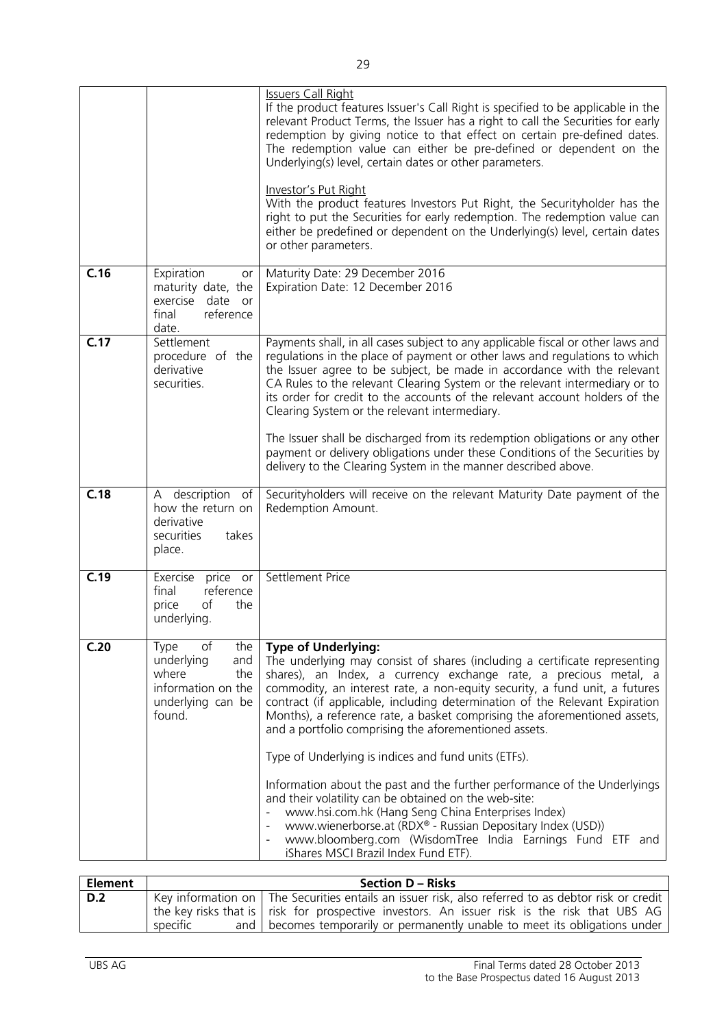| | | |
|---|---|---|
| | | Issuers Call Right<br>If the product features Issuer's Call Right is specified to be applicable in the relevant Product Terms, the Issuer has a right to call the Securities for early redemption by giving notice to that effect on certain pre-defined dates. The redemption value can either be pre-defined or dependent on the Underlying(s) level, certain dates or other parameters.<br><br>Investor's Put Right<br>With the product features Investors Put Right, the Securityholder has the right to put the Securities for early redemption. The redemption value can either be predefined or dependent on the Underlying(s) level, certain dates or other parameters. |
| **C.16** | Expiration or maturity date, the exercise date or final reference date. | Maturity Date: 29 December 2016<br>Expiration Date: 12 December 2016 |
| **C.17** | Settlement procedure of the derivative securities. | Payments shall, in all cases subject to any applicable fiscal or other laws and regulations in the place of payment or other laws and regulations to which the Issuer agree to be subject, be made in accordance with the relevant CA Rules to the relevant Clearing System or the relevant intermediary or to its order for credit to the accounts of the relevant account holders of the Clearing System or the relevant intermediary.<br><br>The Issuer shall be discharged from its redemption obligations or any other payment or delivery obligations under these Conditions of the Securities by delivery to the Clearing System in the manner described above. |
| **C.18** | A description of how the return on derivative securities takes place. | Securityholders will receive on the relevant Maturity Date payment of the Redemption Amount. |
| **C.19** | Exercise price or final reference price of the underlying. | Settlement Price |
| **C.20** | Type of the underlying and where the information on the underlying can be found. | **Type of Underlying:**<br>The underlying may consist of shares (including a certificate representing shares), an Index, a currency exchange rate, a precious metal, a commodity, an interest rate, a non-equity security, a fund unit, a futures contract (if applicable, including determination of the Relevant Expiration Months), a reference rate, a basket comprising the aforementioned assets, and a portfolio comprising the aforementioned assets.<br><br>Type of Underlying is indices and fund units (ETFs).<br><br>Information about the past and the further performance of the Underlyings and their volatility can be obtained on the web-site:<br>- www.hsi.com.hk (Hang Seng China Enterprises Index)<br>- www.wienerborse.at (RDX® - Russian Depositary Index (USD))<br>- www.bloomberg.com (WisdomTree India Earnings Fund ETF and iShares MSCI Brazil Index Fund ETF). |

| Element | Section D – Risks | |
|---|---|---|
| **D.2** | Key information on the key risks that is specific and | The Securities entails an issuer risk, also referred to as debtor risk or credit risk for prospective investors. An issuer risk is the risk that UBS AG becomes temporarily or permanently unable to meet its obligations under |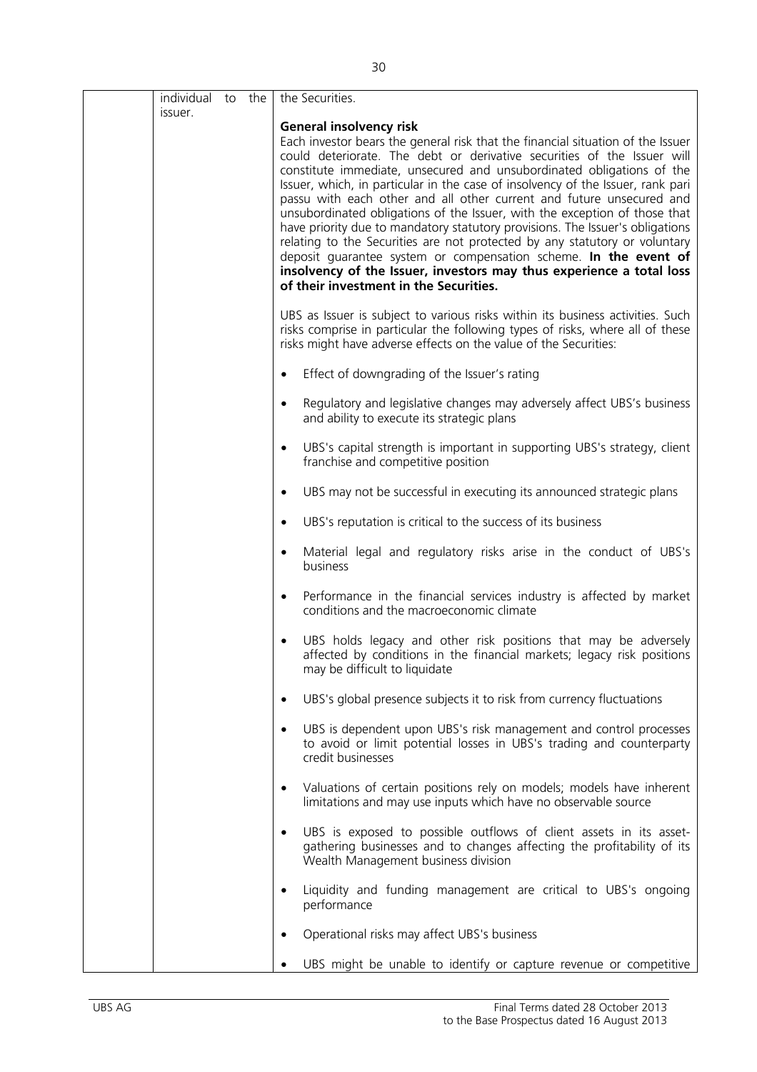| | individual to the issuer. | the Securities.<br><br>**General insolvency risk**<br>Each investor bears the general risk that the financial situation of the Issuer could deteriorate. The debt or derivative securities of the Issuer will constitute immediate, unsecured and unsubordinated obligations of the Issuer, which, in particular in the case of insolvency of the Issuer, rank pari passu with each other and all other current and future unsecured and unsubordinated obligations of the Issuer, with the exception of those that have priority due to mandatory statutory provisions. The Issuer's obligations relating to the Securities are not protected by any statutory or voluntary deposit guarantee system or compensation scheme. **In the event of insolvency of the Issuer, investors may thus experience a total loss of their investment in the Securities.**<br><br>UBS as Issuer is subject to various risks within its business activities. Such risks comprise in particular the following types of risks, where all of these risks might have adverse effects on the value of the Securities:<br><br>• Effect of downgrading of the Issuer's rating<br><br>• Regulatory and legislative changes may adversely affect UBS's business and ability to execute its strategic plans<br><br>• UBS's capital strength is important in supporting UBS's strategy, client franchise and competitive position<br><br>• UBS may not be successful in executing its announced strategic plans<br><br>• UBS's reputation is critical to the success of its business<br><br>• Material legal and regulatory risks arise in the conduct of UBS's business<br><br>• Performance in the financial services industry is affected by market conditions and the macroeconomic climate<br><br>• UBS holds legacy and other risk positions that may be adversely affected by conditions in the financial markets; legacy risk positions may be difficult to liquidate<br><br>• UBS's global presence subjects it to risk from currency fluctuations<br><br>• UBS is dependent upon UBS's risk management and control processes to avoid or limit potential losses in UBS's trading and counterparty credit businesses<br><br>• Valuations of certain positions rely on models; models have inherent limitations and may use inputs which have no observable source<br><br>• UBS is exposed to possible outflows of client assets in its asset-gathering businesses and to changes affecting the profitability of its Wealth Management business division<br><br>• Liquidity and funding management are critical to UBS's ongoing performance<br><br>• Operational risks may affect UBS's business<br><br>• UBS might be unable to identify or capture revenue or competitive |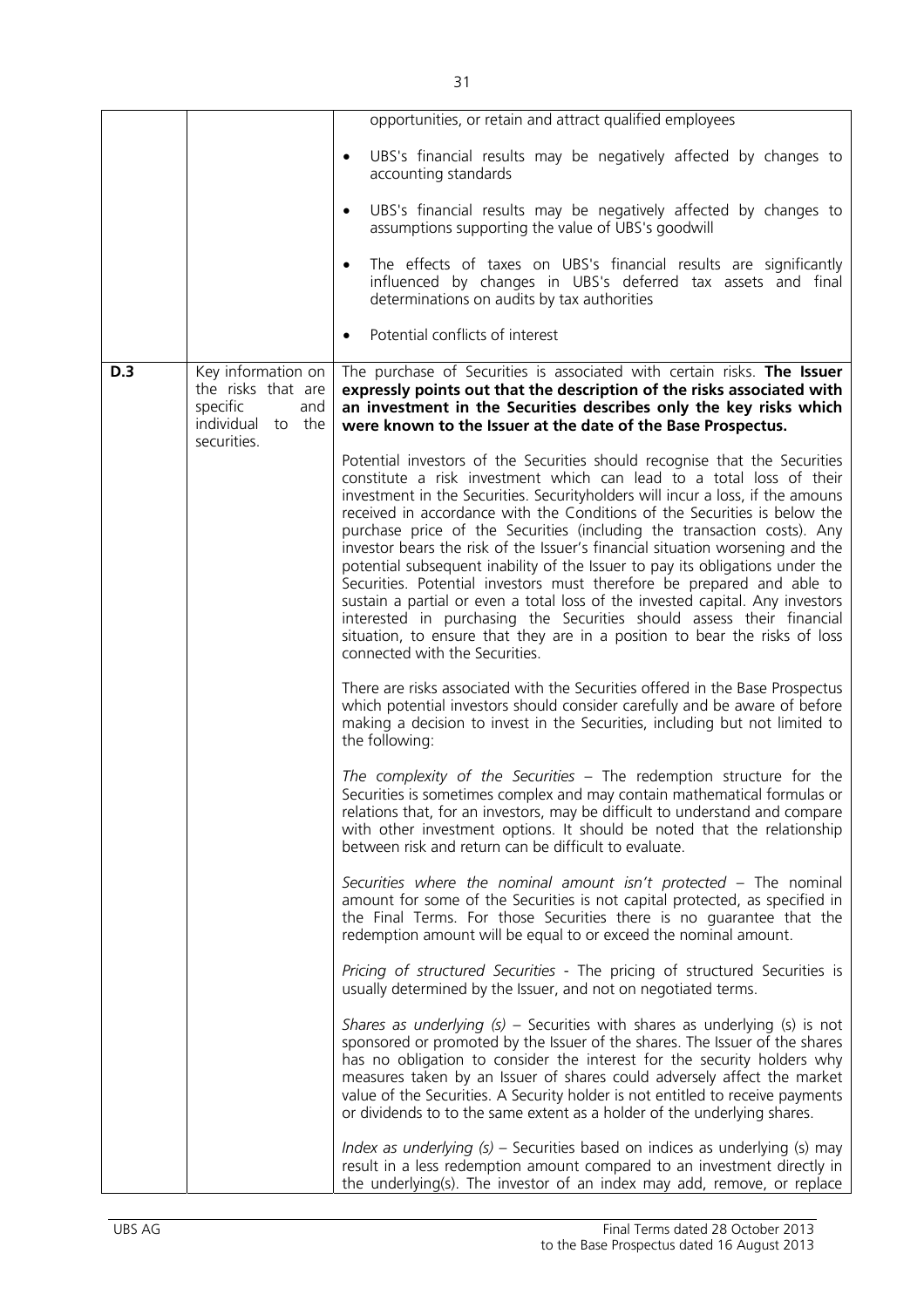| | | |
|---|---|---|
| | | opportunities, or retain and attract qualified employees<br><br>• UBS's financial results may be negatively affected by changes to accounting standards<br><br>• UBS's financial results may be negatively affected by changes to assumptions supporting the value of UBS's goodwill<br><br>• The effects of taxes on UBS's financial results are significantly influenced by changes in UBS's deferred tax assets and final determinations on audits by tax authorities<br><br>• Potential conflicts of interest |
| **D.3** | Key information on the risks that are specific and individual to the securities. | The purchase of Securities is associated with certain risks. **The Issuer expressly points out that the description of the risks associated with an investment in the Securities describes only the key risks which were known to the Issuer at the date of the Base Prospectus.**<br><br>Potential investors of the Securities should recognise that the Securities constitute a risk investment which can lead to a total loss of their investment in the Securities. Securityholders will incur a loss, if the amouns received in accordance with the Conditions of the Securities is below the purchase price of the Securities (including the transaction costs). Any investor bears the risk of the Issuer's financial situation worsening and the potential subsequent inability of the Issuer to pay its obligations under the Securities. Potential investors must therefore be prepared and able to sustain a partial or even a total loss of the invested capital. Any investors interested in purchasing the Securities should assess their financial situation, to ensure that they are in a position to bear the risks of loss connected with the Securities.<br><br>There are risks associated with the Securities offered in the Base Prospectus which potential investors should consider carefully and be aware of before making a decision to invest in the Securities, including but not limited to the following:<br><br>*The complexity of the Securities* – The redemption structure for the Securities is sometimes complex and may contain mathematical formulas or relations that, for an investors, may be difficult to understand and compare with other investment options. It should be noted that the relationship between risk and return can be difficult to evaluate.<br><br>*Securities where the nominal amount isn't protected* – The nominal amount for some of the Securities is not capital protected, as specified in the Final Terms. For those Securities there is no guarantee that the redemption amount will be equal to or exceed the nominal amount.<br><br>*Pricing of structured Securities* - The pricing of structured Securities is usually determined by the Issuer, and not on negotiated terms.<br><br>*Shares as underlying (s)* – Securities with shares as underlying (s) is not sponsored or promoted by the Issuer of the shares. The Issuer of the shares has no obligation to consider the interest for the security holders why measures taken by an Issuer of shares could adversely affect the market value of the Securities. A Security holder is not entitled to receive payments or dividends to to the same extent as a holder of the underlying shares.<br><br>*Index as underlying (s)* – Securities based on indices as underlying (s) may result in a less redemption amount compared to an investment directly in the underlying(s). The investor of an index may add, remove, or replace |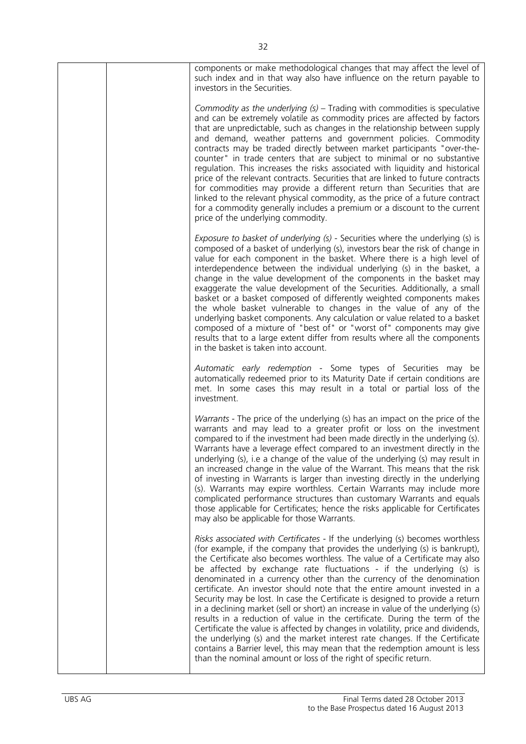|  |  | components or make methodological changes that may affect the level of such index and in that way also have influence on the return payable to investors in the Securities.<br><br>*Commodity as the underlying (s)* – Trading with commodities is speculative and can be extremely volatile as commodity prices are affected by factors that are unpredictable, such as changes in the relationship between supply and demand, weather patterns and government policies. Commodity contracts may be traded directly between market participants "over-the-counter" in trade centers that are subject to minimal or no substantive regulation. This increases the risks associated with liquidity and historical price of the relevant contracts. Securities that are linked to future contracts for commodities may provide a different return than Securities that are linked to the relevant physical commodity, as the price of a future contract for a commodity generally includes a premium or a discount to the current price of the underlying commodity.<br><br>*Exposure to basket of underlying (s)* - Securities where the underlying (s) is composed of a basket of underlying (s), investors bear the risk of change in value for each component in the basket. Where there is a high level of interdependence between the individual underlying (s) in the basket, a change in the value development of the components in the basket may exaggerate the value development of the Securities. Additionally, a small basket or a basket composed of differently weighted components makes the whole basket vulnerable to changes in the value of any of the underlying basket components. Any calculation or value related to a basket composed of a mixture of "best of" or "worst of" components may give results that to a large extent differ from results where all the components in the basket is taken into account.<br><br>*Automatic early redemption* - Some types of Securities may be automatically redeemed prior to its Maturity Date if certain conditions are met. In some cases this may result in a total or partial loss of the investment.<br><br>*Warrants* - The price of the underlying (s) has an impact on the price of the warrants and may lead to a greater profit or loss on the investment compared to if the investment had been made directly in the underlying (s). Warrants have a leverage effect compared to an investment directly in the underlying (s), i.e a change of the value of the underlying (s) may result in an increased change in the value of the Warrant. This means that the risk of investing in Warrants is larger than investing directly in the underlying (s). Warrants may expire worthless. Certain Warrants may include more complicated performance structures than customary Warrants and equals those applicable for Certificates; hence the risks applicable for Certificates may also be applicable for those Warrants.<br><br>*Risks associated with Certificates* - If the underlying (s) becomes worthless (for example, if the company that provides the underlying (s) is bankrupt), the Certificate also becomes worthless. The value of a Certificate may also be affected by exchange rate fluctuations - if the underlying (s) is denominated in a currency other than the currency of the denomination certificate. An investor should note that the entire amount invested in a Security may be lost. In case the Certificate is designed to provide a return in a declining market (sell or short) an increase in value of the underlying (s) results in a reduction of value in the certificate. During the term of the Certificate the value is affected by changes in volatility, price and dividends, the underlying (s) and the market interest rate changes. If the Certificate contains a Barrier level, this may mean that the redemption amount is less than the nominal amount or loss of the right of specific return. |
|---|---|---|

UBS AG

Final Terms dated 28 October 2013
to the Base Prospectus dated 16 August 2013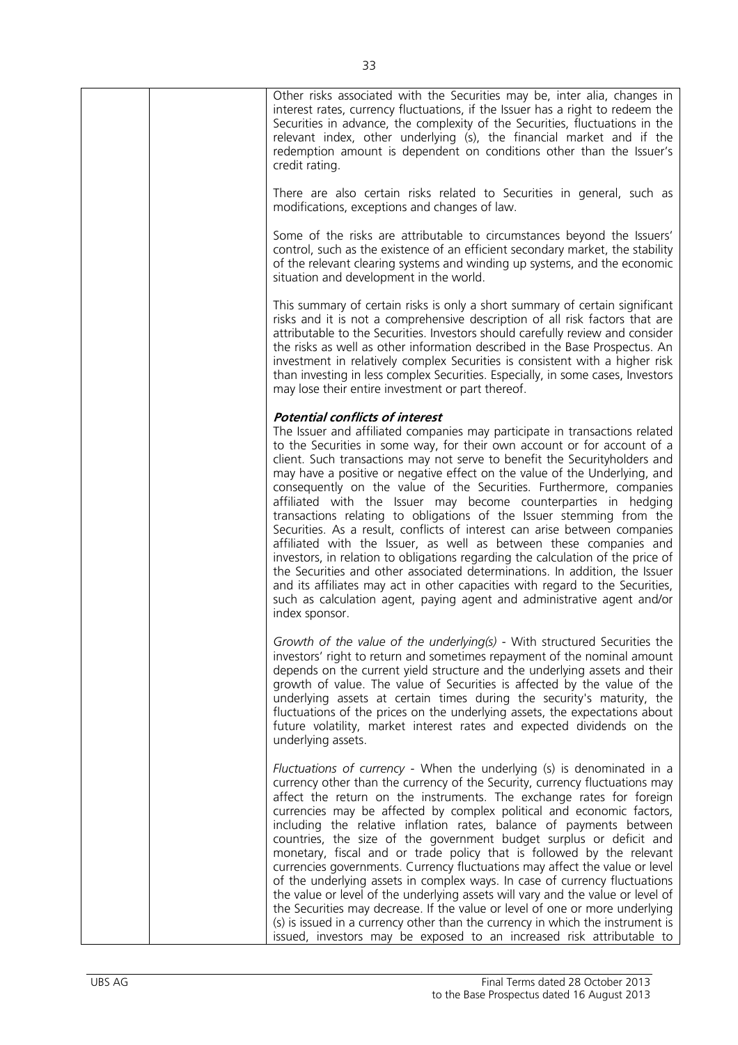| | | Other risks associated with the Securities may be, inter alia, changes in interest rates, currency fluctuations, if the Issuer has a right to redeem the Securities in advance, the complexity of the Securities, fluctuations in the relevant index, other underlying (s), the financial market and if the redemption amount is dependent on conditions other than the Issuer's credit rating.<br><br>There are also certain risks related to Securities in general, such as modifications, exceptions and changes of law.<br><br>Some of the risks are attributable to circumstances beyond the Issuers' control, such as the existence of an efficient secondary market, the stability of the relevant clearing systems and winding up systems, and the economic situation and development in the world.<br><br>This summary of certain risks is only a short summary of certain significant risks and it is not a comprehensive description of all risk factors that are attributable to the Securities. Investors should carefully review and consider the risks as well as other information described in the Base Prospectus. An investment in relatively complex Securities is consistent with a higher risk than investing in less complex Securities. Especially, in some cases, Investors may lose their entire investment or part thereof.<br><br>***Potential conflicts of interest***<br>The Issuer and affiliated companies may participate in transactions related to the Securities in some way, for their own account or for account of a client. Such transactions may not serve to benefit the Securityholders and may have a positive or negative effect on the value of the Underlying, and consequently on the value of the Securities. Furthermore, companies affiliated with the Issuer may become counterparties in hedging transactions relating to obligations of the Issuer stemming from the Securities. As a result, conflicts of interest can arise between companies affiliated with the Issuer, as well as between these companies and investors, in relation to obligations regarding the calculation of the price of the Securities and other associated determinations. In addition, the Issuer and its affiliates may act in other capacities with regard to the Securities, such as calculation agent, paying agent and administrative agent and/or index sponsor.<br><br>*Growth of the value of the underlying(s)* - With structured Securities the investors' right to return and sometimes repayment of the nominal amount depends on the current yield structure and the underlying assets and their growth of value. The value of Securities is affected by the value of the underlying assets at certain times during the security's maturity, the fluctuations of the prices on the underlying assets, the expectations about future volatility, market interest rates and expected dividends on the underlying assets.<br><br>*Fluctuations of currency* - When the underlying (s) is denominated in a currency other than the currency of the Security, currency fluctuations may affect the return on the instruments. The exchange rates for foreign currencies may be affected by complex political and economic factors, including the relative inflation rates, balance of payments between countries, the size of the government budget surplus or deficit and monetary, fiscal and or trade policy that is followed by the relevant currencies governments. Currency fluctuations may affect the value or level of the underlying assets in complex ways. In case of currency fluctuations the value or level of the underlying assets will vary and the value or level of the Securities may decrease. If the value or level of one or more underlying (s) is issued in a currency other than the currency in which the instrument is issued, investors may be exposed to an increased risk attributable to |
|---|---|---|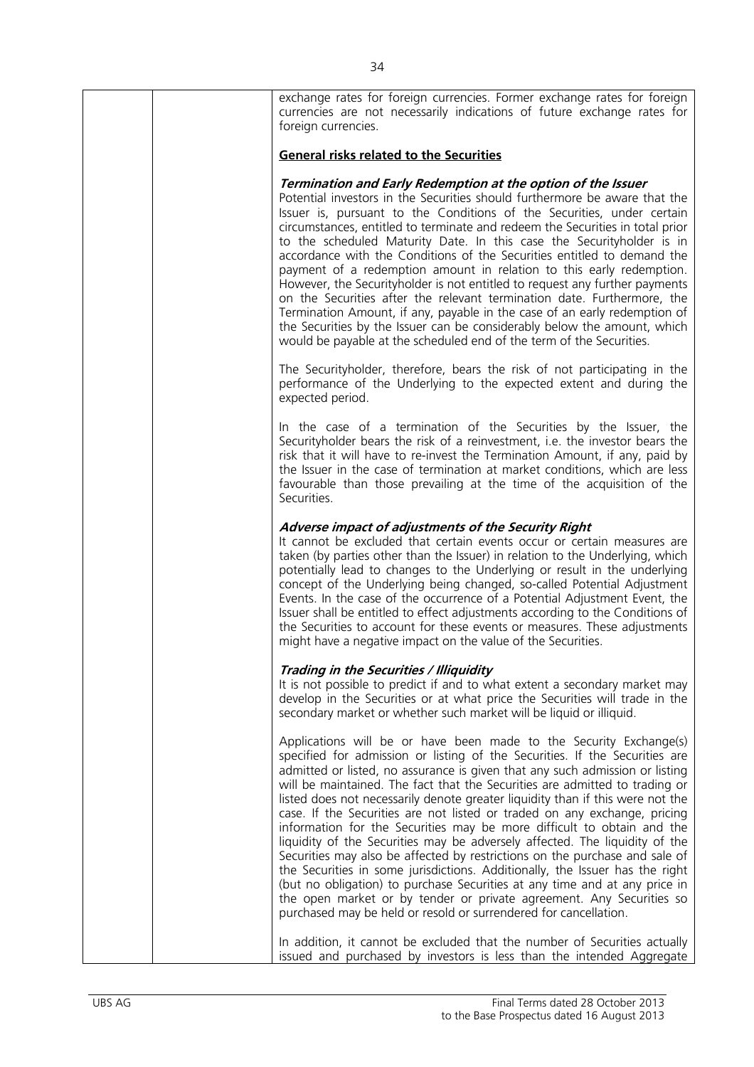exchange rates for foreign currencies. Former exchange rates for foreign currencies are not necessarily indications of future exchange rates for foreign currencies.

**General risks related to the Securities**

***Termination and Early Redemption at the option of the Issuer***
Potential investors in the Securities should furthermore be aware that the Issuer is, pursuant to the Conditions of the Securities, under certain circumstances, entitled to terminate and redeem the Securities in total prior to the scheduled Maturity Date. In this case the Securityholder is in accordance with the Conditions of the Securities entitled to demand the payment of a redemption amount in relation to this early redemption. However, the Securityholder is not entitled to request any further payments on the Securities after the relevant termination date. Furthermore, the Termination Amount, if any, payable in the case of an early redemption of the Securities by the Issuer can be considerably below the amount, which would be payable at the scheduled end of the term of the Securities.

The Securityholder, therefore, bears the risk of not participating in the performance of the Underlying to the expected extent and during the expected period.

In the case of a termination of the Securities by the Issuer, the Securityholder bears the risk of a reinvestment, i.e. the investor bears the risk that it will have to re-invest the Termination Amount, if any, paid by the Issuer in the case of termination at market conditions, which are less favourable than those prevailing at the time of the acquisition of the Securities.

***Adverse impact of adjustments of the Security Right***
It cannot be excluded that certain events occur or certain measures are taken (by parties other than the Issuer) in relation to the Underlying, which potentially lead to changes to the Underlying or result in the underlying concept of the Underlying being changed, so-called Potential Adjustment Events. In the case of the occurrence of a Potential Adjustment Event, the Issuer shall be entitled to effect adjustments according to the Conditions of the Securities to account for these events or measures. These adjustments might have a negative impact on the value of the Securities.

***Trading in the Securities / Illiquidity***
It is not possible to predict if and to what extent a secondary market may develop in the Securities or at what price the Securities will trade in the secondary market or whether such market will be liquid or illiquid.

Applications will be or have been made to the Security Exchange(s) specified for admission or listing of the Securities. If the Securities are admitted or listed, no assurance is given that any such admission or listing will be maintained. The fact that the Securities are admitted to trading or listed does not necessarily denote greater liquidity than if this were not the case. If the Securities are not listed or traded on any exchange, pricing information for the Securities may be more difficult to obtain and the liquidity of the Securities may be adversely affected. The liquidity of the Securities may also be affected by restrictions on the purchase and sale of the Securities in some jurisdictions. Additionally, the Issuer has the right (but no obligation) to purchase Securities at any time and at any price in the open market or by tender or private agreement. Any Securities so purchased may be held or resold or surrendered for cancellation.

In addition, it cannot be excluded that the number of Securities actually issued and purchased by investors is less than the intended Aggregate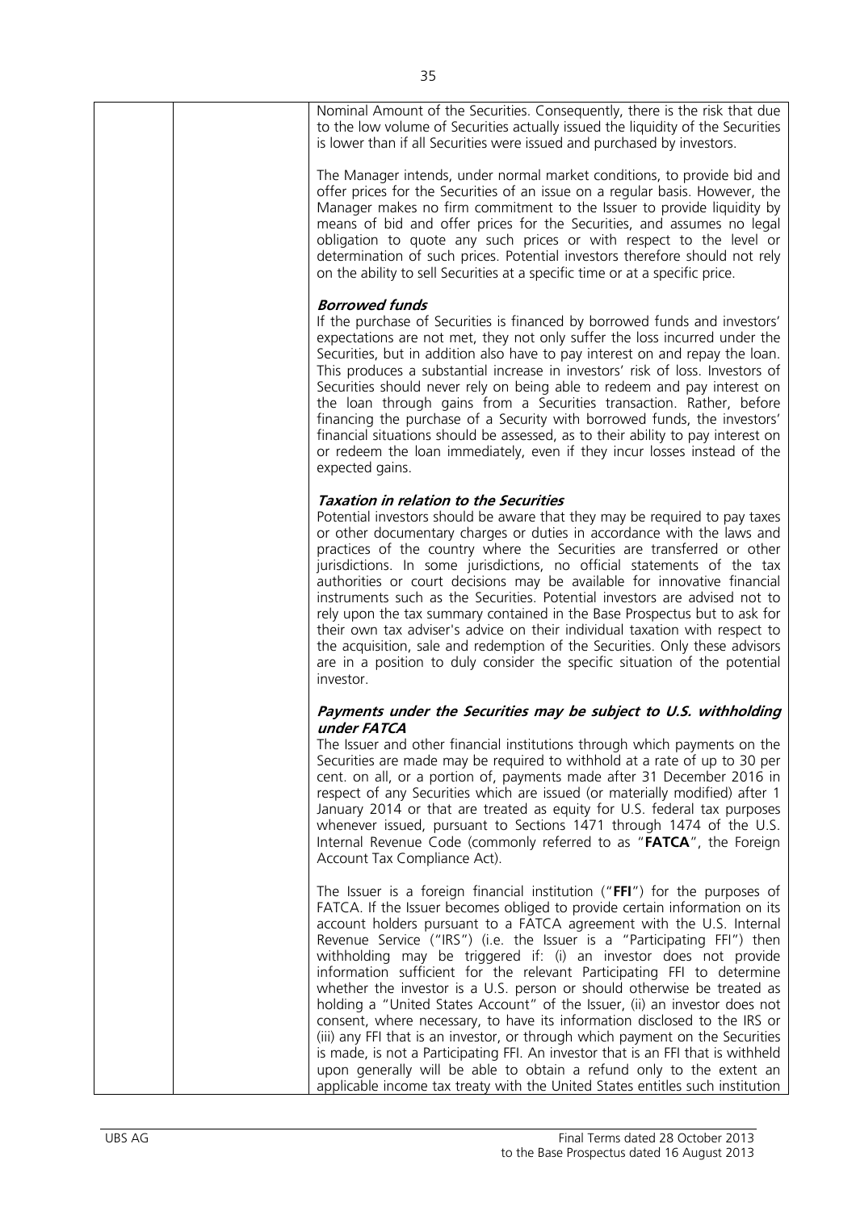Nominal Amount of the Securities. Consequently, there is the risk that due to the low volume of Securities actually issued the liquidity of the Securities is lower than if all Securities were issued and purchased by investors.

The Manager intends, under normal market conditions, to provide bid and offer prices for the Securities of an issue on a regular basis. However, the Manager makes no firm commitment to the Issuer to provide liquidity by means of bid and offer prices for the Securities, and assumes no legal obligation to quote any such prices or with respect to the level or determination of such prices. Potential investors therefore should not rely on the ability to sell Securities at a specific time or at a specific price.

***Borrowed funds***

If the purchase of Securities is financed by borrowed funds and investors' expectations are not met, they not only suffer the loss incurred under the Securities, but in addition also have to pay interest on and repay the loan. This produces a substantial increase in investors' risk of loss. Investors of Securities should never rely on being able to redeem and pay interest on the loan through gains from a Securities transaction. Rather, before financing the purchase of a Security with borrowed funds, the investors' financial situations should be assessed, as to their ability to pay interest on or redeem the loan immediately, even if they incur losses instead of the expected gains.

***Taxation in relation to the Securities***

Potential investors should be aware that they may be required to pay taxes or other documentary charges or duties in accordance with the laws and practices of the country where the Securities are transferred or other jurisdictions. In some jurisdictions, no official statements of the tax authorities or court decisions may be available for innovative financial instruments such as the Securities. Potential investors are advised not to rely upon the tax summary contained in the Base Prospectus but to ask for their own tax adviser's advice on their individual taxation with respect to the acquisition, sale and redemption of the Securities. Only these advisors are in a position to duly consider the specific situation of the potential investor.

***Payments under the Securities may be subject to U.S. withholding under FATCA***

The Issuer and other financial institutions through which payments on the Securities are made may be required to withhold at a rate of up to 30 per cent. on all, or a portion of, payments made after 31 December 2016 in respect of any Securities which are issued (or materially modified) after 1 January 2014 or that are treated as equity for U.S. federal tax purposes whenever issued, pursuant to Sections 1471 through 1474 of the U.S. Internal Revenue Code (commonly referred to as "**FATCA**", the Foreign Account Tax Compliance Act).

The Issuer is a foreign financial institution ("**FFI**") for the purposes of FATCA. If the Issuer becomes obliged to provide certain information on its account holders pursuant to a FATCA agreement with the U.S. Internal Revenue Service ("IRS") (i.e. the Issuer is a "Participating FFI") then withholding may be triggered if: (i) an investor does not provide information sufficient for the relevant Participating FFI to determine whether the investor is a U.S. person or should otherwise be treated as holding a "United States Account" of the Issuer, (ii) an investor does not consent, where necessary, to have its information disclosed to the IRS or (iii) any FFI that is an investor, or through which payment on the Securities is made, is not a Participating FFI. An investor that is an FFI that is withheld upon generally will be able to obtain a refund only to the extent an applicable income tax treaty with the United States entitles such institution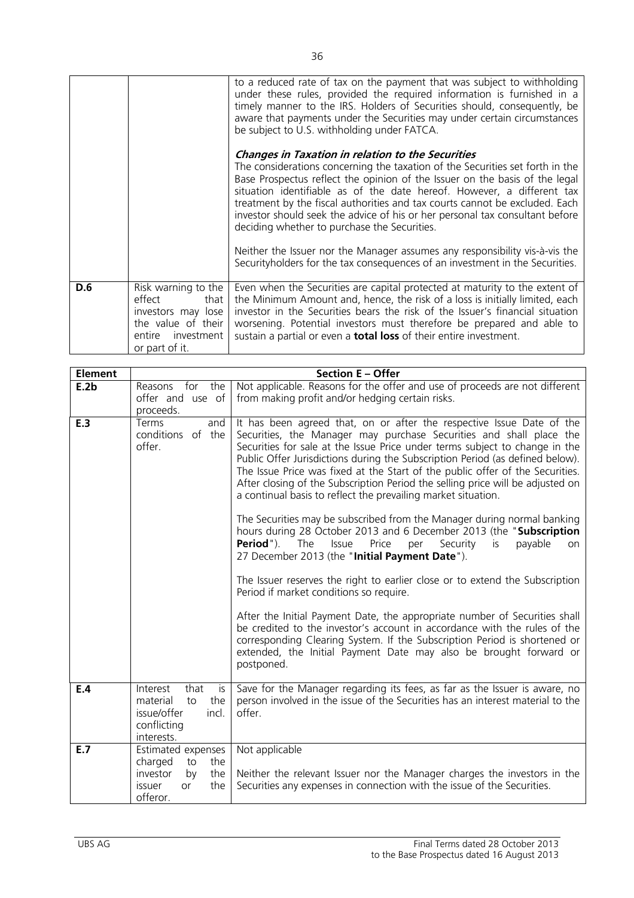| | | |
|---|---|---|
| | | to a reduced rate of tax on the payment that was subject to withholding under these rules, provided the required information is furnished in a timely manner to the IRS. Holders of Securities should, consequently, be aware that payments under the Securities may under certain circumstances be subject to U.S. withholding under FATCA.<br><br>***Changes in Taxation in relation to the Securities***<br>The considerations concerning the taxation of the Securities set forth in the Base Prospectus reflect the opinion of the Issuer on the basis of the legal situation identifiable as of the date hereof. However, a different tax treatment by the fiscal authorities and tax courts cannot be excluded. Each investor should seek the advice of his or her personal tax consultant before deciding whether to purchase the Securities.<br><br>Neither the Issuer nor the Manager assumes any responsibility vis-à-vis the Securityholders for the tax consequences of an investment in the Securities. |
| **D.6** | Risk warning to the effect that investors may lose the value of their entire investment or part of it. | Even when the Securities are capital protected at maturity to the extent of the Minimum Amount and, hence, the risk of a loss is initially limited, each investor in the Securities bears the risk of the Issuer's financial situation worsening. Potential investors must therefore be prepared and able to sustain a partial or even a **total loss** of their entire investment. |

| **Element** | **Section E – Offer** | |
|---|---|---|
| **E.2b** | Reasons for the offer and use of proceeds. | Not applicable. Reasons for the offer and use of proceeds are not different from making profit and/or hedging certain risks. |
| **E.3** | Terms and conditions of the offer. | It has been agreed that, on or after the respective Issue Date of the Securities, the Manager may purchase Securities and shall place the Securities for sale at the Issue Price under terms subject to change in the Public Offer Jurisdictions during the Subscription Period (as defined below). The Issue Price was fixed at the Start of the public offer of the Securities. After closing of the Subscription Period the selling price will be adjusted on a continual basis to reflect the prevailing market situation.<br><br>The Securities may be subscribed from the Manager during normal banking hours during 28 October 2013 and 6 December 2013 (the "**Subscription Period**"). The Issue Price per Security is payable on 27 December 2013 (the "**Initial Payment Date**").<br><br>The Issuer reserves the right to earlier close or to extend the Subscription Period if market conditions so require.<br><br>After the Initial Payment Date, the appropriate number of Securities shall be credited to the investor's account in accordance with the rules of the corresponding Clearing System. If the Subscription Period is shortened or extended, the Initial Payment Date may also be brought forward or postponed. |
| **E.4** | Interest that is material to the issue/offer incl. conflicting interests. | Save for the Manager regarding its fees, as far as the Issuer is aware, no person involved in the issue of the Securities has an interest material to the offer. |
| **E.7** | Estimated expenses charged to the investor by the issuer or the offeror. | Not applicable<br><br>Neither the relevant Issuer nor the Manager charges the investors in the Securities any expenses in connection with the issue of the Securities. |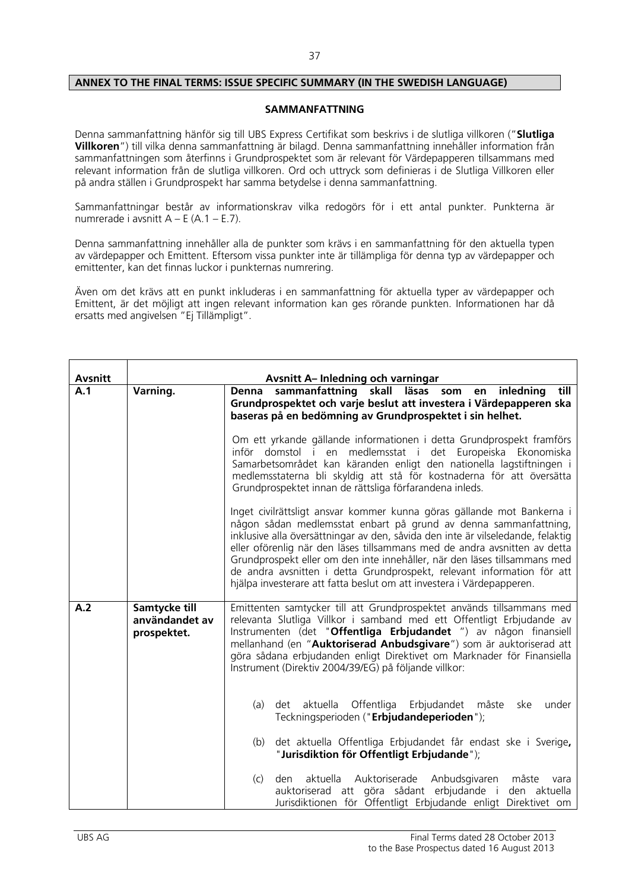**ANNEX TO THE FINAL TERMS: ISSUE SPECIFIC SUMMARY (IN THE SWEDISH LANGUAGE)**

**SAMMANFATTNING**

Denna sammanfattning hänför sig till UBS Express Certifikat som beskrivs i de slutliga villkoren ("**Slutliga Villkoren**") till vilka denna sammanfattning är bilagd. Denna sammanfattning innehåller information från sammanfattningen som återfinns i Grundprospektet som är relevant för Värdepapperen tillsammans med relevant information från de slutliga villkoren. Ord och uttryck som definieras i de Slutliga Villkoren eller på andra ställen i Grundprospekt har samma betydelse i denna sammanfattning.

Sammanfattningar består av informationskrav vilka redogörs för i ett antal punkter. Punkterna är numrerade i avsnitt A – E (A.1 – E.7).

Denna sammanfattning innehåller alla de punkter som krävs i en sammanfattning för den aktuella typen av värdepapper och Emittent. Eftersom vissa punkter inte är tillämpliga för denna typ av värdepapper och emittenter, kan det finnas luckor i punkternas numrering.

Även om det krävs att en punkt inkluderas i en sammanfattning för aktuella typer av värdepapper och Emittent, är det möjligt att ingen relevant information kan ges rörande punkten. Informationen har då ersatts med angivelsen "Ej Tillämpligt".

| **Avsnitt** | **Avsnitt A– Inledning och varningar** | |
|---|---|---|
| **A.1** | **Varning.** | **Denna sammanfattning skall läsas som en inledning till Grundprospektet och varje beslut att investera i Värdepapperen ska baseras på en bedömning av Grundprospektet i sin helhet.**<br><br>Om ett yrkande gällande informationen i detta Grundprospekt framförs inför domstol i en medlemsstat i det Europeiska Ekonomiska Samarbetsområdet kan käranden enligt den nationella lagstiftningen i medlemsstaterna bli skyldig att stå för kostnaderna för att översätta Grundprospektet innan de rättsliga förfarandena inleds.<br><br>Inget civilrättsligt ansvar kommer kunna göras gällande mot Bankerna i någon sådan medlemsstat enbart på grund av denna sammanfattning, inklusive alla översättningar av den, såvida den inte är vilseledande, felaktig eller oförenlig när den läses tillsammans med de andra avsnitten av detta Grundprospekt eller om den inte innehåller, när den läses tillsammans med de andra avsnitten i detta Grundprospekt, relevant information för att hjälpa investerare att fatta beslut om att investera i Värdepapperen. |
| **A.2** | **Samtycke till användandet av prospektet.** | Emittenten samtycker till att Grundprospektet används tillsammans med relevanta Slutliga Villkor i samband med ett Offentligt Erbjudande av Instrumenten (det "**Offentliga Erbjudandet** ") av någon finansiell mellanhand (en "**Auktoriserad Anbudsgivare**") som är auktoriserad att göra sådana erbjudanden enligt Direktivet om Marknader för Finansiella Instrument (Direktiv 2004/39/EG) på följande villkor:<br><br>(a) det aktuella Offentliga Erbjudandet måste ske under Teckningsperioden ("**Erbjudandeperioden**");<br><br>(b) det aktuella Offentliga Erbjudandet får endast ske i Sverige**,** "**Jurisdiktion för Offentligt Erbjudande**");<br><br>(c) den aktuella Auktoriserade Anbudsgivaren måste vara auktoriserad att göra sådant erbjudande i den aktuella Jurisdiktionen för Offentligt Erbjudande enligt Direktivet om |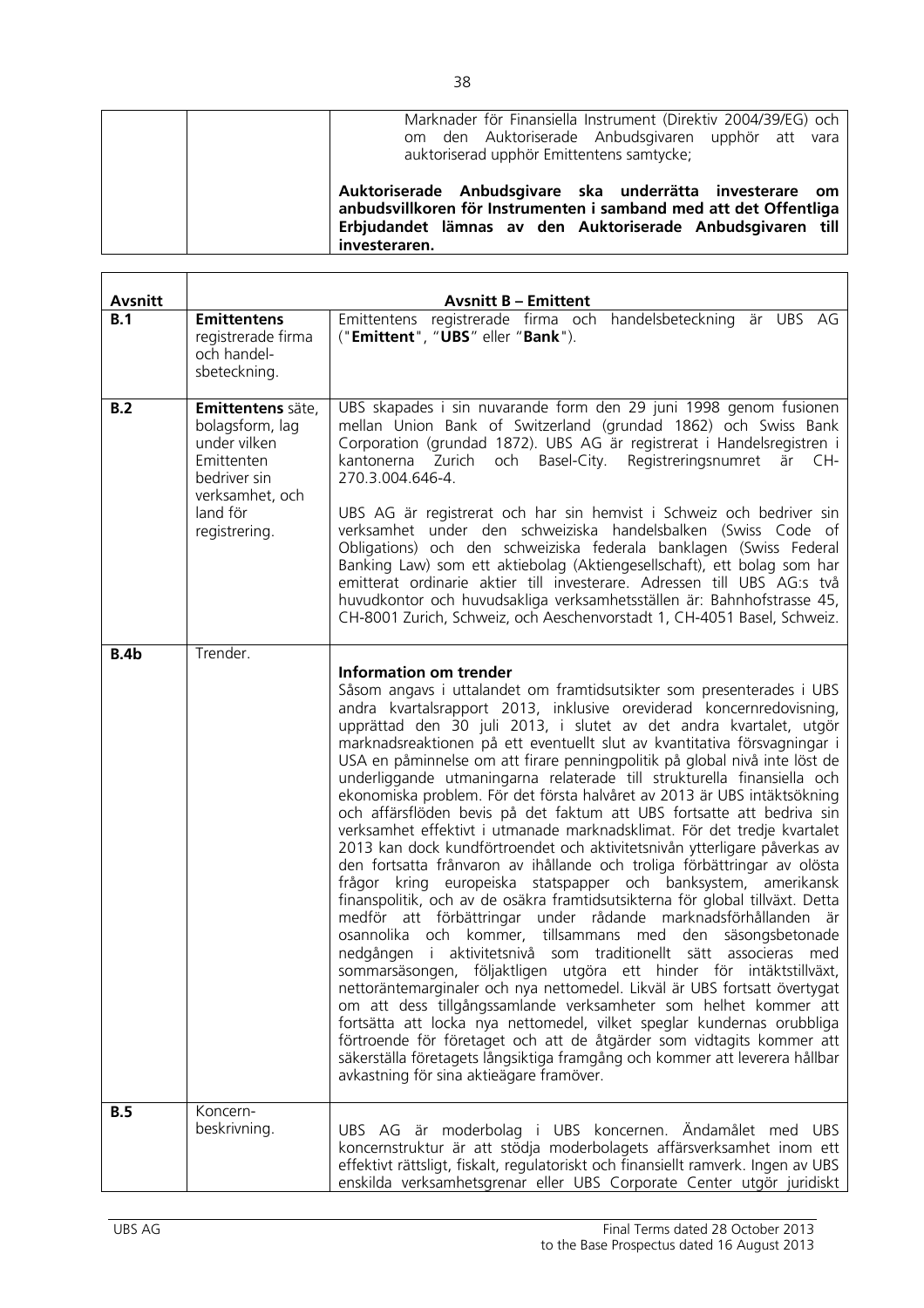| | | Marknader för Finansiella Instrument (Direktiv 2004/39/EG) och om den Auktoriserade Anbudsgivaren upphör att vara auktoriserad upphör Emittentens samtycke;<br><br>**Auktoriserade Anbudsgivare ska underrätta investerare om anbudsvillkoren för Instrumenten i samband med att det Offentliga Erbjudandet lämnas av den Auktoriserade Anbudsgivaren till investeraren.** |
|---|---|---|

| **Avsnitt** | **Avsnitt B – Emittent** | |
|---|---|---|
| **B.1** | **Emittentens** registrerade firma och handel-sbeteckning. | Emittentens registrerade firma och handelsbeteckning är UBS AG ("**Emittent**", "**UBS**" eller "**Bank**"). |
| **B.2** | **Emittentens** säte, bolagsform, lag under vilken Emittenten bedriver sin verksamhet, och land för registrering. | UBS skapades i sin nuvarande form den 29 juni 1998 genom fusionen mellan Union Bank of Switzerland (grundad 1862) och Swiss Bank Corporation (grundad 1872). UBS AG är registrerat i Handelsregistren i kantonerna Zurich och Basel-City. Registreringsnumret är CH-270.3.004.646-4.<br><br>UBS AG är registrerat och har sin hemvist i Schweiz och bedriver sin verksamhet under den schweiziska handelsbalken (Swiss Code of Obligations) och den schweiziska federala banklagen (Swiss Federal Banking Law) som ett aktiebolag (Aktiengesellschaft), ett bolag som har emitterat ordinarie aktier till investerare. Adressen till UBS AG:s två huvudkontor och huvudsakliga verksamhetsställen är: Bahnhofstrasse 45, CH-8001 Zurich, Schweiz, och Aeschenvorstadt 1, CH-4051 Basel, Schweiz. |
| **B.4b** | Trender. | **Information om trender**<br>Såsom angavs i uttalandet om framtidsutsikter som presenterades i UBS andra kvartalsrapport 2013, inklusive oreviderad koncernredovisning, upprättad den 30 juli 2013, i slutet av det andra kvartalet, utgör marknadsreaktionen på ett eventuellt slut av kvantitativa försvagningar i USA en påminnelse om att firare penningpolitik på global nivå inte löst de underliggande utmaningarna relaterade till strukturella finansiella och ekonomiska problem. För det första halvåret av 2013 är UBS intäktsökning och affärsflöden bevis på det faktum att UBS fortsatte att bedriva sin verksamhet effektivt i utmanade marknadsklimat. För det tredje kvartalet 2013 kan dock kundförtroendet och aktivitetsnivån ytterligare påverkas av den fortsatta frånvaron av ihållande och troliga förbättringar av olösta frågor kring europeiska statspapper och banksystem, amerikansk finanspolitik, och av de osäkra framtidsutsikterna för global tillväxt. Detta medför att förbättringar under rådande marknadsförhållanden är osannolika och kommer, tillsammans med den säsongsbetonade nedgången i aktivitetsnivå som traditionellt sätt associeras med sommarsäsongen, följaktligen utgöra ett hinder för intäktstillväxt, nettoräntemarginaler och nya nettomedel. Likväl är UBS fortsatt övertygat om att dess tillgångssamlande verksamheter som helhet kommer att fortsätta att locka nya nettomedel, vilket speglar kundernas orubbliga förtroende för företaget och att de åtgärder som vidtagits kommer att säkerställa företagets långsiktiga framgång och kommer att leverera hållbar avkastning för sina aktieägare framöver. |
| **B.5** | Koncern-beskrivning. | UBS AG är moderbolag i UBS koncernen. Ändamålet med UBS koncernstruktur är att stödja moderbolagets affärsverksamhet inom ett effektivt rättsligt, fiskalt, regulatoriskt och finansiellt ramverk. Ingen av UBS enskilda verksamhetsgrenar eller UBS Corporate Center utgör juridiskt |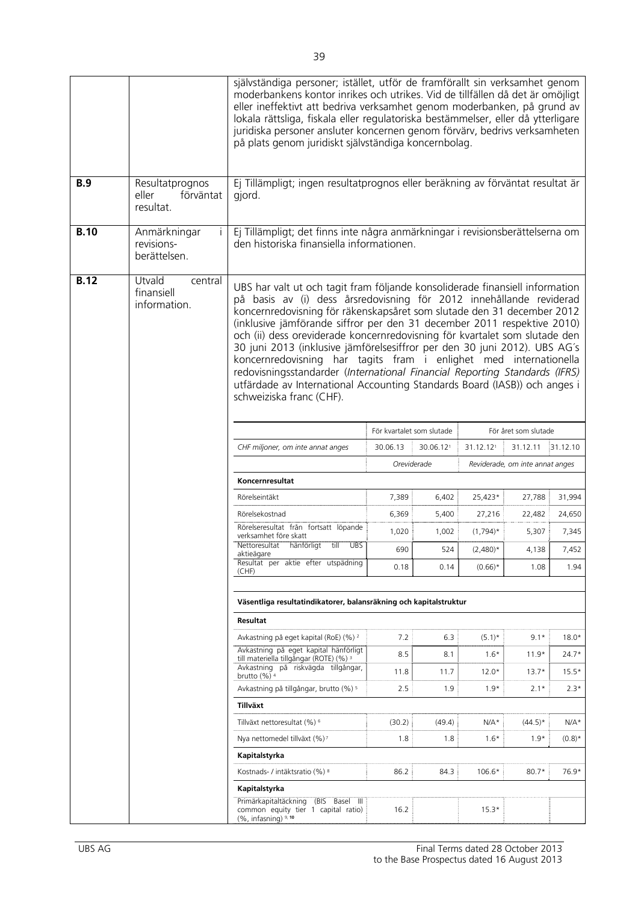| | | självständiga personer; istället, utför de framförallt sin verksamhet genom moderbankens kontor inrikes och utrikes. Vid de tillfällen då det är omöjligt eller ineffektivt att bedriva verksamhet genom moderbanken, på grund av lokala rättsliga, fiskala eller regulatoriska bestämmelser, eller då ytterligare juridiska personer ansluter koncernen genom förvärv, bedrivs verksamheten på plats genom juridiskt självständiga koncernbolag. |
|---|---|---|
| **B.9** | Resultatprognos eller förväntat resultat. | Ej Tillämpligt; ingen resultatprognos eller beräkning av förväntat resultat är gjord. |
| **B.10** | Anmärkningar i revisions-berättelsen. | Ej Tillämpligt; det finns inte några anmärkningar i revisionsberättelserna om den historiska finansiella informationen. |
| **B.12** | Utvald central finansiell information. | UBS har valt ut och tagit fram följande konsoliderade finansiell information på basis av (i) dess årsredovisning för 2012 innehållande reviderad koncernredovisning för räkenskapsåret som slutade den 31 december 2012 (inklusive jämförande siffror per den 31 december 2011 respektive 2010) och (ii) dess oreviderade koncernredovisning för kvartalet som slutade den 30 juni 2013 (inklusive jämförelsesiffror per den 30 juni 2012). UBS AG´s koncernredovisning har tagits fram i enlighet med internationella redovisningsstandarder (*International Financial Reporting Standards (IFRS)* utfärdade av International Accounting Standards Board (IASB)) och anges i schweiziska franc (CHF). |

| | För kvartalet som slutade | | För året som slutade | | |
|---|---|---|---|---|---|
| *CHF miljoner, om inte annat anges* | 30.06.13 | 30.06.12[1] | 31.12.12[1] | 31.12.11 | 31.12.10 |
| | *Oreviderade* | | *Reviderade, om inte annat anges* | | |
| **Koncernresultat** | | | | | |
| Rörelseintäkt | 7,389 | 6,402 | 25,423* | 27,788 | 31,994 |
| Rörelsekostnad | 6,369 | 5,400 | 27,216 | 22,482 | 24,650 |
| Rörelseresultat från fortsatt löpande verksamhet före skatt | 1,020 | 1,002 | (1,794)* | 5,307 | 7,345 |
| Nettoresultat hänförligt till UBS aktieägare | 690 | 524 | (2,480)* | 4,138 | 7,452 |
| Resultat per aktie efter utspädning (CHF) | 0.18 | 0.14 | (0.66)* | 1.08 | 1.94 |
| **Väsentliga resultatindikatorer, balansräkning och kapitalstruktur** | | | | | |
| **Resultat** | | | | | |
| Avkastning på eget kapital (RoE) (%) [2] | 7.2 | 6.3 | (5.1)* | 9.1* | 18.0* |
| Avkastning på eget kapital hänförligt till materiella tillgångar (ROTE) (%) [3] | 8.5 | 8.1 | 1.6* | 11.9* | 24.7* |
| Avkastning på riskvägda tillgångar, brutto (%) [4] | 11.8 | 11.7 | 12.0* | 13.7* | 15.5* |
| Avkastning på tillgångar, brutto (%) [5] | 2.5 | 1.9 | 1.9* | 2.1* | 2.3* |
| **Tillväxt** | | | | | |
| Tillväxt nettoresultat (%) [6] | (30.2) | (49.4) | N/A* | (44.5)* | N/A* |
| Nya nettomedel tillväxt (%) [7] | 1.8 | 1.8 | 1.6* | 1.9* | (0.8)* |
| **Kapitalstyrka** | | | | | |
| Kostnads- / intäktsratio (%) [8] | 86.2 | 84.3 | 106.6* | 80.7* | 76.9* |
| **Kapitalstyrka** | | | | | |
| Primärkapitaltäckning (BIS Basel III common equity tier 1 capital ratio) (%, infasning) [9, 10] | 16.2 | | 15.3* | | |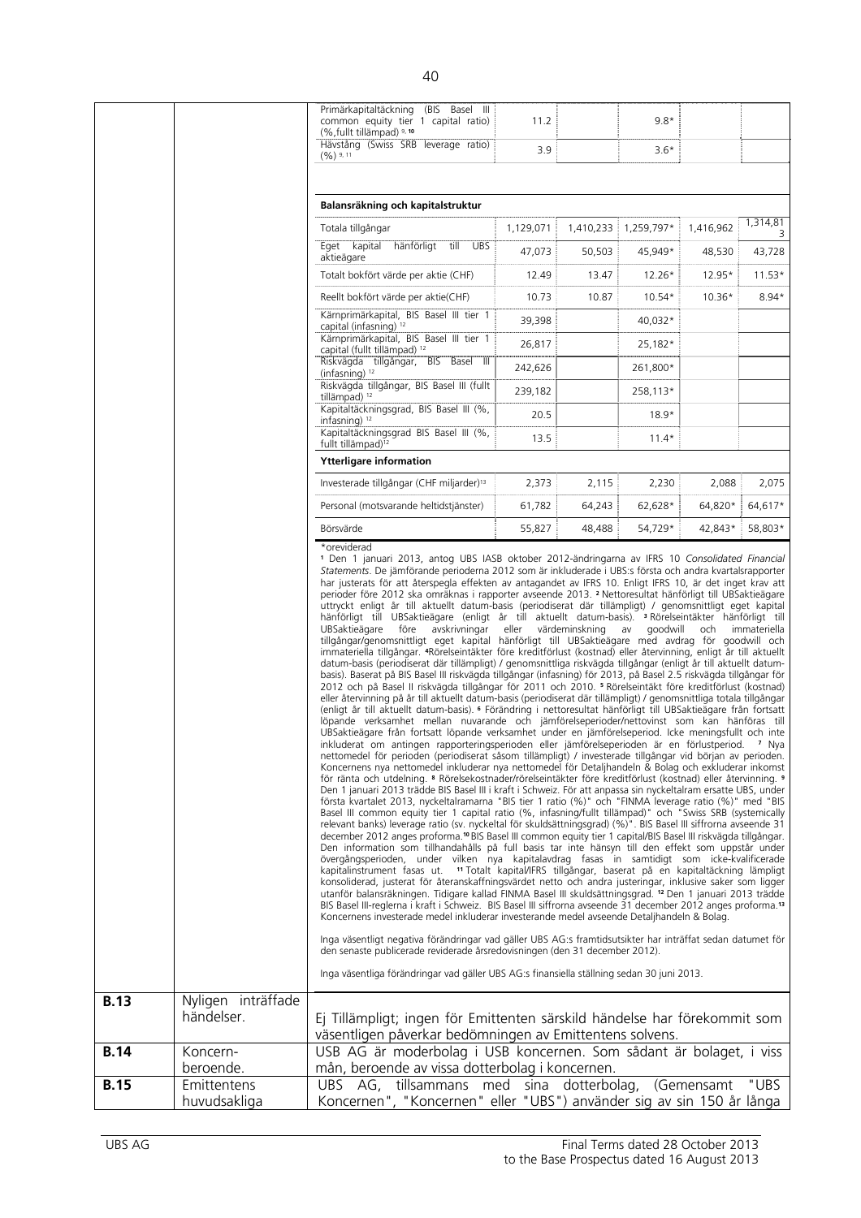| | | | | | | |
|---|---|---|---|---|---|---|
| | | Primärkapitaltäckning (BIS Basel III common equity tier 1 capital ratio) (%,fullt tillämpad) [9, 10] | 11.2 | | 9.8* | | |
| | | Hävstång (Swiss SRB leverage ratio) (%) [9, 11] | 3.9 | | 3.6* | | |
| | | **Balansräkning och kapitalstruktur** | | | | | |
| | | Totala tillgångar | 1,129,071 | 1,410,233 | 1,259,797* | 1,416,962 | 1,314,813 |
| | | Eget kapital hänförligt till UBS aktieägare | 47,073 | 50,503 | 45,949* | 48,530 | 43,728 |
| | | Totalt bokfört värde per aktie (CHF) | 12.49 | 13.47 | 12.26* | 12.95* | 11.53* |
| | | Reellt bokfört värde per aktie(CHF) | 10.73 | 10.87 | 10.54* | 10.36* | 8.94* |
| | | Kärnprimärkapital, BIS Basel III tier 1 capital (infasning) [12] | 39,398 | | 40,032* | | |
| | | Kärnprimärkapital, BIS Basel III tier 1 capital (fullt tillämpad) [12] | 26,817 | | 25,182* | | |
| | | Riskvägda tillgångar, BIS Basel III (infasning) [12] | 242,626 | | 261,800* | | |
| | | Riskvägda tillgångar, BIS Basel III (fullt tillämpad) [12] | 239,182 | | 258,113* | | |
| | | Kapitaltäckningsgrad, BIS Basel III (%, infasning) [12] | 20.5 | | 18.9* | | |
| | | Kapitaltäckningsgrad BIS Basel III (%, fullt tillämpad)[12] | 13.5 | | 11.4* | | |
| | | **Ytterligare information** | | | | | |
| | | Investerade tillgångar (CHF miljarder)[13] | 2,373 | 2,115 | 2,230 | 2,088 | 2,075 |
| | | Personal (motsvarande heltidstjänster) | 61,782 | 64,243 | 62,628* | 64,820* | 64,617* |
| | | Börsvärde | 55,827 | 48,488 | 54,729* | 42,843* | 58,803* |

*oreviderad

[1] Den 1 januari 2013, antog UBS IASB oktober 2012-ändringarna av IFRS 10 *Consolidated Financial Statements*. De jämförande perioderna 2012 som är inkluderade i UBS:s första och andra kvartalsrapporter har justerats för att återspegla effekten av antagandet av IFRS 10. Enligt IFRS 10, är det inget krav att perioder före 2012 ska omräknas i rapporter avseende 2013. [2] Nettoresultat hänförligt till UBSaktieägare uttryckt enligt år till aktuellt datum-basis (periodiserat där tillämpligt) / genomsnittligt eget kapital hänförligt till UBSaktieägare (enligt år till aktuellt datum-basis). [3] Rörelseintäkter hänförligt till UBSaktieägare före avskrivningar eller värdeminskning av goodwill och immateriella tillgångar/genomsnittligt eget kapital hänförligt till UBSaktieägare med avdrag för goodwill och immateriella tillgångar. [4] Rörelseintäkter före kreditförlust (kostnad) eller återvinning, enligt år till aktuellt datum-basis (periodiserat där tillämpligt) / genomsnittliga riskvägda tillgångar (enligt år till aktuellt datum-basis). Baserat på BIS Basel III riskvägda tillgångar (infasning) för 2013, på Basel 2.5 riskvägda tillgångar för 2012 och på Basel II riskvägda tillgångar för 2011 och 2010. [5] Rörelseintäkt före kreditförlust (kostnad) eller återvinning på år till aktuellt datum-basis (periodiserat där tillämpligt) / genomsnittliga totala tillgångar (enligt år till aktuellt datum-basis). [6] Förändring i nettoresultat hänförligt till UBSaktieägare från fortsatt löpande verksamhet mellan nuvarande och jämförelseperioder/nettovinst som kan hänföras till UBSaktieägare från fortsatt löpande verksamhet under en jämförelseperiod. Icke meningsfullt och inte inkluderat om antingen rapporteringsperioden eller jämförelseperioden är en förlustperiod. [7] Nya nettomedel för perioden (periodiserat såsom tillämpligt) / investerade tillgångar vid början av perioden. Koncernens nya nettomedel inkluderar nya nettomedel för Detaljhandeln & Bolag och exkluderar inkomst för ränta och utdelning. [8] Rörelsekostnader/rörelseintäkter före kreditförlust (kostnad) eller återvinning. [9] Den 1 januari 2013 trädde BIS Basel III i kraft i Schweiz. För att anpassa sin nyckeltalram ersatte UBS, under första kvartalet 2013, nyckeltalramarna "BIS tier 1 ratio (%)" och "FINMA leverage ratio (%)" med "BIS Basel III common equity tier 1 capital ratio (%, infasning/fullt tillämpad)" och "Swiss SRB (systemically relevant banks) leverage ratio (sv. nyckeltal för skuldsättningsgrad) (%)". BIS Basel III siffrorna avseende 31 december 2012 anges proforma.[10] BIS Basel III common equity tier 1 capital/BIS Basel III riskvägda tillgångar. Den information som tillhandahålls på full basis tar inte hänsyn till den effekt som uppstår under övergångsperioden, under vilken nya kapitalavdrag fasas in samtidigt som icke-kvalificerade kapitalinstrument fasas ut. [11] Totalt kapital/IFRS tillgångar, baserat på en kapitaltäckning lämpligt konsoliderad, justerat för återanskaffningsvärdet netto och andra justeringar, inklusive saker som ligger utanför balansräkningen. Tidigare kallad FINMA Basel III skuldsättningsgrad. [12] Den 1 januari 2013 trädde BIS Basel III-reglerna i kraft i Schweiz. BIS Basel III siffrorna avseende 31 december 2012 anges proforma.[13] Koncernens investerade medel inkluderar investerande medel avseende Detaljhandeln & Bolag.

Inga väsentligt negativa förändringar vad gäller UBS AG:s framtidsutsikter har inträffat sedan datumet för den senaste publicerade reviderade årsredovisningen (den 31 december 2012).

Inga väsentliga förändringar vad gäller UBS AG:s finansiella ställning sedan 30 juni 2013.

| | | |
|---|---|---|
| **B.13** | Nyligen inträffade händelser. | Ej Tillämpligt; ingen för Emittenten särskild händelse har förekommit som väsentligen påverkar bedömningen av Emittentens solvens. |
| **B.14** | Koncern-beroende. | USB AG är moderbolag i USB koncernen. Som sådant är bolaget, i viss mån, beroende av vissa dotterbolag i koncernen. |
| **B.15** | Emittentens huvudsakliga | UBS AG, tillsammans med sina dotterbolag, (Gemensamt "UBS Koncernen", "Koncernen" eller "UBS") använder sig av sin 150 år långa |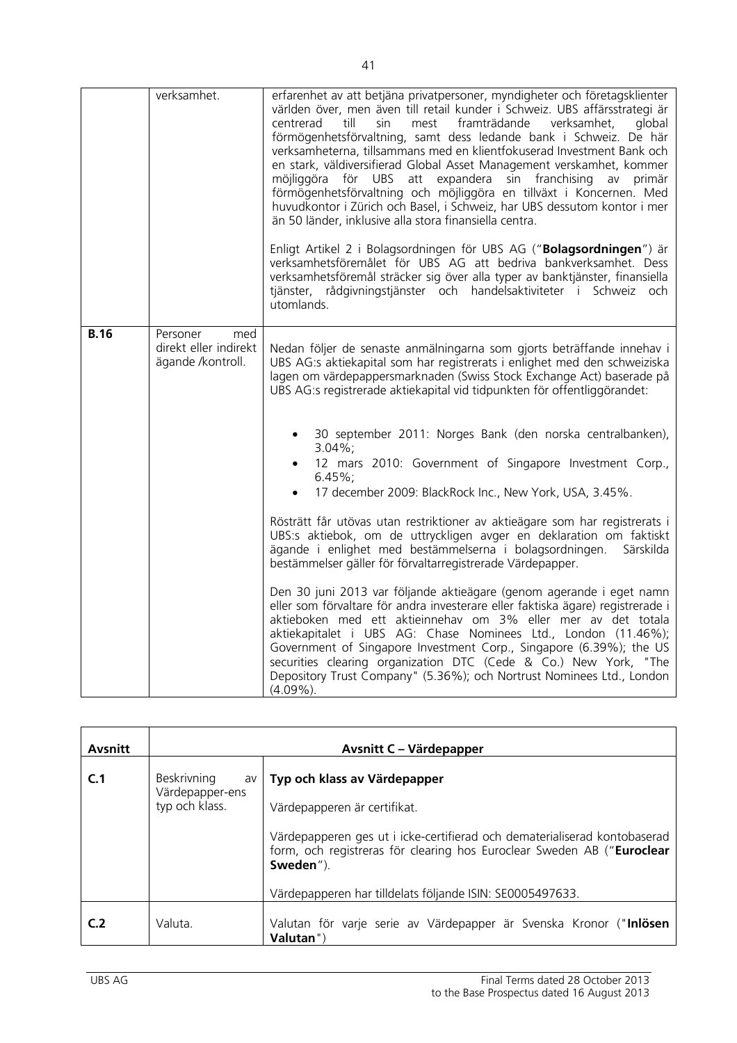| | | |
|---|---|---|
| | verksamhet. | erfarenhet av att betjäna privatpersoner, myndigheter och företagsklienter världen över, men även till retail kunder i Schweiz. UBS affärsstrategi är centrerad till sin mest framträdande verksamhet, global förmögenhetsförvaltning, samt dess ledande bank i Schweiz. De här verksamheterna, tillsammans med en klientfokuserad Investment Bank och en stark, väldiversifierad Global Asset Management verskamhet, kommer möjliggöra för UBS att expandera sin franchising av primär förmögenhetsförvaltning och möjliggöra en tillväxt i Koncernen. Med huvudkontor i Zürich och Basel, i Schweiz, har UBS dessutom kontor i mer än 50 länder, inklusive alla stora finansiella centra.<br><br>Enligt Artikel 2 i Bolagsordningen för UBS AG ("**Bolagsordningen**") är verksamhetsföremålet för UBS AG att bedriva bankverksamhet. Dess verksamhetsföremål sträcker sig över alla typer av banktjänster, finansiella tjänster, rådgivningstjänster och handelsaktiviteter i Schweiz och utomlands. |
| **B.16** | Personer med direkt eller indirekt ägande /kontroll. | Nedan följer de senaste anmälningarna som gjorts beträffande innehav i UBS AG:s aktiekapital som har registrerats i enlighet med den schweiziska lagen om värdepappersmarknaden (Swiss Stock Exchange Act) baserade på UBS AG:s registrerade aktiekapital vid tidpunkten för offentliggörandet:<br><br>• 30 september 2011: Norges Bank (den norska centralbanken), 3.04%;<br>• 12 mars 2010: Government of Singapore Investment Corp., 6.45%;<br>• 17 december 2009: BlackRock Inc., New York, USA, 3.45%.<br><br>Rösträtt får utövas utan restriktioner av aktieägare som har registrerats i UBS:s aktiebok, om de uttryckligen avger en deklaration om faktiskt ägande i enlighet med bestämmelserna i bolagsordningen. Särskilda bestämmelser gäller för förvaltarregistrerade Värdepapper.<br><br>Den 30 juni 2013 var följande aktieägare (genom agerande i eget namn eller som förvaltare för andra investerare eller faktiska ägare) registrerade i aktieboken med ett aktieinnehav om 3% eller mer av det totala aktiekapitalet i UBS AG: Chase Nominees Ltd., London (11.46%); Government of Singapore Investment Corp., Singapore (6.39%); the US securities clearing organization DTC (Cede & Co.) New York, "The Depository Trust Company" (5.36%); och Nortrust Nominees Ltd., London (4.09%). |

| Avsnitt | **Avsnitt C – Värdepapper** | |
|---|---|---|
| **C.1** | Beskrivning av Värdepapper-ens typ och klass. | **Typ och klass av Värdepapper**<br><br>Värdepapperen är certifikat.<br><br>Värdepapperen ges ut i icke-certifierad och dematerialiserad kontobaserad form, och registreras för clearing hos Euroclear Sweden AB ("**Euroclear Sweden**").<br><br>Värdepapperen har tilldelats följande ISIN: SE0005497633. |
| **C.2** | Valuta. | Valutan för varje serie av Värdepapper är Svenska Kronor ("**Inlösen Valutan**") |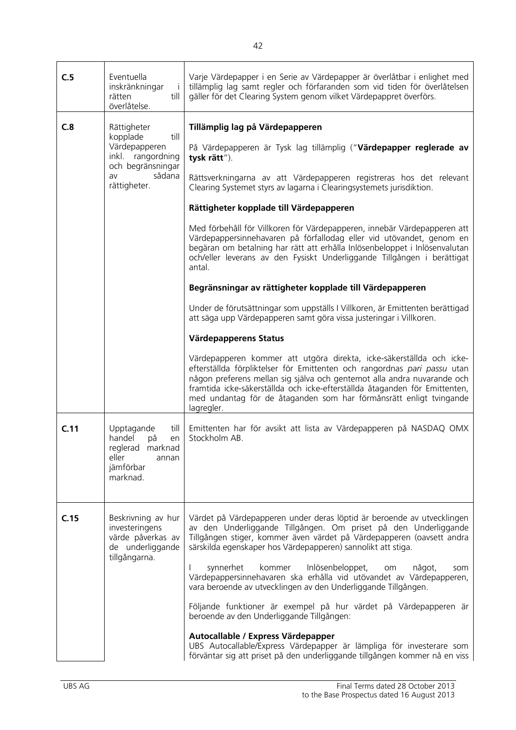| | | |
|---|---|---|
| **C.5** | Eventuella inskränkningar i rätten till överlåtelse. | Varje Värdepapper i en Serie av Värdepapper är överlåtbar i enlighet med tillämplig lag samt regler och förfaranden som vid tiden för överlåtelsen gäller för det Clearing System genom vilket Värdepappret överförs. |
| **C.8** | Rättigheter kopplade till Värdepapperen inkl. rangordning och begränsningar av sådana rättigheter. | **Tillämplig lag på Värdepapperen**<br><br>På Värdepapperen är Tysk lag tillämplig ("**Värdepapper reglerade av tysk rätt**").<br><br>Rättsverkningarna av att Värdepapperen registreras hos det relevant Clearing Systemet styrs av lagarna i Clearingsystemets jurisdiktion.<br><br>**Rättigheter kopplade till Värdepapperen**<br><br>Med förbehåll för Villkoren för Värdepapperen, innebär Värdepapperen att Värdepappersinnehavaren på förfallodag eller vid utövandet, genom en begäran om betalning har rätt att erhålla Inlösenbeloppet i Inlösenvalutan och/eller leverans av den Fysiskt Underliggande Tillgången i berättigat antal.<br><br>**Begränsningar av rättigheter kopplade till Värdepapperen**<br><br>Under de förutsättningar som uppställs I Villkoren, är Emittenten berättigad att säga upp Värdepapperen samt göra vissa justeringar i Villkoren.<br><br>**Värdepapperens Status**<br><br>Värdepapperen kommer att utgöra direkta, icke-säkerställda och icke-efterställda förpliktelser för Emittenten och rangordnas *pari passu* utan någon preferens mellan sig själva och gentemot alla andra nuvarande och framtida icke-säkerställda och icke-efterställda åtaganden för Emittenten, med undantag för de åtaganden som har förmånsrätt enligt tvingande lagregler. |
| **C.11** | Upptagande till handel på en reglerad marknad eller annan jämförbar marknad. | Emittenten har för avsikt att lista av Värdepapperen på NASDAQ OMX Stockholm AB. |
| **C.15** | Beskrivning av hur investeringens värde påverkas av de underliggande tillgångarna. | Värdet på Värdepapperen under deras löptid är beroende av utvecklingen av den Underliggande Tillgången. Om priset på den Underliggande Tillgången stiger, kommer även värdet på Värdepapperen (oavsett andra särskilda egenskaper hos Värdepapperen) sannolikt att stiga.<br><br>I synnerhet kommer Inlösenbeloppet, om något, som Värdepappersinnehavaren ska erhålla vid utövandet av Värdepapperen, vara beroende av utvecklingen av den Underliggande Tillgången.<br><br>Följande funktioner är exempel på hur värdet på Värdepapperen är beroende av den Underliggande Tillgången:<br><br>**Autocallable / Express Värdepapper**<br>UBS Autocallable/Express Värdepapper är lämpliga för investerare som förväntar sig att priset på den underliggande tillgången kommer nå en viss |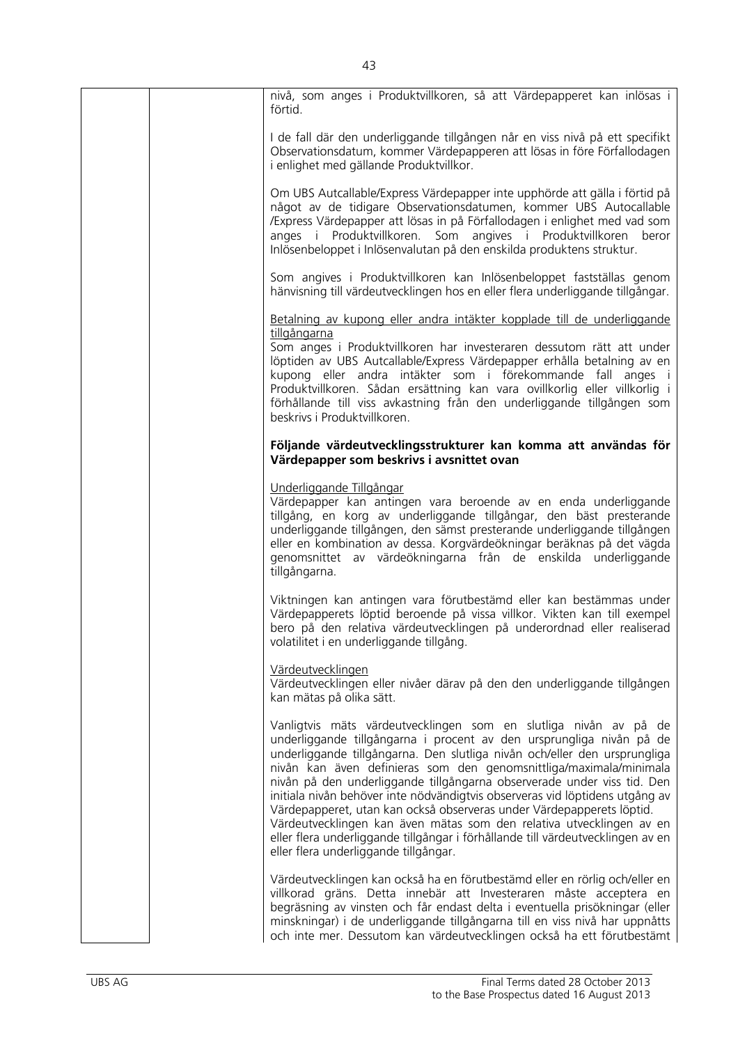nivå, som anges i Produktvillkoren, så att Värdepapperet kan inlösas i förtid.

I de fall där den underliggande tillgången når en viss nivå på ett specifikt Observationsdatum, kommer Värdepapperen att lösas in före Förfallodagen i enlighet med gällande Produktvillkor.

Om UBS Autcallable/Express Värdepapper inte upphörde att gälla i förtid på något av de tidigare Observationsdatumen, kommer UBS Autocallable /Express Värdepapper att lösas in på Förfallodagen i enlighet med vad som anges i Produktvillkoren. Som angives i Produktvillkoren beror Inlösenbeloppet i Inlösenvalutan på den enskilda produktens struktur.

Som angives i Produktvillkoren kan Inlösenbeloppet fastställas genom hänvisning till värdeutvecklingen hos en eller flera underliggande tillgångar.

Betalning av kupong eller andra intäkter kopplade till de underliggande tillgångarna
Som anges i Produktvillkoren har investeraren dessutom rätt att under löptiden av UBS Autcallable/Express Värdepapper erhålla betalning av en kupong eller andra intäkter som i förekommande fall anges i Produktvillkoren. Sådan ersättning kan vara ovillkorlig eller villkorlig i förhållande till viss avkastning från den underliggande tillgången som beskrivs i Produktvillkoren.

**Följande värdeutvecklingsstrukturer kan komma att användas för Värdepapper som beskrivs i avsnittet ovan**

Underliggande Tillgångar
Värdepapper kan antingen vara beroende av en enda underliggande tillgång, en korg av underliggande tillgångar, den bäst presterande underliggande tillgången, den sämst presterande underliggande tillgången eller en kombination av dessa. Korgvärdeökningar beräknas på det vägda genomsnittet av värdeökningarna från de enskilda underliggande tillgångarna.

Viktningen kan antingen vara förutbestämd eller kan bestämmas under Värdepapperets löptid beroende på vissa villkor. Vikten kan till exempel bero på den relativa värdeutvecklingen på underordnad eller realiserad volatilitet i en underliggande tillgång.

Värdeutvecklingen
Värdeutvecklingen eller nivåer därav på den den underliggande tillgången kan mätas på olika sätt.

Vanligtvis mäts värdeutvecklingen som en slutliga nivån av på de underliggande tillgångarna i procent av den ursprungliga nivån på de underliggande tillgångarna. Den slutliga nivån och/eller den ursprungliga nivån kan även definieras som den genomsnittliga/maximala/minimala nivån på den underliggande tillgångarna observerade under viss tid. Den initiala nivån behöver inte nödvändigtvis observeras vid löptidens utgång av Värdepapperet, utan kan också observeras under Värdepapperets löptid. Värdeutvecklingen kan även mätas som den relativa utvecklingen av en eller flera underliggande tillgångar i förhållande till värdeutvecklingen av en eller flera underliggande tillgångar.

Värdeutvecklingen kan också ha en förutbestämd eller en rörlig och/eller en villkorad gräns. Detta innebär att Investeraren måste acceptera en begräsning av vinsten och får endast delta i eventuella prisökningar (eller minskningar) i de underliggande tillgångarna till en viss nivå har uppnåtts och inte mer. Dessutom kan värdeutvecklingen också ha ett förutbestämt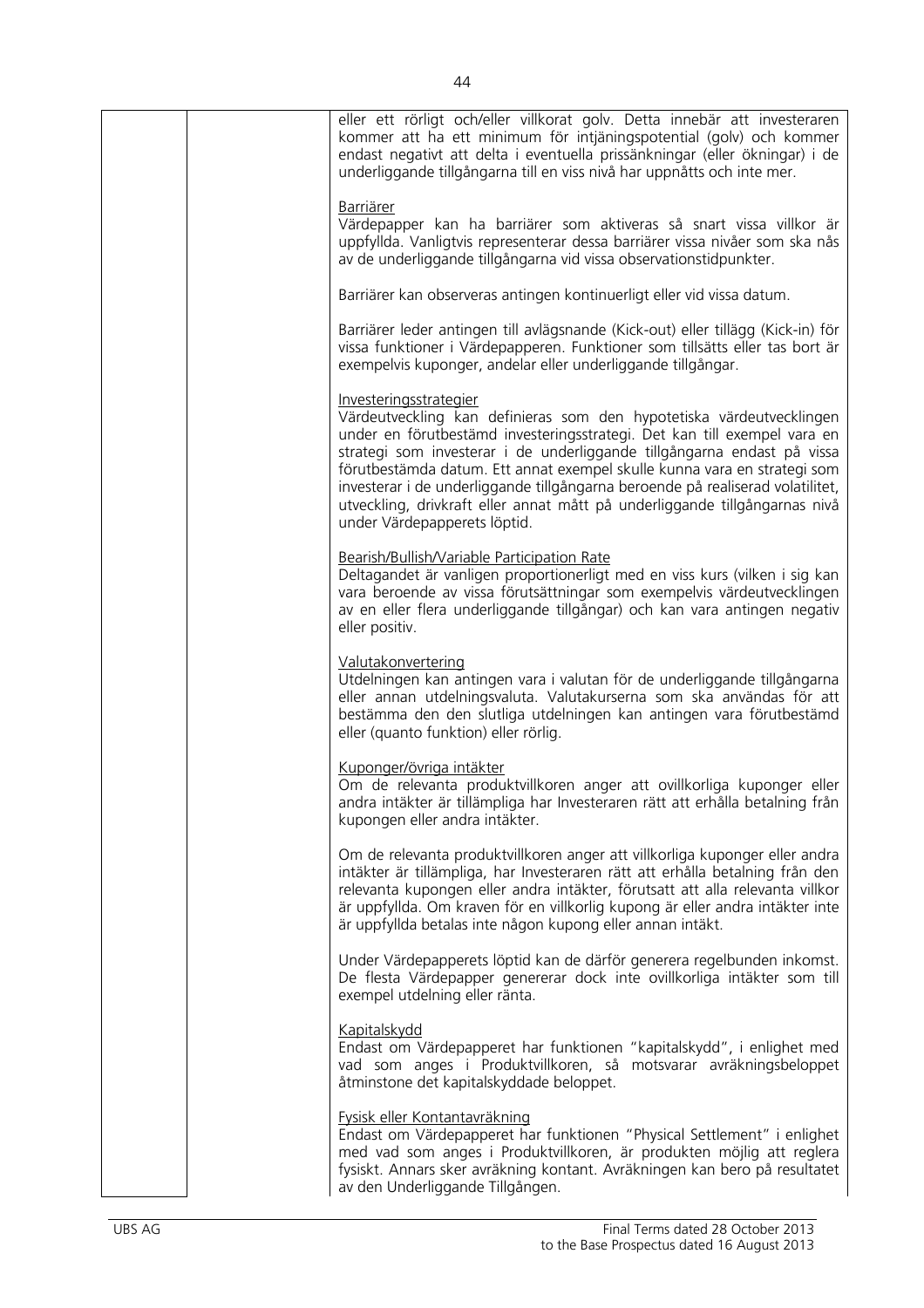eller ett rörligt och/eller villkorat golv. Detta innebär att investeraren kommer att ha ett minimum för intjäningspotential (golv) och kommer endast negativt att delta i eventuella prissänkningar (eller ökningar) i de underliggande tillgångarna till en viss nivå har uppnåtts och inte mer.

Barriärer
Värdepapper kan ha barriärer som aktiveras så snart vissa villkor är uppfyllda. Vanligtvis representerar dessa barriärer vissa nivåer som ska nås av de underliggande tillgångarna vid vissa observationstidpunkter.

Barriärer kan observeras antingen kontinuerligt eller vid vissa datum.

Barriärer leder antingen till avlägsnande (Kick-out) eller tillägg (Kick-in) för vissa funktioner i Värdepapperen. Funktioner som tillsätts eller tas bort är exempelvis kuponger, andelar eller underliggande tillgångar.

Investeringsstrategier
Värdeutveckling kan definieras som den hypotetiska värdeutvecklingen under en förutbestämd investeringsstrategi. Det kan till exempel vara en strategi som investerar i de underliggande tillgångarna endast på vissa förutbestämda datum. Ett annat exempel skulle kunna vara en strategi som investerar i de underliggande tillgångarna beroende på realiserad volatilitet, utveckling, drivkraft eller annat mått på underliggande tillgångarnas nivå under Värdepapperets löptid.

Bearish/Bullish/Variable Participation Rate
Deltagandet är vanligen proportionerligt med en viss kurs (vilken i sig kan vara beroende av vissa förutsättningar som exempelvis värdeutvecklingen av en eller flera underliggande tillgångar) och kan vara antingen negativ eller positiv.

Valutakonvertering
Utdelningen kan antingen vara i valutan för de underliggande tillgångarna eller annan utdelningsvaluta. Valutakurserna som ska användas för att bestämma den den slutliga utdelningen kan antingen vara förutbestämd eller (quanto funktion) eller rörlig.

Kuponger/övriga intäkter
Om de relevanta produktvillkoren anger att ovillkorliga kuponger eller andra intäkter är tillämpliga har Investeraren rätt att erhålla betalning från kupongen eller andra intäkter.

Om de relevanta produktvillkoren anger att villkorliga kuponger eller andra intäkter är tillämpliga, har Investeraren rätt att erhålla betalning från den relevanta kupongen eller andra intäkter, förutsatt att alla relevanta villkor är uppfyllda. Om kraven för en villkorlig kupong är eller andra intäkter inte är uppfyllda betalas inte någon kupong eller annan intäkt.

Under Värdepapperets löptid kan de därför generera regelbunden inkomst. De flesta Värdepapper genererar dock inte ovillkorliga intäkter som till exempel utdelning eller ränta.

Kapitalskydd
Endast om Värdepapperet har funktionen "kapitalskydd", i enlighet med vad som anges i Produktvillkoren, så motsvarar avräkningsbeloppet åtminstone det kapitalskyddade beloppet.

Fysisk eller Kontantavräkning
Endast om Värdepapperet har funktionen "Physical Settlement" i enlighet med vad som anges i Produktvillkoren, är produkten möjlig att reglera fysiskt. Annars sker avräkning kontant. Avräkningen kan bero på resultatet av den Underliggande Tillgången.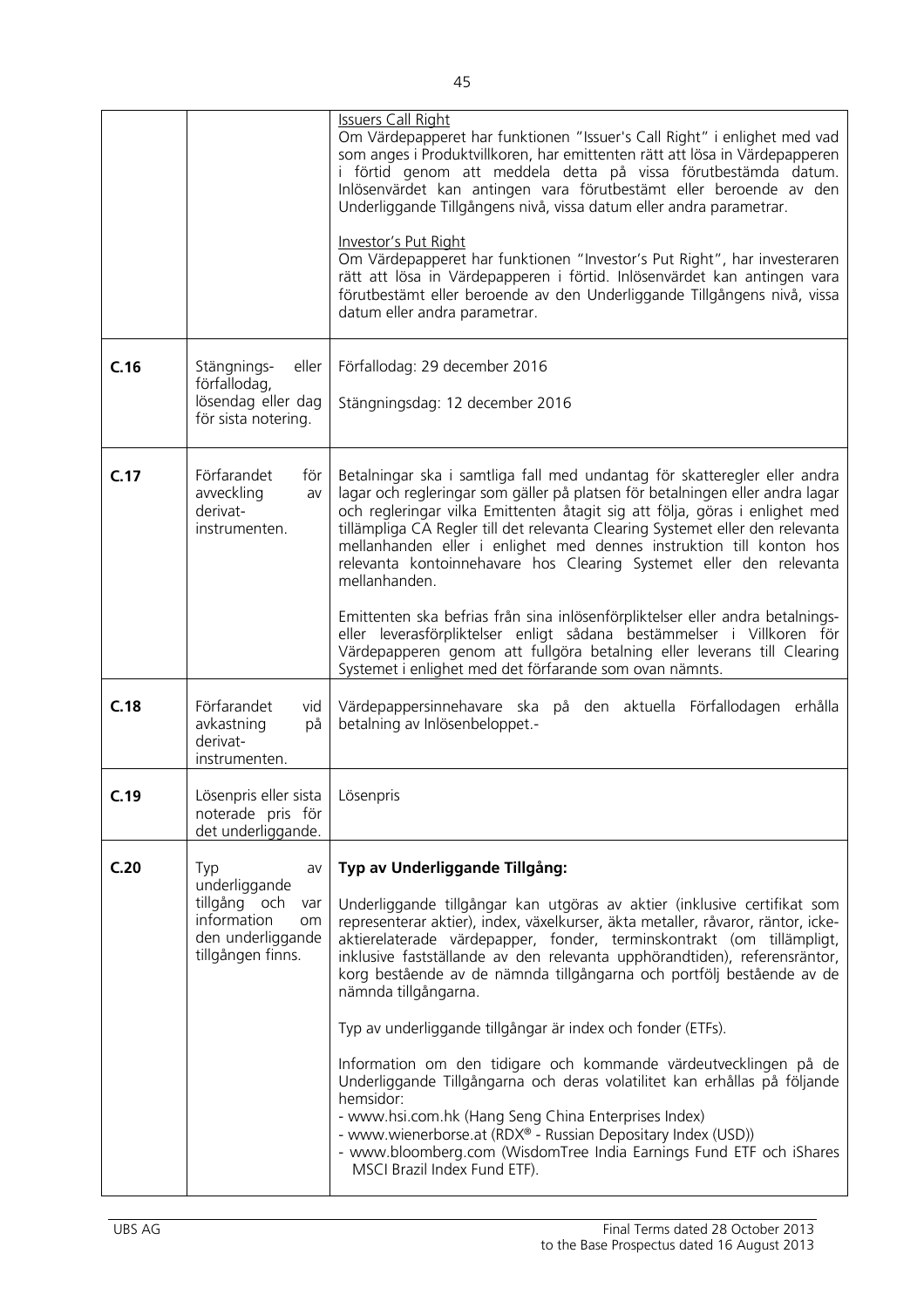| | | |
|---|---|---|
| | | Issuers Call Right<br>Om Värdepapperet har funktionen "Issuer's Call Right" i enlighet med vad som anges i Produktvillkoren, har emittenten rätt att lösa in Värdepapperen i förtid genom att meddela detta på vissa förutbestämda datum. Inlösenvärdet kan antingen vara förutbestämt eller beroende av den Underliggande Tillgångens nivå, vissa datum eller andra parametrar.<br><br>Investor's Put Right<br>Om Värdepapperet har funktionen "Investor's Put Right", har investeraren rätt att lösa in Värdepapperen i förtid. Inlösenvärdet kan antingen vara förutbestämt eller beroende av den Underliggande Tillgångens nivå, vissa datum eller andra parametrar. |
| **C.16** | Stängnings- eller förfallodag, lösendag eller dag för sista notering. | Förfallodag: 29 december 2016<br><br>Stängningsdag: 12 december 2016 |
| **C.17** | Förfarandet för avveckling av derivat-instrumenten. | Betalningar ska i samtliga fall med undantag för skatteregler eller andra lagar och regleringar som gäller på platsen för betalningen eller andra lagar och regleringar vilka Emittenten åtagit sig att följa, göras i enlighet med tillämpliga CA Regler till det relevanta Clearing Systemet eller den relevanta mellanhanden eller i enlighet med dennes instruktion till konton hos relevanta kontoinnehavare hos Clearing Systemet eller den relevanta mellanhanden.<br><br>Emittenten ska befrias från sina inlösenförpliktelser eller andra betalnings- eller leverasförpliktelser enligt sådana bestämmelser i Villkoren för Värdepapperen genom att fullgöra betalning eller leverans till Clearing Systemet i enlighet med det förfarande som ovan nämnts. |
| **C.18** | Förfarandet vid avkastning på derivat-instrumenten. | Värdepappersinnehavare ska på den aktuella Förfallodagen erhålla betalning av Inlösenbeloppet.- |
| **C.19** | Lösenpris eller sista noterade pris för det underliggande. | Lösenpris |
| **C.20** | Typ av underliggande tillgång och var information om den underliggande tillgången finns. | **Typ av Underliggande Tillgång:**<br><br>Underliggande tillgångar kan utgöras av aktier (inklusive certifikat som representerar aktier), index, växelkurser, äkta metaller, råvaror, räntor, icke-aktierelaterade värdepapper, fonder, terminskontrakt (om tillämpligt, inklusive fastställande av den relevanta upphörandtiden), referensräntor, korg bestående av de nämnda tillgångarna och portfölj bestående av de nämnda tillgångarna.<br><br>Typ av underliggande tillgångar är index och fonder (ETFs).<br><br>Information om den tidigare och kommande värdeutvecklingen på de Underliggande Tillgångarna och deras volatilitet kan erhållas på följande hemsidor:<br>- www.hsi.com.hk (Hang Seng China Enterprises Index)<br>- www.wienerborse.at (RDX® - Russian Depositary Index (USD))<br>- www.bloomberg.com (WisdomTree India Earnings Fund ETF och iShares MSCI Brazil Index Fund ETF). |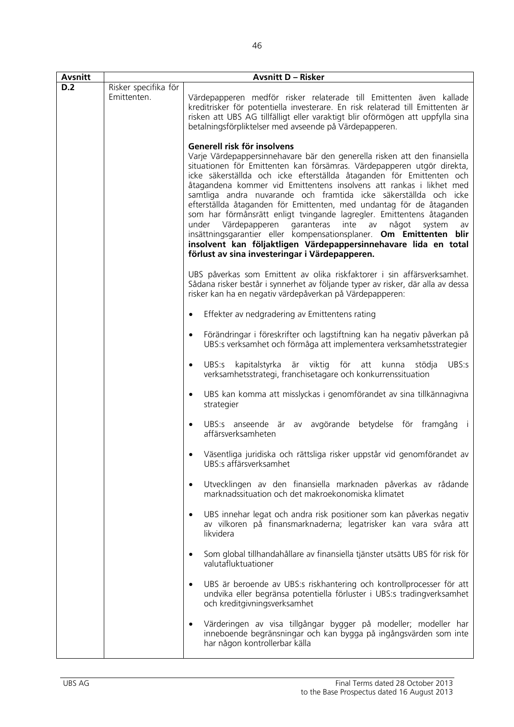| Avsnitt | Avsnitt D – Risker | |
|---|---|---|
| D.2 | Risker specifika för Emittenten. | Värdepapperen medför risker relaterade till Emittenten även kallade kreditrisker för potentiella investerare. En risk relaterad till Emittenten är risken att UBS AG tillfälligt eller varaktigt blir oförmögen att uppfylla sina betalningsförpliktelser med avseende på Värdepapperen.<br><br>**Generell risk för insolvens**<br>Varje Värdepappersinnehavare bär den generella risken att den finansiella situationen för Emittenten kan försämras. Värdepapperen utgör direkta, icke säkerställda och icke efterställda åtaganden för Emittenten och åtagandena kommer vid Emittentens insolvens att rankas i likhet med samtliga andra nuvarande och framtida icke säkerställda och icke efterställda åtaganden för Emittenten, med undantag för de åtaganden som har förmånsrätt enligt tvingande lagregler. Emittentens åtaganden under Värdepapperen garanteras inte av något system av insättningsgarantier eller kompensationsplaner. **Om Emittenten blir insolvent kan följaktligen Värdepappersinnehavare lida en total förlust av sina investeringar i Värdepapperen.**<br><br>UBS påverkas som Emittent av olika riskfaktorer i sin affärsverksamhet. Sådana risker består i synnerhet av följande typer av risker, där alla av dessa risker kan ha en negativ värdepåverkan på Värdepapperen:<br><br>• Effekter av nedgradering av Emittentens rating<br><br>• Förändringar i föreskrifter och lagstiftning kan ha negativ påverkan på UBS:s verksamhet och förmåga att implementera verksamhetsstrategier<br><br>• UBS:s kapitalstyrka är viktig för att kunna stödja UBS:s verksamhetsstrategi, franchisetagare och konkurrenssituation<br><br>• UBS kan komma att misslyckas i genomförandet av sina tillkännagivna strategier<br><br>• UBS:s anseende är av avgörande betydelse för framgång i affärsverksamheten<br><br>• Väsentliga juridiska och rättsliga risker uppstår vid genomförandet av UBS:s affärsverksamhet<br><br>• Utvecklingen av den finansiella marknaden påverkas av rådande marknadssituation och det makroekonomiska klimatet<br><br>• UBS innehar legat och andra risk positioner som kan påverkas negativ av vilkoren på finansmarknaderna; legatrisker kan vara svåra att likvidera<br><br>• Som global tillhandahållare av finansiella tjänster utsätts UBS för risk för valutafluktuationer<br><br>• UBS är beroende av UBS:s riskhantering och kontrollprocesser för att undvika eller begränsa potentiella förluster i UBS:s tradingverksamhet och kreditgivningsverksamhet<br><br>• Värderingen av visa tillgångar bygger på modeller; modeller har inneboende begränsningar och kan bygga på ingångsvärden som inte har någon kontrollerbar källa |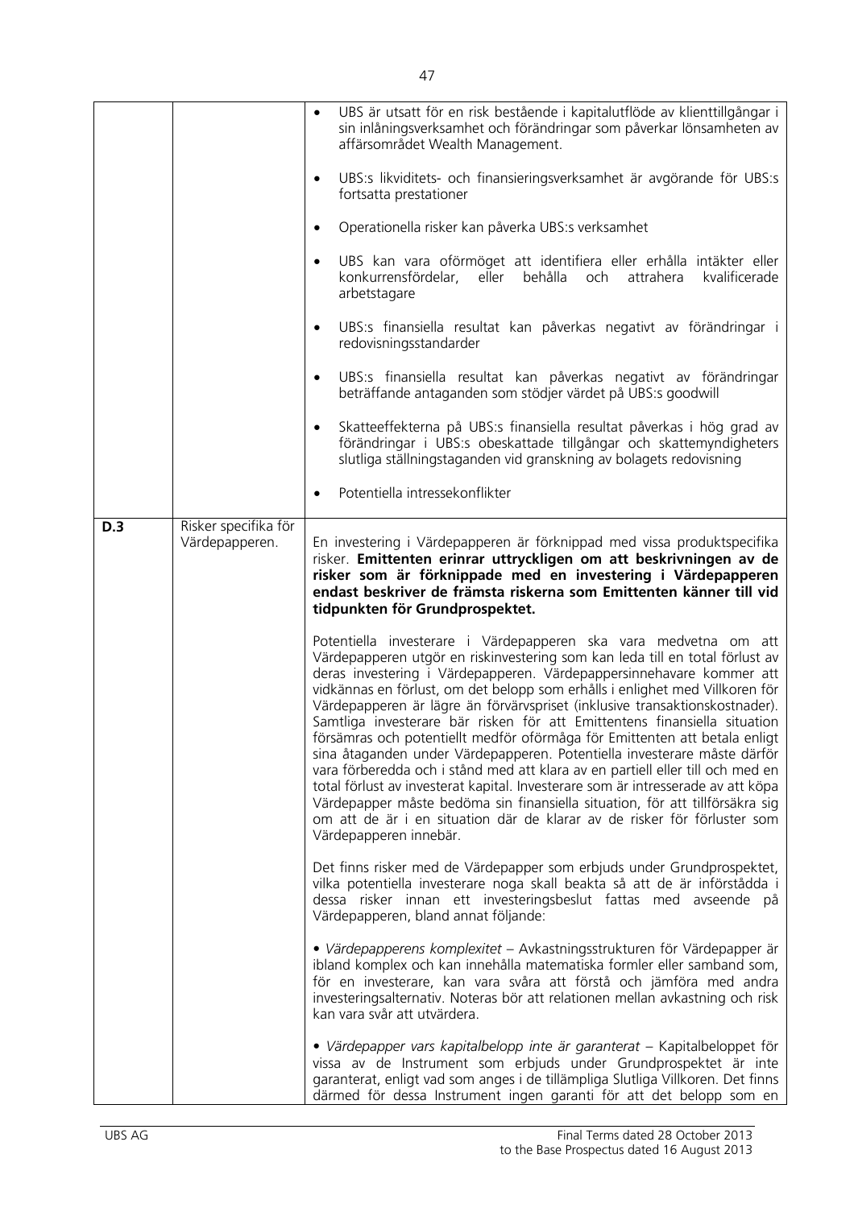| | | |
|---|---|---|
| | | • UBS är utsatt för en risk bestående i kapitalutflöde av klienttillgångar i sin inlåningsverksamhet och förändringar som påverkar lönsamheten av affärsområdet Wealth Management.<br><br>• UBS:s likviditets- och finansieringsverksamhet är avgörande för UBS:s fortsatta prestationer<br><br>• Operationella risker kan påverka UBS:s verksamhet<br><br>• UBS kan vara oförmöget att identifiera eller erhålla intäkter eller konkurrensfördelar, eller behålla och attrahera kvalificerade arbetstagare<br><br>• UBS:s finansiella resultat kan påverkas negativt av förändringar i redovisningsstandarder<br><br>• UBS:s finansiella resultat kan påverkas negativt av förändringar beträffande antaganden som stödjer värdet på UBS:s goodwill<br><br>• Skatteeffekterna på UBS:s finansiella resultat påverkas i hög grad av förändringar i UBS:s obeskattade tillgångar och skattemyndigheters slutliga ställningstaganden vid granskning av bolagets redovisning<br><br>• Potentiella intressekonflikter |
| **D.3** | Risker specifika för Värdepapperen. | En investering i Värdepapperen är förknippad med vissa produktspecifika risker. **Emittenten erinrar uttryckligen om att beskrivningen av de risker som är förknippade med en investering i Värdepapperen endast beskriver de främsta riskerna som Emittenten känner till vid tidpunkten för Grundprospektet.**<br><br>Potentiella investerare i Värdepapperen ska vara medvetna om att Värdepapperen utgör en riskinvestering som kan leda till en total förlust av deras investering i Värdepapperen. Värdepappersinnehavare kommer att vidkännas en förlust, om det belopp som erhålls i enlighet med Villkoren för Värdepapperen är lägre än förvärvspriset (inklusive transaktionskostnader). Samtliga investerare bär risken för att Emittentens finansiella situation försämras och potentiellt medför oförmåga för Emittenten att betala enligt sina åtaganden under Värdepapperen. Potentiella investerare måste därför vara förberedda och i stånd med att klara av en partiell eller till och med en total förlust av investerat kapital. Investerare som är intresserade av att köpa Värdepapper måste bedöma sin finansiella situation, för att tillförsäkra sig om att de är i en situation där de klarar av de risker för förluster som Värdepapperen innebär.<br><br>Det finns risker med de Värdepapper som erbjuds under Grundprospektet, vilka potentiella investerare noga skall beakta så att de är införstådda i dessa risker innan ett investeringsbeslut fattas med avseende på Värdepapperen, bland annat följande:<br><br>• *Värdepapperens komplexitet* – Avkastningsstrukturen för Värdepapper är ibland komplex och kan innehålla matematiska formler eller samband som, för en investerare, kan vara svåra att förstå och jämföra med andra investeringsalternativ. Noteras bör att relationen mellan avkastning och risk kan vara svår att utvärdera.<br><br>• *Värdepapper vars kapitalbelopp inte är garanterat* – Kapitalbeloppet för vissa av de Instrument som erbjuds under Grundprospektet är inte garanterat, enligt vad som anges i de tillämpliga Slutliga Villkoren. Det finns därmed för dessa Instrument ingen garanti för att det belopp som en |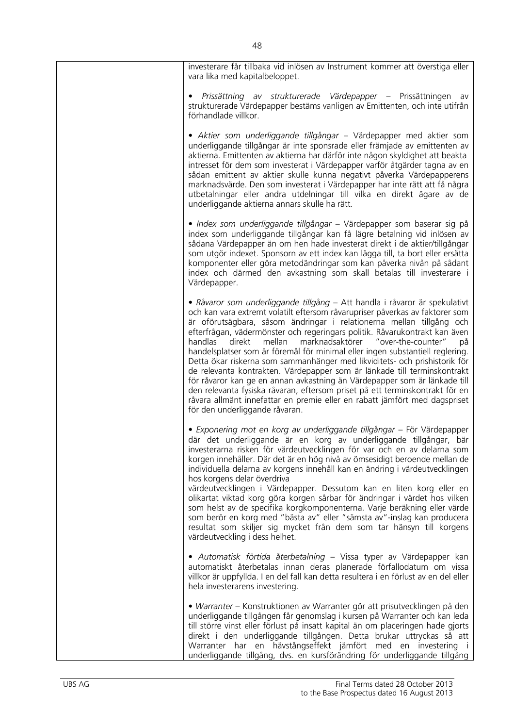| | | investerare får tillbaka vid inlösen av Instrument kommer att överstiga eller vara lika med kapitalbeloppet.<br><br>• *Prissättning av strukturerade Värdepapper* – Prissättningen av strukturerade Värdepapper bestäms vanligen av Emittenten, och inte utifrån förhandlade villkor.<br><br>• *Aktier som underliggande tillgångar* – Värdepapper med aktier som underliggande tillgångar är inte sponsrade eller främjade av emittenten av aktierna. Emittenten av aktierna har därför inte någon skyldighet att beakta intresset för dem som investerat i Värdepapper varför åtgärder tagna av en sådan emittent av aktier skulle kunna negativt påverka Värdepapperens marknadsvärde. Den som investerat i Värdepapper har inte rätt att få några utbetalningar eller andra utdelningar till vilka en direkt ägare av de underliggande aktierna annars skulle ha rätt.<br><br>• *Index som underliggande tillgångar* – Värdepapper som baserar sig på index som underliggande tillgångar kan få lägre betalning vid inlösen av sådana Värdepapper än om hen hade investerat direkt i de aktier/tillgångar som utgör indexet. Sponsorn av ett index kan lägga till, ta bort eller ersätta komponenter eller göra metodändringar som kan påverka nivån på sådant index och därmed den avkastning som skall betalas till investerare i Värdepapper.<br><br>• *Råvaror som underliggande tillgång* – Att handla i råvaror är spekulativt och kan vara extremt volatilt eftersom råvarupriser påverkas av faktorer som är oförutsägbara, såsom ändringar i relationerna mellan tillgång och efterfrågan, vädermönster och regeringars politik. Råvarukontrakt kan även handlas direkt mellan marknadsaktörer "over-the-counter" på handelsplatser som är föremål för minimal eller ingen substantiell reglering. Detta ökar riskerna som sammanhänger med likviditets- och prishistorik för de relevanta kontrakten. Värdepapper som är länkade till terminskontrakt för råvaror kan ge en annan avkastning än Värdepapper som är länkade till den relevanta fysiska råvaran, eftersom priset på ett terminskontrakt för en råvara allmänt innefattar en premie eller en rabatt jämfört med dagspriset för den underliggande råvaran.<br><br>• *Exponering mot en korg av underliggande tillgångar* – För Värdepapper där det underliggande är en korg av underliggande tillgångar, bär investerarna risken för värdeutvecklingen för var och en av delarna som korgen innehåller. Där det är en hög nivå av ömsesidigt beroende mellan de individuella delarna av korgens innehåll kan en ändring i värdeutvecklingen hos korgens delar överdriva värdeutvecklingen i Värdepapper. Dessutom kan en liten korg eller en olikartat viktad korg göra korgen sårbar för ändringar i värdet hos vilken som helst av de specifika korgkomponenterna. Varje beräkning eller värde som berör en korg med "bästa av" eller "sämsta av"-inslag kan producera resultat som skiljer sig mycket från dem som tar hänsyn till korgens värdeutveckling i dess helhet.<br><br>• *Automatisk förtida återbetalning* – Vissa typer av Värdepapper kan automatiskt återbetalas innan deras planerade förfallodatum om vissa villkor är uppfyllda. I en del fall kan detta resultera i en förlust av en del eller hela investerarens investering.<br><br>• *Warranter* – Konstruktionen av Warranter gör att prisutvecklingen på den underliggande tillgången får genomslag i kursen på Warranter och kan leda till större vinst eller förlust på insatt kapital än om placeringen hade gjorts direkt i den underliggande tillgången. Detta brukar uttryckas så att Warranter har en hävstångseffekt jämfört med en investering i underliggande tillgång, dvs. en kursförändring för underliggande tillgång |
|---|---|---|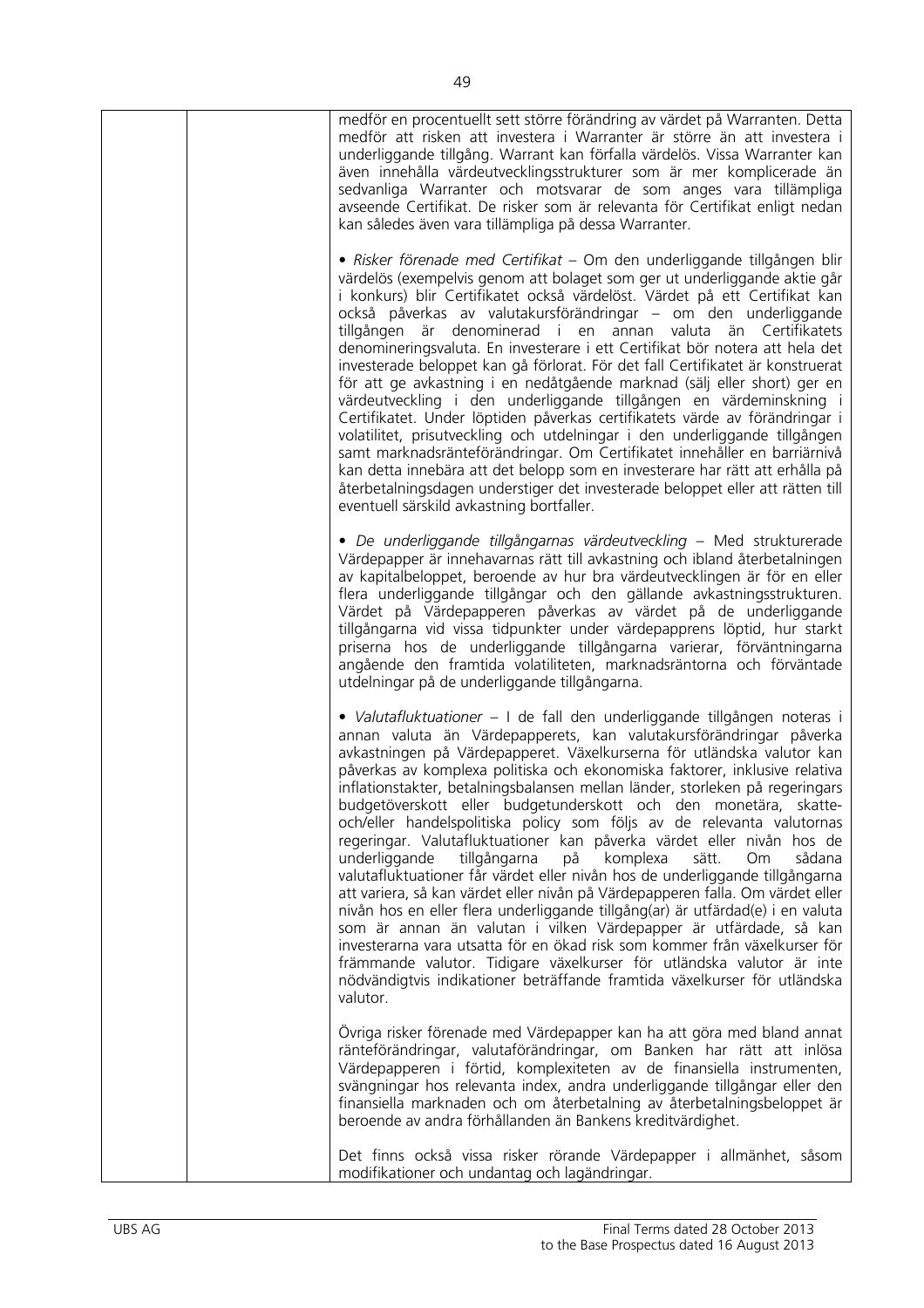|  |  | medför en procentuellt sett större förändring av värdet på Warranten. Detta medför att risken att investera i Warranter är större än att investera i underliggande tillgång. Warrant kan förfalla värdelös. Vissa Warranter kan även innehålla värdeutvecklingsstrukturer som är mer komplicerade än sedvanliga Warranter och motsvarar de som anges vara tillämpliga avseende Certifikat. De risker som är relevanta för Certifikat enligt nedan kan således även vara tillämpliga på dessa Warranter.<br><br>• *Risker förenade med Certifikat* – Om den underliggande tillgången blir värdelös (exempelvis genom att bolaget som ger ut underliggande aktie går i konkurs) blir Certifikatet också värdelöst. Värdet på ett Certifikat kan också påverkas av valutakursförändringar – om den underliggande tillgången är denominerad i en annan valuta än Certifikatets denomineringsvaluta. En investerare i ett Certifikat bör notera att hela det investerade beloppet kan gå förlorat. För det fall Certifikatet är konstruerat för att ge avkastning i en nedåtgående marknad (sälj eller short) ger en värdeutveckling i den underliggande tillgången en värdeminskning i Certifikatet. Under löptiden påverkas certifikatets värde av förändringar i volatilitet, prisutveckling och utdelningar i den underliggande tillgången samt marknadsränteförändringar. Om Certifikatet innehåller en barriärnivå kan detta innebära att det belopp som en investerare har rätt att erhålla på återbetalningsdagen understiger det investerade beloppet eller att rätten till eventuell särskild avkastning bortfaller.<br><br>• *De underliggande tillgångarnas värdeutveckling* – Med strukturerade Värdepapper är innehavarnas rätt till avkastning och ibland återbetalningen av kapitalbeloppet, beroende av hur bra värdeutvecklingen är för en eller flera underliggande tillgångar och den gällande avkastningsstrukturen. Värdet på Värdepapperen påverkas av värdet på de underliggande tillgångarna vid vissa tidpunkter under värdepapprens löptid, hur starkt priserna hos de underliggande tillgångarna varierar, förväntningarna angående den framtida volatiliteten, marknadsräntorna och förväntade utdelningar på de underliggande tillgångarna.<br><br>• *Valutafluktuationer* – I de fall den underliggande tillgången noteras i annan valuta än Värdepapperets, kan valutakursförändringar påverka avkastningen på Värdepapperet. Växelkurserna för utländska valutor kan påverkas av komplexa politiska och ekonomiska faktorer, inklusive relativa inflationstakter, betalningsbalansen mellan länder, storleken på regeringars budgetöverskott eller budgetunderskott och den monetära, skatte- och/eller handelspolitiska policy som följs av de relevanta valutornas regeringar. Valutafluktuationer kan påverka värdet eller nivån hos de underliggande tillgångarna på komplexa sätt. Om sådana valutafluktuationer får värdet eller nivån hos de underliggande tillgångarna att variera, så kan värdet eller nivån på Värdepapperen falla. Om värdet eller nivån hos en eller flera underliggande tillgång(ar) är utfärdad(e) i en valuta som är annan än valutan i vilken Värdepapper är utfärdade, så kan investerarna vara utsatta för en ökad risk som kommer från växelkurser för främmande valutor. Tidigare växelkurser för utländska valutor är inte nödvändigtvis indikationer beträffande framtida växelkurser för utländska valutor.<br><br>Övriga risker förenade med Värdepapper kan ha att göra med bland annat ränteförändringar, valutaförändringar, om Banken har rätt att inlösa Värdepapperen i förtid, komplexiteten av de finansiella instrumenten, svängningar hos relevanta index, andra underliggande tillgångar eller den finansiella marknaden och om återbetalning av återbetalningsbeloppet är beroende av andra förhållanden än Bankens kreditvärdighet.<br><br>Det finns också vissa risker rörande Värdepapper i allmänhet, såsom modifikationer och undantag och lagändringar. |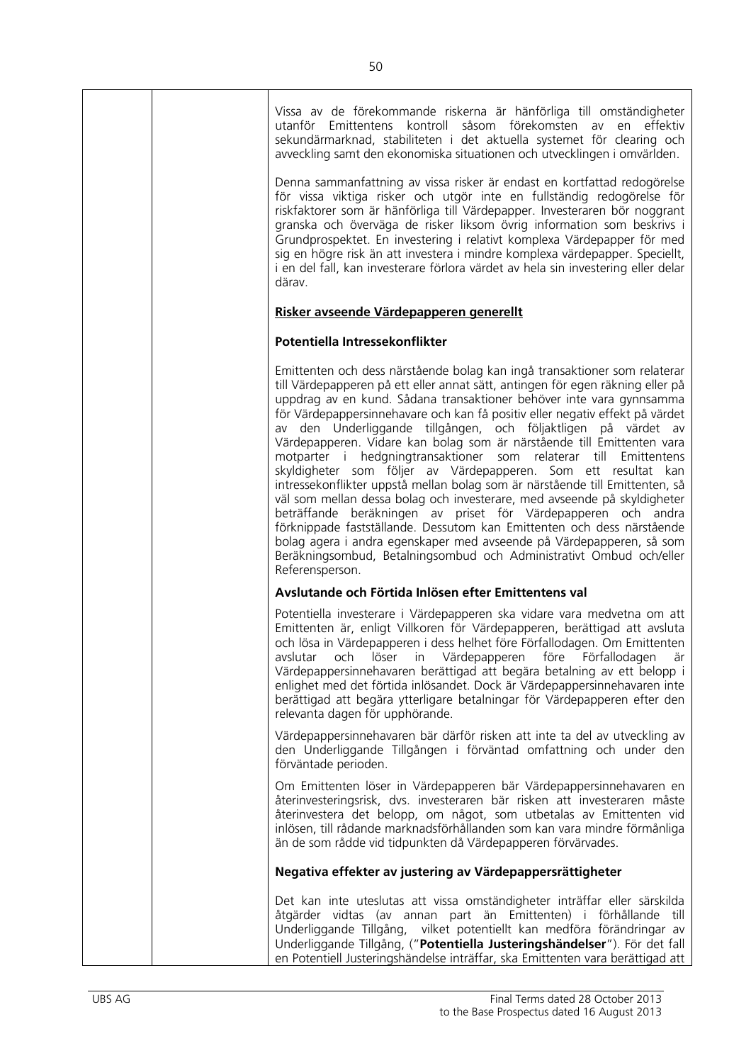Vissa av de förekommande riskerna är hänförliga till omständigheter utanför Emittentens kontroll såsom förekomsten av en effektiv sekundärmarknad, stabiliteten i det aktuella systemet för clearing och avveckling samt den ekonomiska situationen och utvecklingen i omvärlden.

Denna sammanfattning av vissa risker är endast en kortfattad redogörelse för vissa viktiga risker och utgör inte en fullständig redogörelse för riskfaktorer som är hänförliga till Värdepapper. Investeraren bör noggrant granska och överväga de risker liksom övrig information som beskrivs i Grundprospektet. En investering i relativt komplexa Värdepapper för med sig en högre risk än att investera i mindre komplexa värdepapper. Speciellt, i en del fall, kan investerare förlora värdet av hela sin investering eller delar därav.

**<u>Risker avseende Värdepapperen generellt</u>**

**Potentiella Intressekonflikter**

Emittenten och dess närstående bolag kan ingå transaktioner som relaterar till Värdepapperen på ett eller annat sätt, antingen för egen räkning eller på uppdrag av en kund. Sådana transaktioner behöver inte vara gynnsamma för Värdepappersinnehavare och kan få positiv eller negativ effekt på värdet av den Underliggande tillgången, och följaktligen på värdet av Värdepapperen. Vidare kan bolag som är närstående till Emittenten vara motparter i hedgningtransaktioner som relaterar till Emittentens skyldigheter som följer av Värdepapperen. Som ett resultat kan intressekonflikter uppstå mellan bolag som är närstående till Emittenten, så väl som mellan dessa bolag och investerare, med avseende på skyldigheter beträffande beräkningen av priset för Värdepapperen och andra förknippade fastställande. Dessutom kan Emittenten och dess närstående bolag agera i andra egenskaper med avseende på Värdepapperen, så som Beräkningsombud, Betalningsombud och Administrativt Ombud och/eller Referensperson.

**Avslutande och Förtida Inlösen efter Emittentens val**

Potentiella investerare i Värdepapperen ska vidare vara medvetna om att Emittenten är, enligt Villkoren för Värdepapperen, berättigad att avsluta och lösa in Värdepapperen i dess helhet före Förfallodagen. Om Emittenten avslutar och löser in Värdepapperen före Förfallodagen är Värdepappersinnehavaren berättigad att begära betalning av ett belopp i enlighet med det förtida inlösandet. Dock är Värdepappersinnehavaren inte berättigad att begära ytterligare betalningar för Värdepapperen efter den relevanta dagen för upphörande.

Värdepappersinnehavaren bär därför risken att inte ta del av utveckling av den Underliggande Tillgången i förväntad omfattning och under den förväntade perioden.

Om Emittenten löser in Värdepapperen bär Värdepappersinnehavaren en återinvesteringsrisk, dvs. investeraren bär risken att investeraren måste återinvestera det belopp, om något, som utbetalas av Emittenten vid inlösen, till rådande marknadsförhållanden som kan vara mindre förmånliga än de som rådde vid tidpunkten då Värdepapperen förvärvades.

**Negativa effekter av justering av Värdepappersrättigheter**

Det kan inte uteslutas att vissa omständigheter inträffar eller särskilda åtgärder vidtas (av annan part än Emittenten) i förhållande till Underliggande Tillgång, vilket potentiellt kan medföra förändringar av Underliggande Tillgång, ("**Potentiella Justeringshändelser**"). För det fall en Potentiell Justeringshändelse inträffar, ska Emittenten vara berättigad att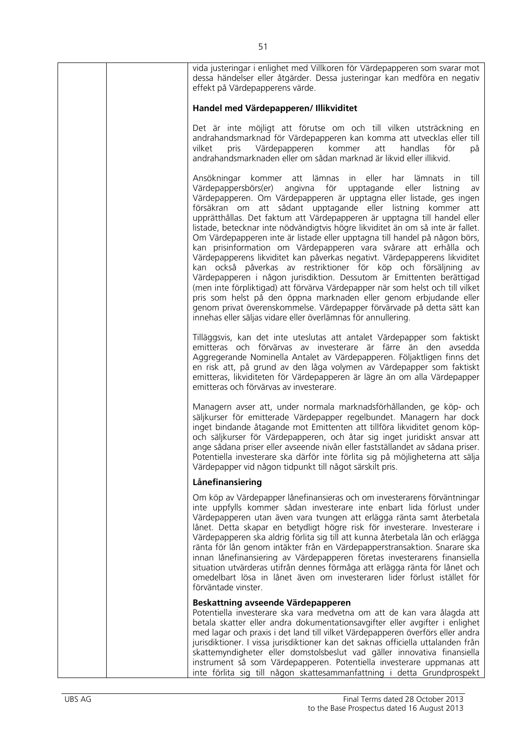vida justeringar i enlighet med Villkoren för Värdepapperen som svarar mot dessa händelser eller åtgärder. Dessa justeringar kan medföra en negativ effekt på Värdepapperens värde.

**Handel med Värdepapperen/ Illikviditet**

Det är inte möjligt att förutse om och till vilken utsträckning en andrahandsmarknad för Värdepapperen kan komma att utvecklas eller till vilket pris Värdepapperen kommer att handlas för på andrahandsmarknaden eller om sådan marknad är likvid eller illikvid.

Ansökningar kommer att lämnas in eller har lämnats in till Värdepappersbörs(er) angivna för upptagande eller listning av Värdepapperen. Om Värdepapperen är upptagna eller listade, ges ingen försäkran om att sådant upptagande eller listning kommer att upprätthållas. Det faktum att Värdepapperen är upptagna till handel eller listade, betecknar inte nödvändigtvis högre likviditet än om så inte är fallet. Om Värdepapperen inte är listade eller upptagna till handel på någon börs, kan prisinformation om Värdepapperen vara svårare att erhålla och Värdepapperens likviditet kan påverkas negativt. Värdepapperens likviditet kan också påverkas av restriktioner för köp och försäljning av Värdepapperen i någon jurisdiktion. Dessutom är Emittenten berättigad (men inte förpliktigad) att förvärva Värdepapper när som helst och till vilket pris som helst på den öppna marknaden eller genom erbjudande eller genom privat överenskommelse. Värdepapper förvärvade på detta sätt kan innehas eller säljas vidare eller överlämnas för annullering.

Tilläggsvis, kan det inte uteslutas att antalet Värdepapper som faktiskt emitteras och förvärvas av investerare är färre än den avsedda Aggregerande Nominella Antalet av Värdepapperen. Följaktligen finns det en risk att, på grund av den låga volymen av Värdepapper som faktiskt emitteras, likviditeten för Värdepapperen är lägre än om alla Värdepapper emitteras och förvärvas av investerare.

Managern avser att, under normala marknadsförhållanden, ge köp- och säljkurser för emitterade Värdepapper regelbundet. Managern har dock inget bindande åtagande mot Emittenten att tillföra likviditet genom köp- och säljkurser för Värdepapperen, och åtar sig inget juridiskt ansvar att ange sådana priser eller avseende nivån eller fastställandet av sådana priser. Potentiella investerare ska därför inte förlita sig på möjligheterna att sälja Värdepapper vid något tidpunkt till något särskilt pris.

**Lånefinansiering**

Om köp av Värdepapper lånefinansieras och om investerarens förväntningar inte uppfylls kommer sådan investerare inte enbart lida förlust under Värdepapperen utan även vara tvungen att erlägga ränta samt återbetala lånet. Detta skapar en betydligt högre risk för investerare. Investerare i Värdepapperen ska aldrig förlita sig till att kunna återbetala lån och erlägga ränta för lån genom intäkter från en Värdepapperstransaktion. Snarare ska innan lånefinansiering av Värdepapperen företas investerarens finansiella situation utvärderas utifrån dennes förmåga att erlägga ränta för lånet och omedelbart lösa in lånet även om investeraren lider förlust istället för förväntade vinster.

**Beskattning avseende Värdepapperen**

Potentiella investerare ska vara medvetna om att de kan vara ålagda att betala skatter eller andra dokumentationsavgifter eller avgifter i enlighet med lagar och praxis i det land till vilket Värdepapperen överförs eller andra jurisdiktioner. I vissa jurisdiktioner kan det saknas officiella uttalanden från skattemyndigheter eller domstolsbeslut vad gäller innovativa finansiella instrument så som Värdepapperen. Potentiella investerare uppmanas att inte förlita sig till någon skattesammanfattning i detta Grundprospekt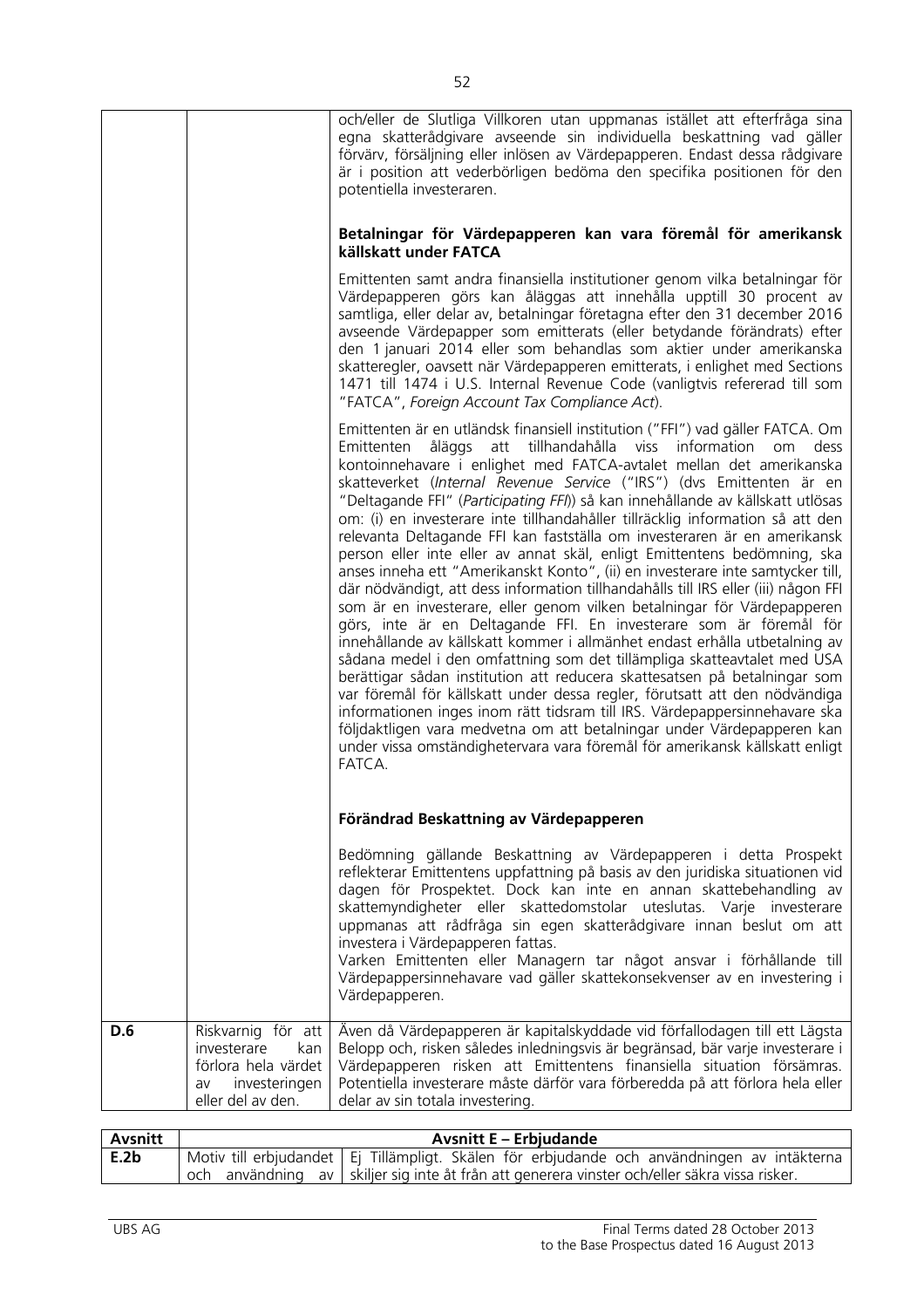| | | och/eller de Slutliga Villkoren utan uppmanas istället att efterfråga sina egna skatterådgivare avseende sin individuella beskattning vad gäller förvärv, försäljning eller inlösen av Värdepapperen. Endast dessa rådgivare är i position att vederbörligen bedöma den specifika positionen för den potentiella investeraren.<br><br>**Betalningar för Värdepapperen kan vara föremål för amerikansk källskatt under FATCA**<br><br>Emittenten samt andra finansiella institutioner genom vilka betalningar för Värdepapperen görs kan åläggas att innehålla upptill 30 procent av samtliga, eller delar av, betalningar företagna efter den 31 december 2016 avseende Värdepapper som emitterats (eller betydande förändrats) efter den 1 januari 2014 eller som behandlas som aktier under amerikanska skatteregler, oavsett när Värdepapperen emitterats, i enlighet med Sections 1471 till 1474 i U.S. Internal Revenue Code (vanligtvis refererad till som "FATCA", *Foreign Account Tax Compliance Act*).<br><br>Emittenten är en utländsk finansiell institution ("FFI") vad gäller FATCA. Om Emittenten åläggs att tillhandahålla viss information om dess kontoinnehavare i enlighet med FATCA-avtalet mellan det amerikanska skatteverket (*Internal Revenue Service* ("IRS") (dvs Emittenten är en "Deltagande FFI" (*Participating FFI*)) så kan innehållande av källskatt utlösas om: (i) en investerare inte tillhandahåller tillräcklig information så att den relevanta Deltagande FFI kan fastställa om investeraren är en amerikansk person eller inte eller av annat skäl, enligt Emittentens bedömning, ska anses inneha ett "Amerikanskt Konto", (ii) en investerare inte samtycker till, där nödvändigt, att dess information tillhandahålls till IRS eller (iii) någon FFI som är en investerare, eller genom vilken betalningar för Värdepapperen görs, inte är en Deltagande FFI. En investerare som är föremål för innehållande av källskatt kommer i allmänhet endast erhålla utbetalning av sådana medel i den omfattning som det tillämpliga skatteavtalet med USA berättigar sådan institution att reducera skattesatsen på betalningar som var föremål för källskatt under dessa regler, förutsatt att den nödvändiga informationen inges inom rätt tidsram till IRS. Värdepappersinnehavare ska följdaktligen vara medvetna om att betalningar under Värdepapperen kan under vissa omständighetervara vara föremål för amerikansk källskatt enligt FATCA.<br><br>**Förändrad Beskattning av Värdepapperen**<br><br>Bedömning gällande Beskattning av Värdepapperen i detta Prospekt reflekterar Emittentens uppfattning på basis av den juridiska situationen vid dagen för Prospektet. Dock kan inte en annan skattebehandling av skattemyndigheter eller skattedomstolar uteslutas. Varje investerare uppmanas att rådfråga sin egen skatterådgivare innan beslut om att investera i Värdepapperen fattas.<br>Varken Emittenten eller Managern tar något ansvar i förhållande till Värdepappersinnehavare vad gäller skattekonsekvenser av en investering i Värdepapperen. |
|---|---|---|
| **D.6** | Riskvarnig för att investerare kan förlora hela värdet av investeringen eller del av den. | Även då Värdepapperen är kapitalskyddade vid förfallodagen till ett Lägsta Belopp och, risken således inledningsvis är begränsad, bär varje investerare i Värdepapperen risken att Emittentens finansiella situation försämras. Potentiella investerare måste därför vara förberedda på att förlora hela eller delar av sin totala investering. |

| Avsnitt | Avsnitt E – Erbjudande | |
|---|---|---|
| **E.2b** | Motiv till erbjudandet och användning av | Ej Tillämpligt. Skälen för erbjudande och användningen av intäkterna skiljer sig inte åt från att generera vinster och/eller säkra vissa risker. |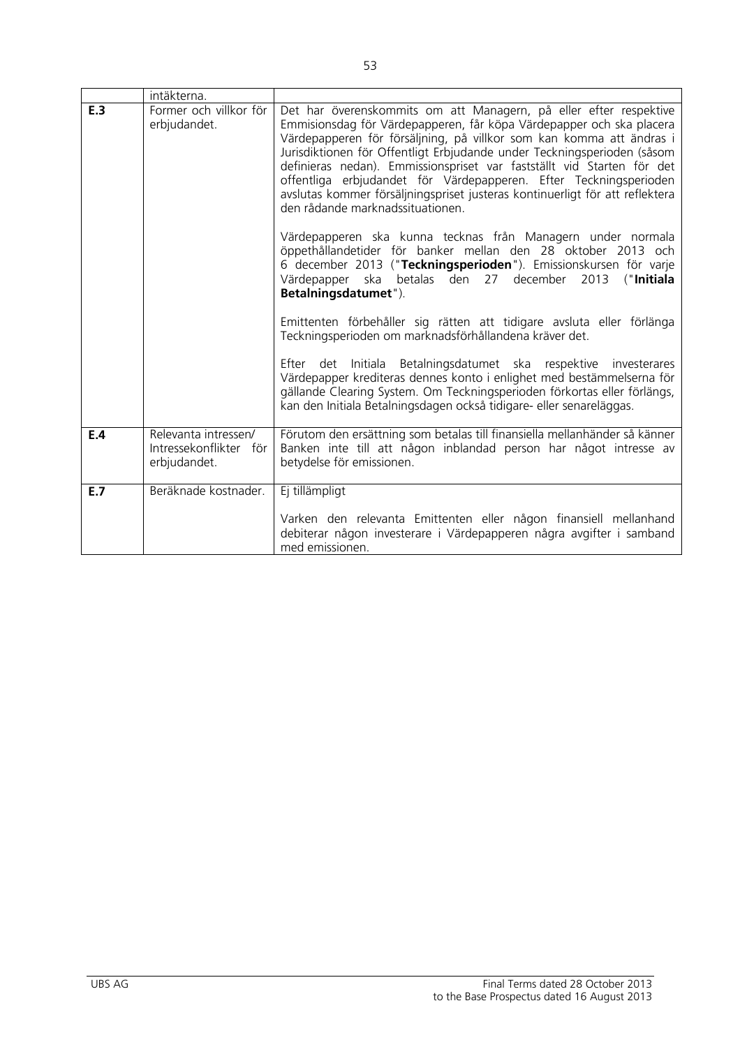| | | |
|---|---|---|
| | intäkterna. | |
| **E.3** | Former och villkor för erbjudandet. | Det har överenskommits om att Managern, på eller efter respektive Emmisionsdag för Värdepapperen, får köpa Värdepapper och ska placera Värdepapperen för försäljning, på villkor som kan komma att ändras i Jurisdiktionen för Offentligt Erbjudande under Teckningsperioden (såsom definieras nedan). Emmissionspriset var fastställt vid Starten för det offentliga erbjudandet för Värdepapperen. Efter Teckningsperioden avslutas kommer försäljningspriset justeras kontinuerligt för att reflektera den rådande marknadssituationen.<br><br>Värdepapperen ska kunna tecknas från Managern under normala öppethållandetider för banker mellan den 28 oktober 2013 och 6 december 2013 ("**Teckningsperioden**"). Emissionskursen för varje Värdepapper ska betalas den 27 december 2013 ("**Initiala Betalningsdatumet**").<br><br>Emittenten förbehåller sig rätten att tidigare avsluta eller förlänga Teckningsperioden om marknadsförhållandena kräver det.<br><br>Efter det Initiala Betalningsdatumet ska respektive investerares Värdepapper krediteras dennes konto i enlighet med bestämmelserna för gällande Clearing System. Om Teckningsperioden förkortas eller förlängs, kan den Initiala Betalningsdagen också tidigare- eller senareläggas. |
| **E.4** | Relevanta intressen/ Intressekonflikter för erbjudandet. | Förutom den ersättning som betalas till finansiella mellanhänder så känner Banken inte till att någon inblandad person har något intresse av betydelse för emissionen. |
| **E.7** | Beräknade kostnader. | Ej tillämpligt<br><br>Varken den relevanta Emittenten eller någon finansiell mellanhand debiterar någon investerare i Värdepapperen några avgifter i samband med emissionen. |